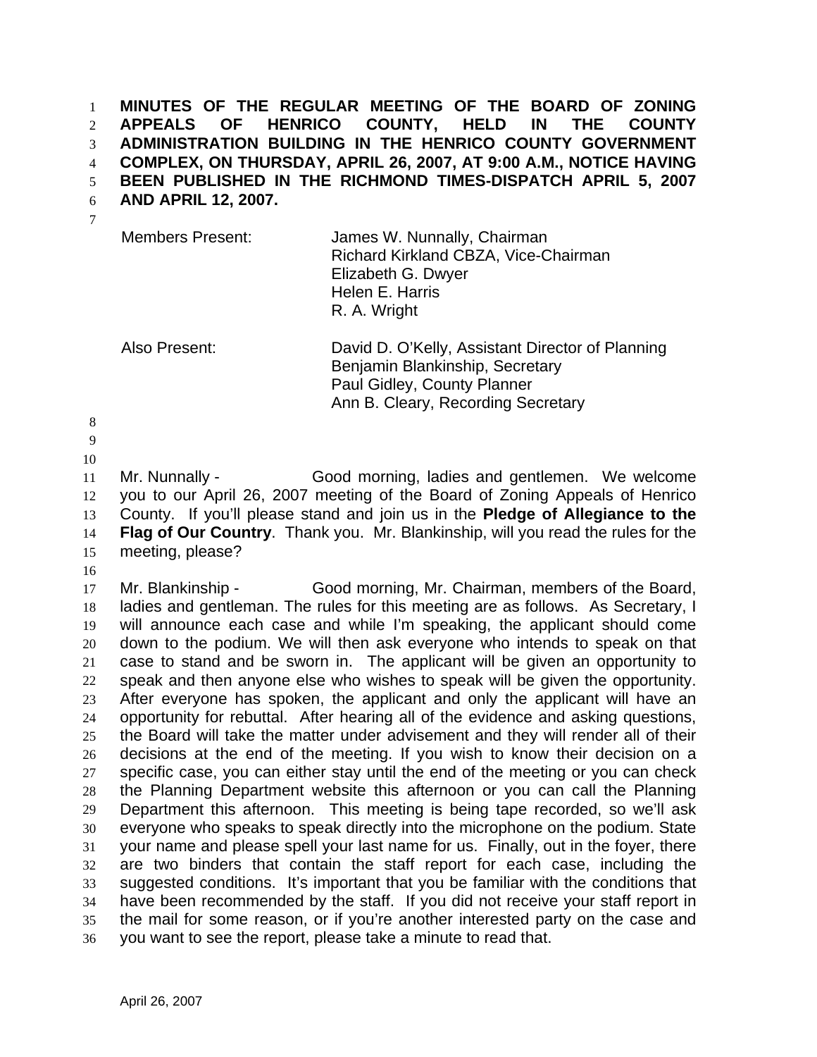**MINUTES OF THE REGULAR MEETING OF THE BOARD OF ZONING APPEALS OF HENRICO COUNTY, HELD IN THE COUNTY ADMINISTRATION BUILDING IN THE HENRICO COUNTY GOVERNMENT COMPLEX, ON THURSDAY, APRIL 26, 2007, AT 9:00 A.M., NOTICE HAVING BEEN PUBLISHED IN THE RICHMOND TIMES-DISPATCH APRIL 5, 2007 AND APRIL 12, 2007.**

| | |
|---|---|
| Members Present: | James W. Nunnally, Chairman |
| | Richard Kirkland CBZA, Vice-Chairman |
| | Elizabeth G. Dwyer |
| | Helen E. Harris |
| | R. A. Wright |
| Also Present: | David D. O'Kelly, Assistant Director of Planning |
| | Benjamin Blankinship, Secretary |
| | Paul Gidley, County Planner |
| | Ann B. Cleary, Recording Secretary |

Mr. Nunnally - Good morning, ladies and gentlemen. We welcome you to our April 26, 2007 meeting of the Board of Zoning Appeals of Henrico County. If you'll please stand and join us in the **Pledge of Allegiance to the Flag of Our Country**. Thank you. Mr. Blankinship, will you read the rules for the meeting, please?

Mr. Blankinship - Good morning, Mr. Chairman, members of the Board, ladies and gentleman. The rules for this meeting are as follows. As Secretary, I will announce each case and while I'm speaking, the applicant should come down to the podium. We will then ask everyone who intends to speak on that case to stand and be sworn in. The applicant will be given an opportunity to speak and then anyone else who wishes to speak will be given the opportunity. After everyone has spoken, the applicant and only the applicant will have an opportunity for rebuttal. After hearing all of the evidence and asking questions, the Board will take the matter under advisement and they will render all of their decisions at the end of the meeting. If you wish to know their decision on a specific case, you can either stay until the end of the meeting or you can check the Planning Department website this afternoon or you can call the Planning Department this afternoon. This meeting is being tape recorded, so we'll ask everyone who speaks to speak directly into the microphone on the podium. State your name and please spell your last name for us. Finally, out in the foyer, there are two binders that contain the staff report for each case, including the suggested conditions. It's important that you be familiar with the conditions that have been recommended by the staff. If you did not receive your staff report in the mail for some reason, or if you're another interested party on the case and you want to see the report, please take a minute to read that.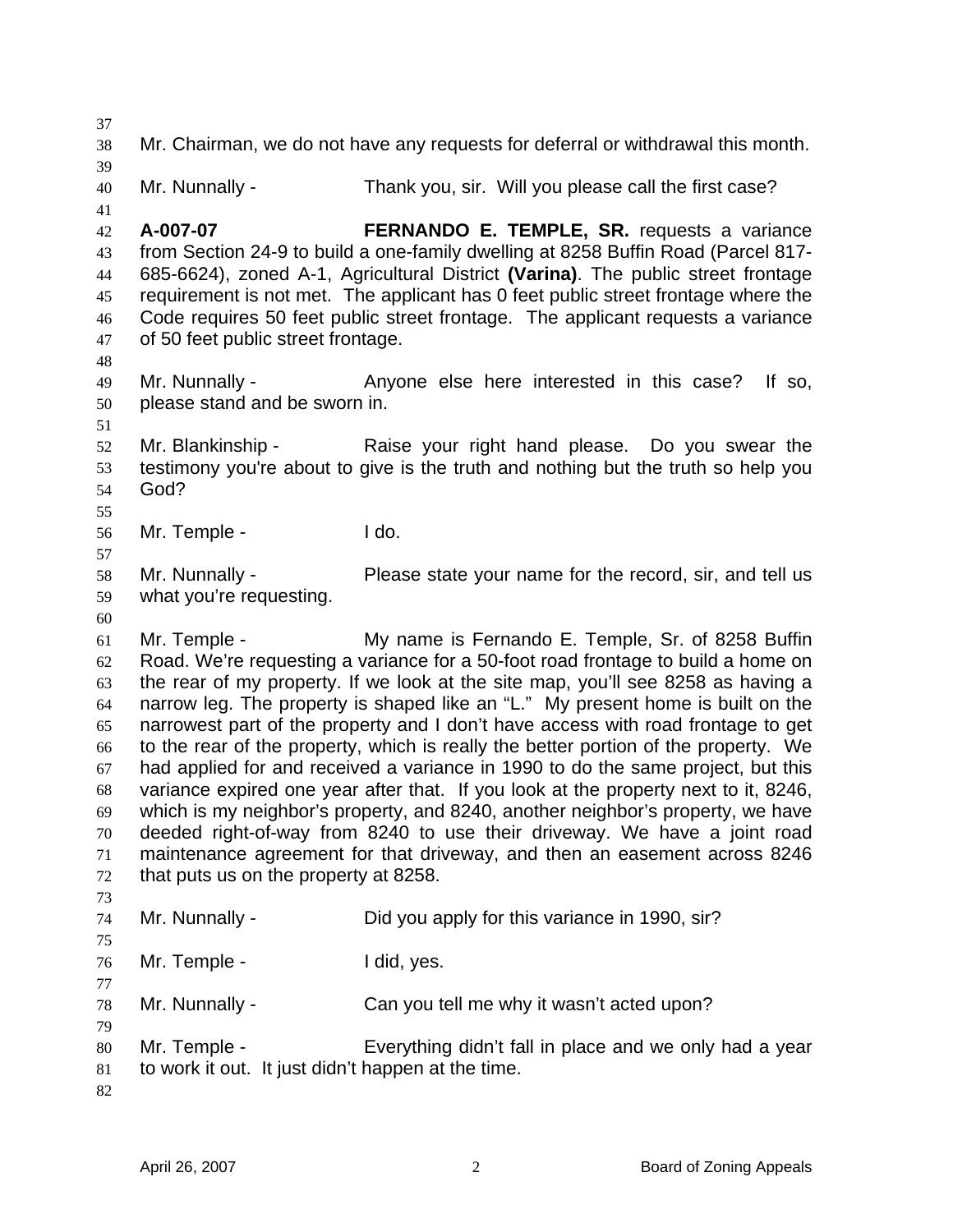Mr. Chairman, we do not have any requests for deferral or withdrawal this month.

Mr. Nunnally - Thank you, sir. Will you please call the first case?

**A-007-07** **FERNANDO E. TEMPLE, SR.** requests a variance from Section 24-9 to build a one-family dwelling at 8258 Buffin Road (Parcel 817-685-6624), zoned A-1, Agricultural District **(Varina)**. The public street frontage requirement is not met. The applicant has 0 feet public street frontage where the Code requires 50 feet public street frontage. The applicant requests a variance of 50 feet public street frontage.

Mr. Nunnally - Anyone else here interested in this case? If so, please stand and be sworn in.

Mr. Blankinship - Raise your right hand please. Do you swear the testimony you're about to give is the truth and nothing but the truth so help you God?

Mr. Temple - I do.

Mr. Nunnally - Please state your name for the record, sir, and tell us what you're requesting.

Mr. Temple - My name is Fernando E. Temple, Sr. of 8258 Buffin Road. We're requesting a variance for a 50-foot road frontage to build a home on the rear of my property. If we look at the site map, you'll see 8258 as having a narrow leg. The property is shaped like an "L." My present home is built on the narrowest part of the property and I don't have access with road frontage to get to the rear of the property, which is really the better portion of the property. We had applied for and received a variance in 1990 to do the same project, but this variance expired one year after that. If you look at the property next to it, 8246, which is my neighbor's property, and 8240, another neighbor's property, we have deeded right-of-way from 8240 to use their driveway. We have a joint road maintenance agreement for that driveway, and then an easement across 8246 that puts us on the property at 8258.

Mr. Nunnally - Did you apply for this variance in 1990, sir?

Mr. Temple - I did, yes.

Mr. Nunnally - Can you tell me why it wasn't acted upon?

Mr. Temple - Everything didn't fall in place and we only had a year to work it out. It just didn't happen at the time.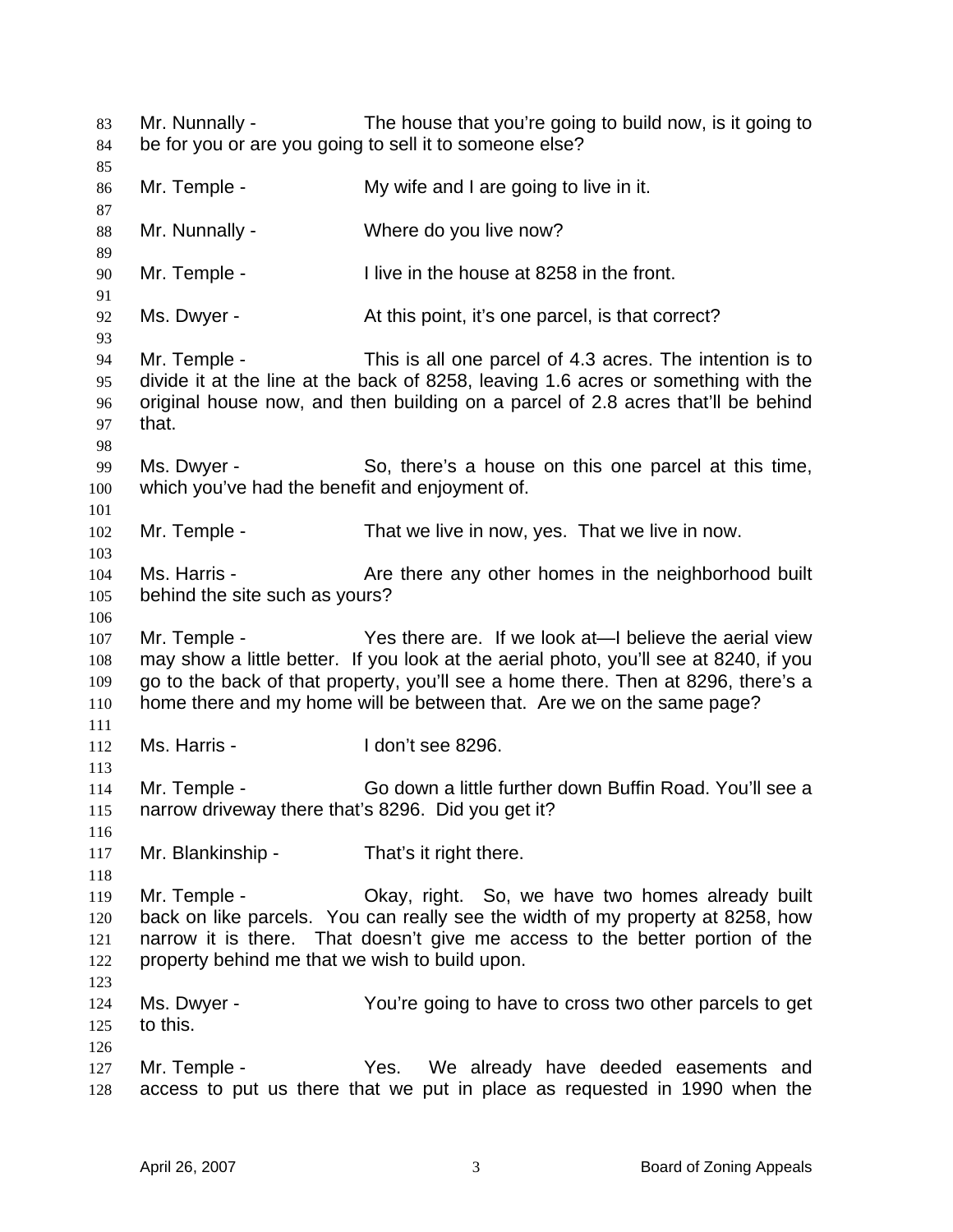Mr. Nunnally - The house that you're going to build now, is it going to be for you or are you going to sell it to someone else?

Mr. Temple - My wife and I are going to live in it.

Mr. Nunnally - Where do you live now?

Mr. Temple - I live in the house at 8258 in the front.

Ms. Dwyer - At this point, it's one parcel, is that correct?

Mr. Temple - This is all one parcel of 4.3 acres. The intention is to divide it at the line at the back of 8258, leaving 1.6 acres or something with the original house now, and then building on a parcel of 2.8 acres that'll be behind that.

Ms. Dwyer - So, there's a house on this one parcel at this time, which you've had the benefit and enjoyment of.

Mr. Temple - That we live in now, yes. That we live in now.

Ms. Harris - Are there any other homes in the neighborhood built behind the site such as yours?

Mr. Temple - Yes there are. If we look at—I believe the aerial view may show a little better. If you look at the aerial photo, you'll see at 8240, if you go to the back of that property, you'll see a home there. Then at 8296, there's a home there and my home will be between that. Are we on the same page?

Ms. Harris - I don't see 8296.

Mr. Temple - Go down a little further down Buffin Road. You'll see a narrow driveway there that's 8296. Did you get it?

Mr. Blankinship - That's it right there.

Mr. Temple - Okay, right. So, we have two homes already built back on like parcels. You can really see the width of my property at 8258, how narrow it is there. That doesn't give me access to the better portion of the property behind me that we wish to build upon.

Ms. Dwyer - You're going to have to cross two other parcels to get to this.

Mr. Temple - Yes. We already have deeded easements and access to put us there that we put in place as requested in 1990 when the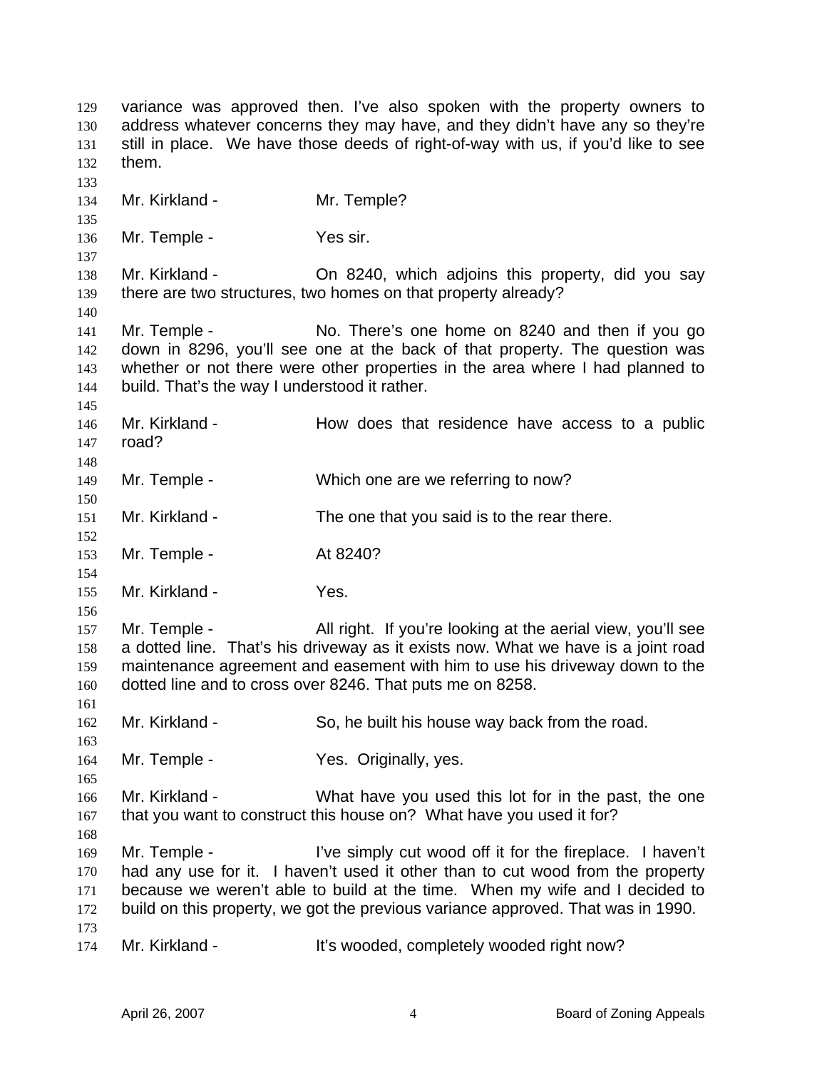variance was approved then. I've also spoken with the property owners to address whatever concerns they may have, and they didn't have any so they're still in place. We have those deeds of right-of-way with us, if you'd like to see them.

Mr. Kirkland - Mr. Temple?

Mr. Temple - Yes sir.

Mr. Kirkland - On 8240, which adjoins this property, did you say there are two structures, two homes on that property already?

Mr. Temple - No. There's one home on 8240 and then if you go down in 8296, you'll see one at the back of that property. The question was whether or not there were other properties in the area where I had planned to build. That's the way I understood it rather.

Mr. Kirkland - How does that residence have access to a public road?

Mr. Temple - Which one are we referring to now?

Mr. Kirkland - The one that you said is to the rear there.

Mr. Temple - At 8240?

Mr. Kirkland - Yes.

Mr. Temple - All right. If you're looking at the aerial view, you'll see a dotted line. That's his driveway as it exists now. What we have is a joint road maintenance agreement and easement with him to use his driveway down to the dotted line and to cross over 8246. That puts me on 8258.

Mr. Kirkland - So, he built his house way back from the road.

Mr. Temple - Yes. Originally, yes.

Mr. Kirkland - What have you used this lot for in the past, the one that you want to construct this house on? What have you used it for?

Mr. Temple - I've simply cut wood off it for the fireplace. I haven't had any use for it. I haven't used it other than to cut wood from the property because we weren't able to build at the time. When my wife and I decided to build on this property, we got the previous variance approved. That was in 1990.

Mr. Kirkland - It's wooded, completely wooded right now?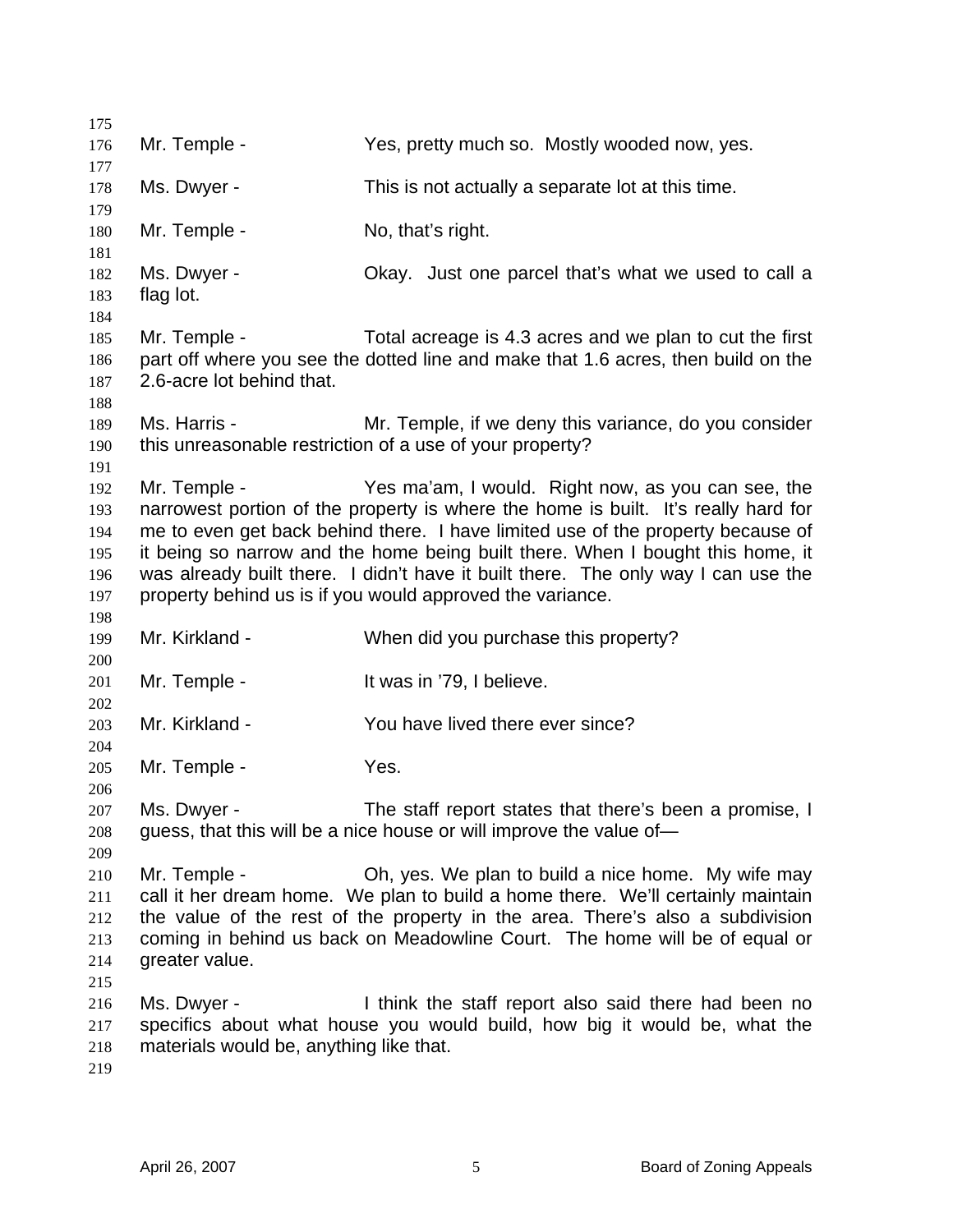Mr. Temple - Yes, pretty much so. Mostly wooded now, yes.

Ms. Dwyer - This is not actually a separate lot at this time.

Mr. Temple - No, that's right.

Ms. Dwyer - Okay. Just one parcel that's what we used to call a flag lot.

Mr. Temple - Total acreage is 4.3 acres and we plan to cut the first part off where you see the dotted line and make that 1.6 acres, then build on the 2.6-acre lot behind that.

Ms. Harris - Mr. Temple, if we deny this variance, do you consider this unreasonable restriction of a use of your property?

Mr. Temple - Yes ma'am, I would. Right now, as you can see, the narrowest portion of the property is where the home is built. It's really hard for me to even get back behind there. I have limited use of the property because of it being so narrow and the home being built there. When I bought this home, it was already built there. I didn't have it built there. The only way I can use the property behind us is if you would approved the variance.

Mr. Kirkland - When did you purchase this property?

Mr. Temple - It was in '79, I believe.

Mr. Kirkland - You have lived there ever since?

Mr. Temple - Yes.

Ms. Dwyer - The staff report states that there's been a promise, I guess, that this will be a nice house or will improve the value of—

Mr. Temple - Oh, yes. We plan to build a nice home. My wife may call it her dream home. We plan to build a home there. We'll certainly maintain the value of the rest of the property in the area. There's also a subdivision coming in behind us back on Meadowline Court. The home will be of equal or greater value.

Ms. Dwyer - I think the staff report also said there had been no specifics about what house you would build, how big it would be, what the materials would be, anything like that.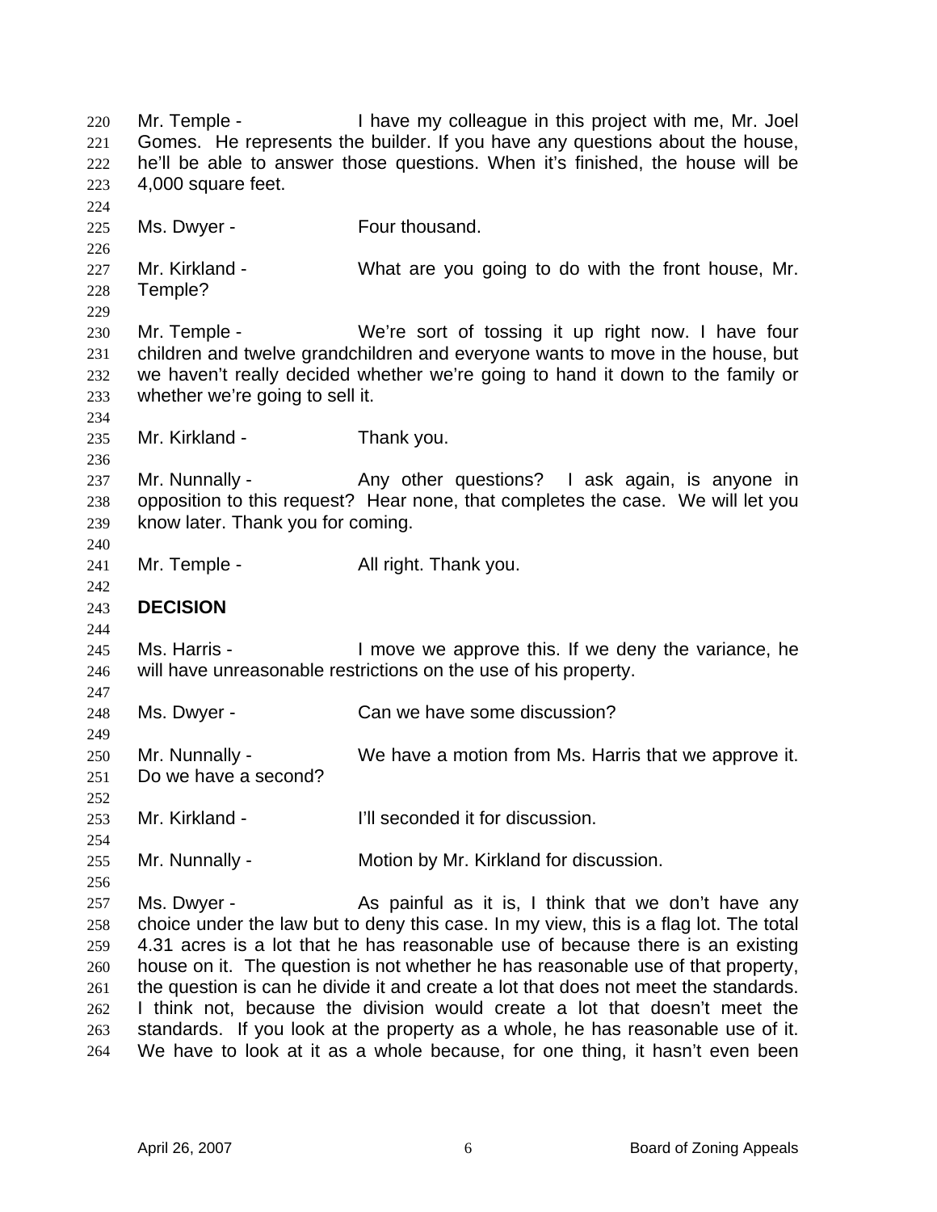Mr. Temple - I have my colleague in this project with me, Mr. Joel Gomes. He represents the builder. If you have any questions about the house, he'll be able to answer those questions. When it's finished, the house will be 4,000 square feet.

Ms. Dwyer - Four thousand.

Mr. Kirkland - What are you going to do with the front house, Mr. Temple?

Mr. Temple - We're sort of tossing it up right now. I have four children and twelve grandchildren and everyone wants to move in the house, but we haven't really decided whether we're going to hand it down to the family or whether we're going to sell it.

Mr. Kirkland - Thank you.

Mr. Nunnally - Any other questions? I ask again, is anyone in opposition to this request? Hear none, that completes the case. We will let you know later. Thank you for coming.

Mr. Temple - All right. Thank you.

**DECISION**

Ms. Harris - I move we approve this. If we deny the variance, he will have unreasonable restrictions on the use of his property.

Ms. Dwyer - Can we have some discussion?

Mr. Nunnally - We have a motion from Ms. Harris that we approve it. Do we have a second?

Mr. Kirkland - I'll seconded it for discussion.

Mr. Nunnally - Motion by Mr. Kirkland for discussion.

Ms. Dwyer - As painful as it is, I think that we don't have any choice under the law but to deny this case. In my view, this is a flag lot. The total 4.31 acres is a lot that he has reasonable use of because there is an existing house on it. The question is not whether he has reasonable use of that property, the question is can he divide it and create a lot that does not meet the standards. I think not, because the division would create a lot that doesn't meet the standards. If you look at the property as a whole, he has reasonable use of it. We have to look at it as a whole because, for one thing, it hasn't even been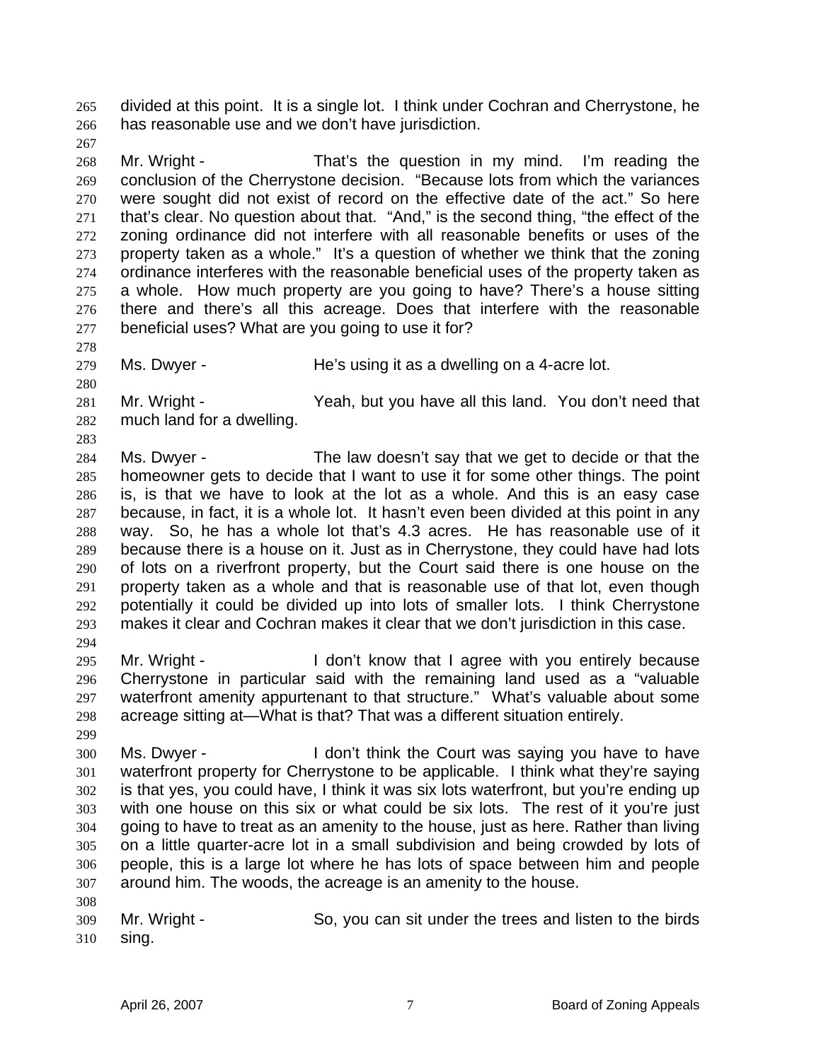divided at this point. It is a single lot. I think under Cochran and Cherrystone, he has reasonable use and we don't have jurisdiction.

Mr. Wright - That's the question in my mind. I'm reading the conclusion of the Cherrystone decision. "Because lots from which the variances were sought did not exist of record on the effective date of the act." So here that's clear. No question about that. "And," is the second thing, "the effect of the zoning ordinance did not interfere with all reasonable benefits or uses of the property taken as a whole." It's a question of whether we think that the zoning ordinance interferes with the reasonable beneficial uses of the property taken as a whole. How much property are you going to have? There's a house sitting there and there's all this acreage. Does that interfere with the reasonable beneficial uses? What are you going to use it for?

Ms. Dwyer - He's using it as a dwelling on a 4-acre lot.

Mr. Wright - Yeah, but you have all this land. You don't need that much land for a dwelling.

Ms. Dwyer - The law doesn't say that we get to decide or that the homeowner gets to decide that I want to use it for some other things. The point is, is that we have to look at the lot as a whole. And this is an easy case because, in fact, it is a whole lot. It hasn't even been divided at this point in any way. So, he has a whole lot that's 4.3 acres. He has reasonable use of it because there is a house on it. Just as in Cherrystone, they could have had lots of lots on a riverfront property, but the Court said there is one house on the property taken as a whole and that is reasonable use of that lot, even though potentially it could be divided up into lots of smaller lots. I think Cherrystone makes it clear and Cochran makes it clear that we don't jurisdiction in this case.

Mr. Wright - I don't know that I agree with you entirely because Cherrystone in particular said with the remaining land used as a "valuable waterfront amenity appurtenant to that structure." What's valuable about some acreage sitting at—What is that? That was a different situation entirely.

Ms. Dwyer - I don't think the Court was saying you have to have waterfront property for Cherrystone to be applicable. I think what they're saying is that yes, you could have, I think it was six lots waterfront, but you're ending up with one house on this six or what could be six lots. The rest of it you're just going to have to treat as an amenity to the house, just as here. Rather than living on a little quarter-acre lot in a small subdivision and being crowded by lots of people, this is a large lot where he has lots of space between him and people around him. The woods, the acreage is an amenity to the house.

Mr. Wright - So, you can sit under the trees and listen to the birds sing.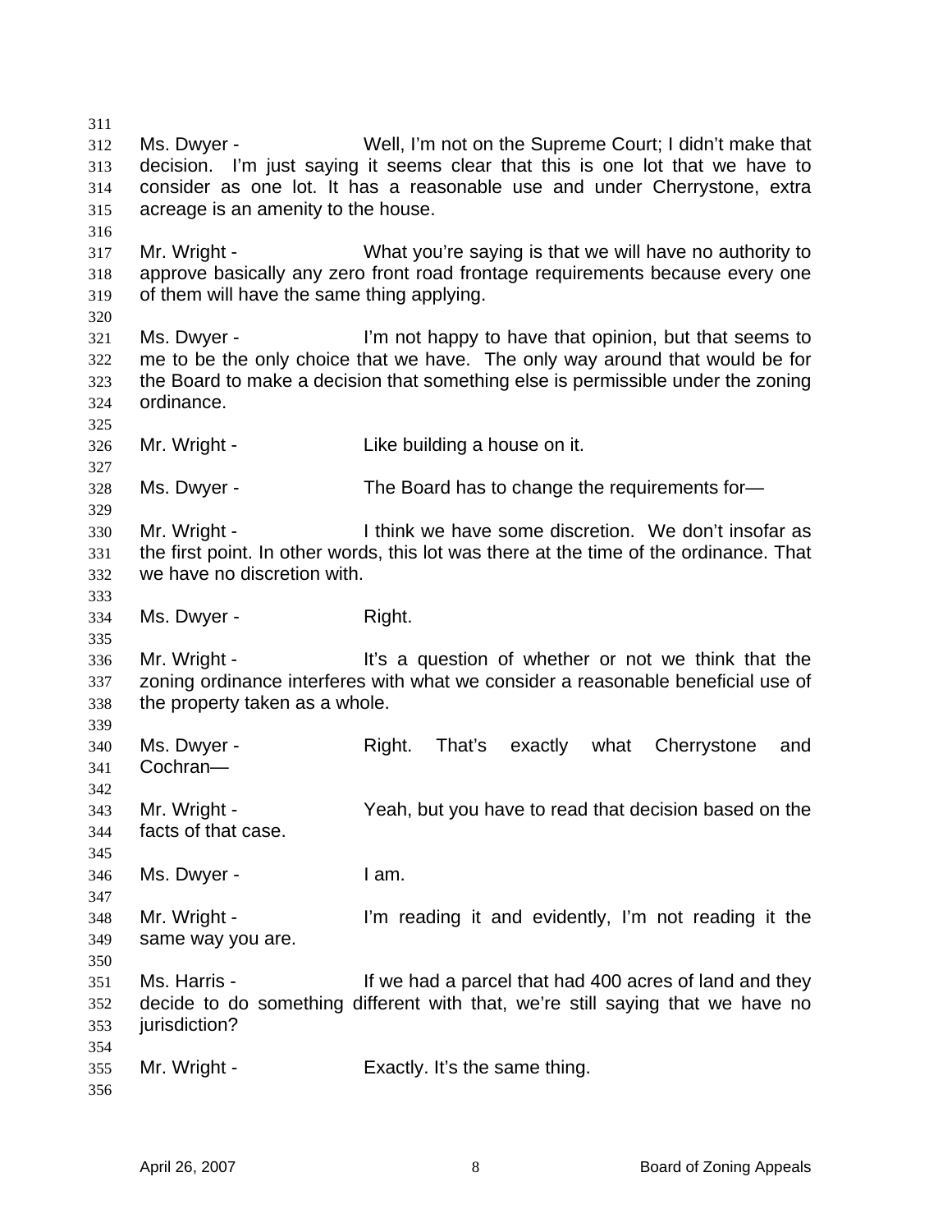Ms. Dwyer - Well, I'm not on the Supreme Court; I didn't make that decision. I'm just saying it seems clear that this is one lot that we have to consider as one lot. It has a reasonable use and under Cherrystone, extra acreage is an amenity to the house.

Mr. Wright - What you're saying is that we will have no authority to approve basically any zero front road frontage requirements because every one of them will have the same thing applying.

Ms. Dwyer - I'm not happy to have that opinion, but that seems to me to be the only choice that we have. The only way around that would be for the Board to make a decision that something else is permissible under the zoning ordinance.

Mr. Wright - Like building a house on it.

Ms. Dwyer - The Board has to change the requirements for—

Mr. Wright - I think we have some discretion. We don't insofar as the first point. In other words, this lot was there at the time of the ordinance. That we have no discretion with.

Ms. Dwyer - Right.

Mr. Wright - It's a question of whether or not we think that the zoning ordinance interferes with what we consider a reasonable beneficial use of the property taken as a whole.

Ms. Dwyer - Right. That's exactly what Cherrystone and Cochran—

Mr. Wright - Yeah, but you have to read that decision based on the facts of that case.

Ms. Dwyer - I am.

Mr. Wright - I'm reading it and evidently, I'm not reading it the same way you are.

Ms. Harris - If we had a parcel that had 400 acres of land and they decide to do something different with that, we're still saying that we have no jurisdiction?

Mr. Wright - Exactly. It's the same thing.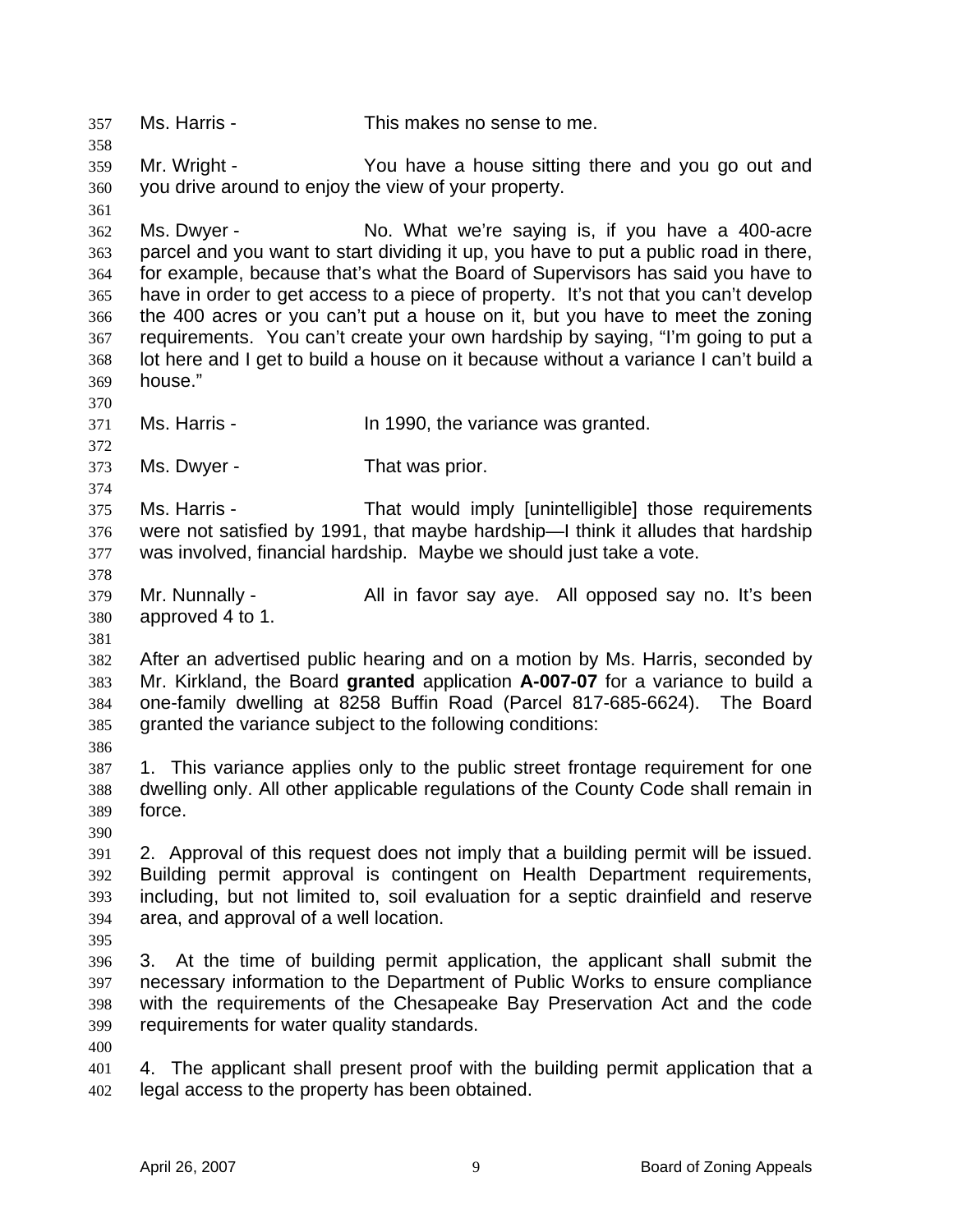Ms. Harris - This makes no sense to me.

Mr. Wright - You have a house sitting there and you go out and you drive around to enjoy the view of your property.

Ms. Dwyer - No. What we're saying is, if you have a 400-acre parcel and you want to start dividing it up, you have to put a public road in there, for example, because that's what the Board of Supervisors has said you have to have in order to get access to a piece of property. It's not that you can't develop the 400 acres or you can't put a house on it, but you have to meet the zoning requirements. You can't create your own hardship by saying, "I'm going to put a lot here and I get to build a house on it because without a variance I can't build a house."

Ms. Harris - In 1990, the variance was granted.

Ms. Dwyer - That was prior.

Ms. Harris - That would imply [unintelligible] those requirements were not satisfied by 1991, that maybe hardship—I think it alludes that hardship was involved, financial hardship. Maybe we should just take a vote.

Mr. Nunnally - All in favor say aye. All opposed say no. It's been approved 4 to 1.

After an advertised public hearing and on a motion by Ms. Harris, seconded by Mr. Kirkland, the Board **granted** application **A-007-07** for a variance to build a one-family dwelling at 8258 Buffin Road (Parcel 817-685-6624). The Board granted the variance subject to the following conditions:

1. This variance applies only to the public street frontage requirement for one dwelling only. All other applicable regulations of the County Code shall remain in force.

2. Approval of this request does not imply that a building permit will be issued. Building permit approval is contingent on Health Department requirements, including, but not limited to, soil evaluation for a septic drainfield and reserve area, and approval of a well location.

3. At the time of building permit application, the applicant shall submit the necessary information to the Department of Public Works to ensure compliance with the requirements of the Chesapeake Bay Preservation Act and the code requirements for water quality standards.

4. The applicant shall present proof with the building permit application that a legal access to the property has been obtained.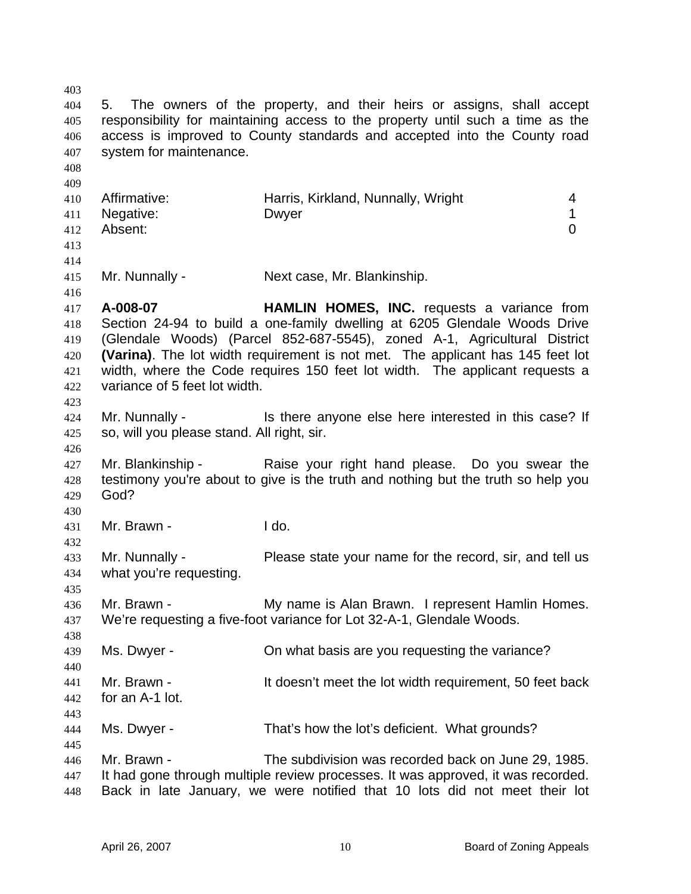5. The owners of the property, and their heirs or assigns, shall accept responsibility for maintaining access to the property until such a time as the access is improved to County standards and accepted into the County road system for maintenance.

| | | |
|---|---|---|
| Affirmative: | Harris, Kirkland, Nunnally, Wright | 4 |
| Negative: | Dwyer | 1 |
| Absent: | | 0 |

Mr. Nunnally - Next case, Mr. Blankinship.

**A-008-07** **HAMLIN HOMES, INC.** requests a variance from Section 24-94 to build a one-family dwelling at 6205 Glendale Woods Drive (Glendale Woods) (Parcel 852-687-5545), zoned A-1, Agricultural District **(Varina)**. The lot width requirement is not met. The applicant has 145 feet lot width, where the Code requires 150 feet lot width. The applicant requests a variance of 5 feet lot width.

Mr. Nunnally - Is there anyone else here interested in this case? If so, will you please stand. All right, sir.

Mr. Blankinship - Raise your right hand please. Do you swear the testimony you're about to give is the truth and nothing but the truth so help you God?

Mr. Brawn - I do.

Mr. Nunnally - Please state your name for the record, sir, and tell us what you're requesting.

Mr. Brawn - My name is Alan Brawn. I represent Hamlin Homes. We're requesting a five-foot variance for Lot 32-A-1, Glendale Woods.

Ms. Dwyer - On what basis are you requesting the variance?

Mr. Brawn - It doesn't meet the lot width requirement, 50 feet back for an A-1 lot.

Ms. Dwyer - That's how the lot's deficient. What grounds?

Mr. Brawn - The subdivision was recorded back on June 29, 1985. It had gone through multiple review processes. It was approved, it was recorded. Back in late January, we were notified that 10 lots did not meet their lot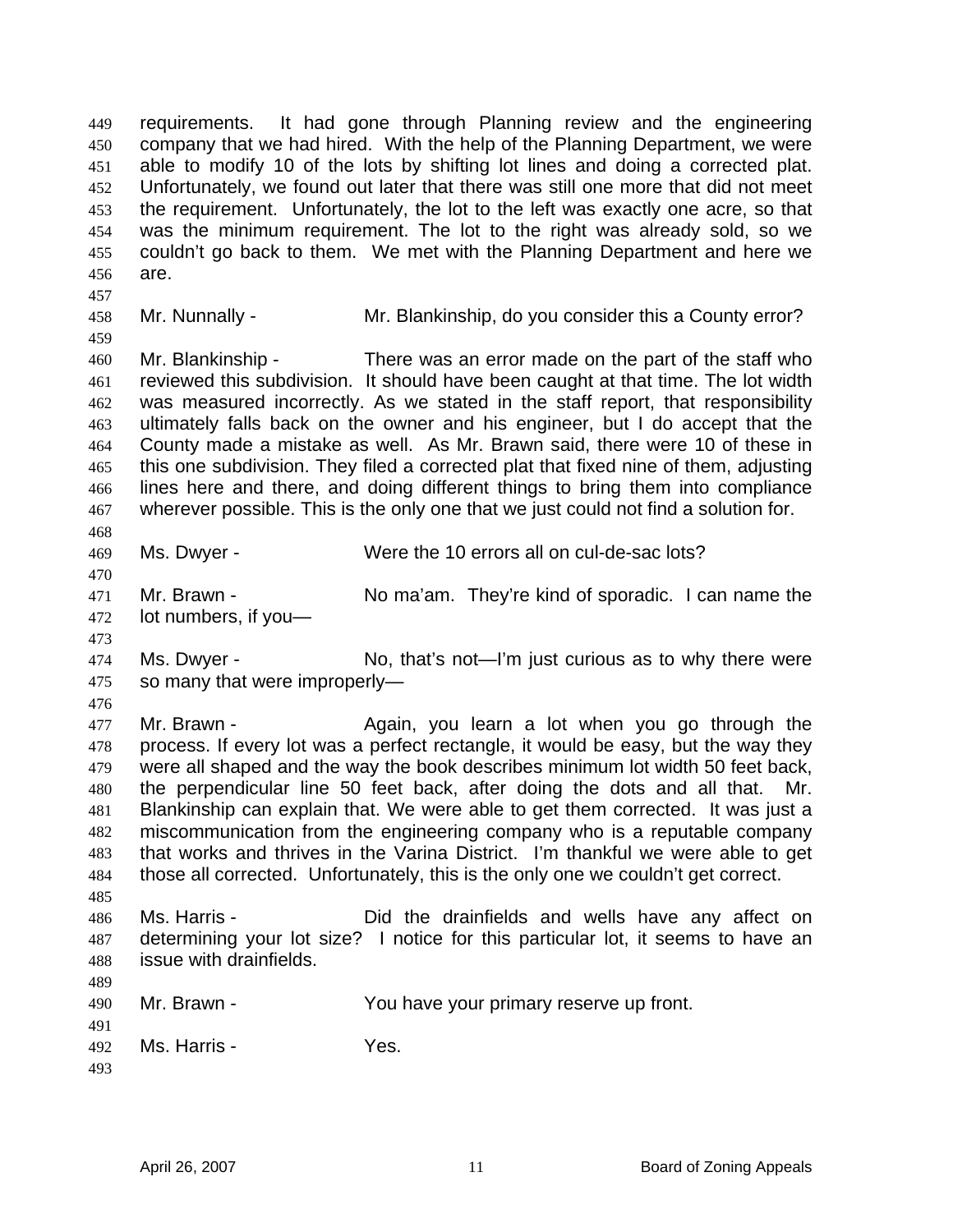requirements. It had gone through Planning review and the engineering company that we had hired. With the help of the Planning Department, we were able to modify 10 of the lots by shifting lot lines and doing a corrected plat. Unfortunately, we found out later that there was still one more that did not meet the requirement. Unfortunately, the lot to the left was exactly one acre, so that was the minimum requirement. The lot to the right was already sold, so we couldn't go back to them. We met with the Planning Department and here we are.

Mr. Nunnally - Mr. Blankinship, do you consider this a County error?

Mr. Blankinship - There was an error made on the part of the staff who reviewed this subdivision. It should have been caught at that time. The lot width was measured incorrectly. As we stated in the staff report, that responsibility ultimately falls back on the owner and his engineer, but I do accept that the County made a mistake as well. As Mr. Brawn said, there were 10 of these in this one subdivision. They filed a corrected plat that fixed nine of them, adjusting lines here and there, and doing different things to bring them into compliance wherever possible. This is the only one that we just could not find a solution for.

Ms. Dwyer - Were the 10 errors all on cul-de-sac lots?

Mr. Brawn - No ma'am. They're kind of sporadic. I can name the lot numbers, if you—

Ms. Dwyer - No, that's not—I'm just curious as to why there were so many that were improperly—

Mr. Brawn - Again, you learn a lot when you go through the process. If every lot was a perfect rectangle, it would be easy, but the way they were all shaped and the way the book describes minimum lot width 50 feet back, the perpendicular line 50 feet back, after doing the dots and all that. Mr. Blankinship can explain that. We were able to get them corrected. It was just a miscommunication from the engineering company who is a reputable company that works and thrives in the Varina District. I'm thankful we were able to get those all corrected. Unfortunately, this is the only one we couldn't get correct.

Ms. Harris - Did the drainfields and wells have any affect on determining your lot size? I notice for this particular lot, it seems to have an issue with drainfields.

Mr. Brawn - You have your primary reserve up front.

Ms. Harris - Yes.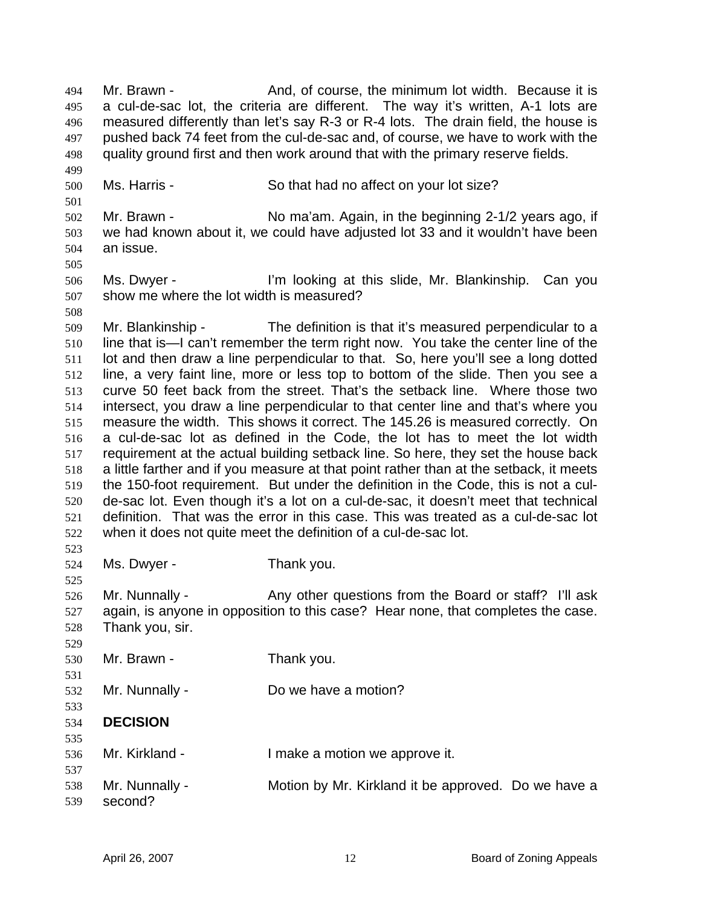Mr. Brawn - And, of course, the minimum lot width. Because it is a cul-de-sac lot, the criteria are different. The way it's written, A-1 lots are measured differently than let's say R-3 or R-4 lots. The drain field, the house is pushed back 74 feet from the cul-de-sac and, of course, we have to work with the quality ground first and then work around that with the primary reserve fields.

Ms. Harris - So that had no affect on your lot size?

Mr. Brawn - No ma'am. Again, in the beginning 2-1/2 years ago, if we had known about it, we could have adjusted lot 33 and it wouldn't have been an issue.

Ms. Dwyer - I'm looking at this slide, Mr. Blankinship. Can you show me where the lot width is measured?

Mr. Blankinship - The definition is that it's measured perpendicular to a line that is—I can't remember the term right now. You take the center line of the lot and then draw a line perpendicular to that. So, here you'll see a long dotted line, a very faint line, more or less top to bottom of the slide. Then you see a curve 50 feet back from the street. That's the setback line. Where those two intersect, you draw a line perpendicular to that center line and that's where you measure the width. This shows it correct. The 145.26 is measured correctly. On a cul-de-sac lot as defined in the Code, the lot has to meet the lot width requirement at the actual building setback line. So here, they set the house back a little farther and if you measure at that point rather than at the setback, it meets the 150-foot requirement. But under the definition in the Code, this is not a cul-de-sac lot. Even though it's a lot on a cul-de-sac, it doesn't meet that technical definition. That was the error in this case. This was treated as a cul-de-sac lot when it does not quite meet the definition of a cul-de-sac lot.

Ms. Dwyer - Thank you.

Mr. Nunnally - Any other questions from the Board or staff? I'll ask again, is anyone in opposition to this case? Hear none, that completes the case. Thank you, sir.

Mr. Brawn - Thank you.

Mr. Nunnally - Do we have a motion?

**DECISION**

Mr. Kirkland - I make a motion we approve it.

Mr. Nunnally - Motion by Mr. Kirkland it be approved. Do we have a second?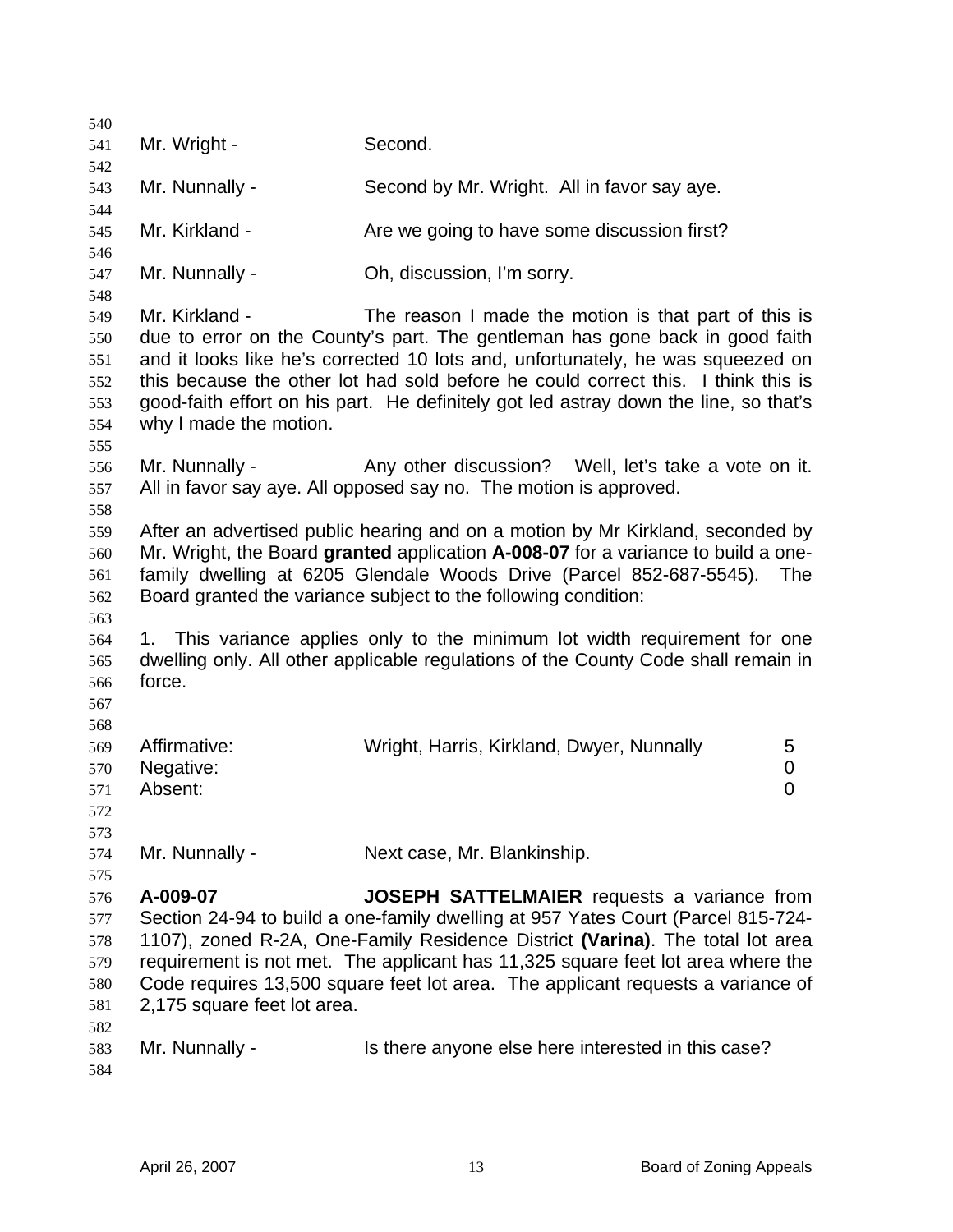Mr. Wright - Second.

Mr. Nunnally - Second by Mr. Wright. All in favor say aye.

Mr. Kirkland - Are we going to have some discussion first?

Mr. Nunnally - Oh, discussion, I'm sorry.

Mr. Kirkland - The reason I made the motion is that part of this is due to error on the County's part. The gentleman has gone back in good faith and it looks like he's corrected 10 lots and, unfortunately, he was squeezed on this because the other lot had sold before he could correct this. I think this is good-faith effort on his part. He definitely got led astray down the line, so that's why I made the motion.

Mr. Nunnally - Any other discussion? Well, let's take a vote on it. All in favor say aye. All opposed say no. The motion is approved.

After an advertised public hearing and on a motion by Mr Kirkland, seconded by Mr. Wright, the Board **granted** application **A-008-07** for a variance to build a one-family dwelling at 6205 Glendale Woods Drive (Parcel 852-687-5545). The Board granted the variance subject to the following condition:

1. This variance applies only to the minimum lot width requirement for one dwelling only. All other applicable regulations of the County Code shall remain in force.

| | | |
|---|---|---|
| Affirmative: | Wright, Harris, Kirkland, Dwyer, Nunnally | 5 |
| Negative: | | 0 |
| Absent: | | 0 |

Mr. Nunnally - Next case, Mr. Blankinship.

**A-009-07** **JOSEPH SATTELMAIER** requests a variance from Section 24-94 to build a one-family dwelling at 957 Yates Court (Parcel 815-724-1107), zoned R-2A, One-Family Residence District **(Varina)**. The total lot area requirement is not met. The applicant has 11,325 square feet lot area where the Code requires 13,500 square feet lot area. The applicant requests a variance of 2,175 square feet lot area.

Mr. Nunnally - Is there anyone else here interested in this case?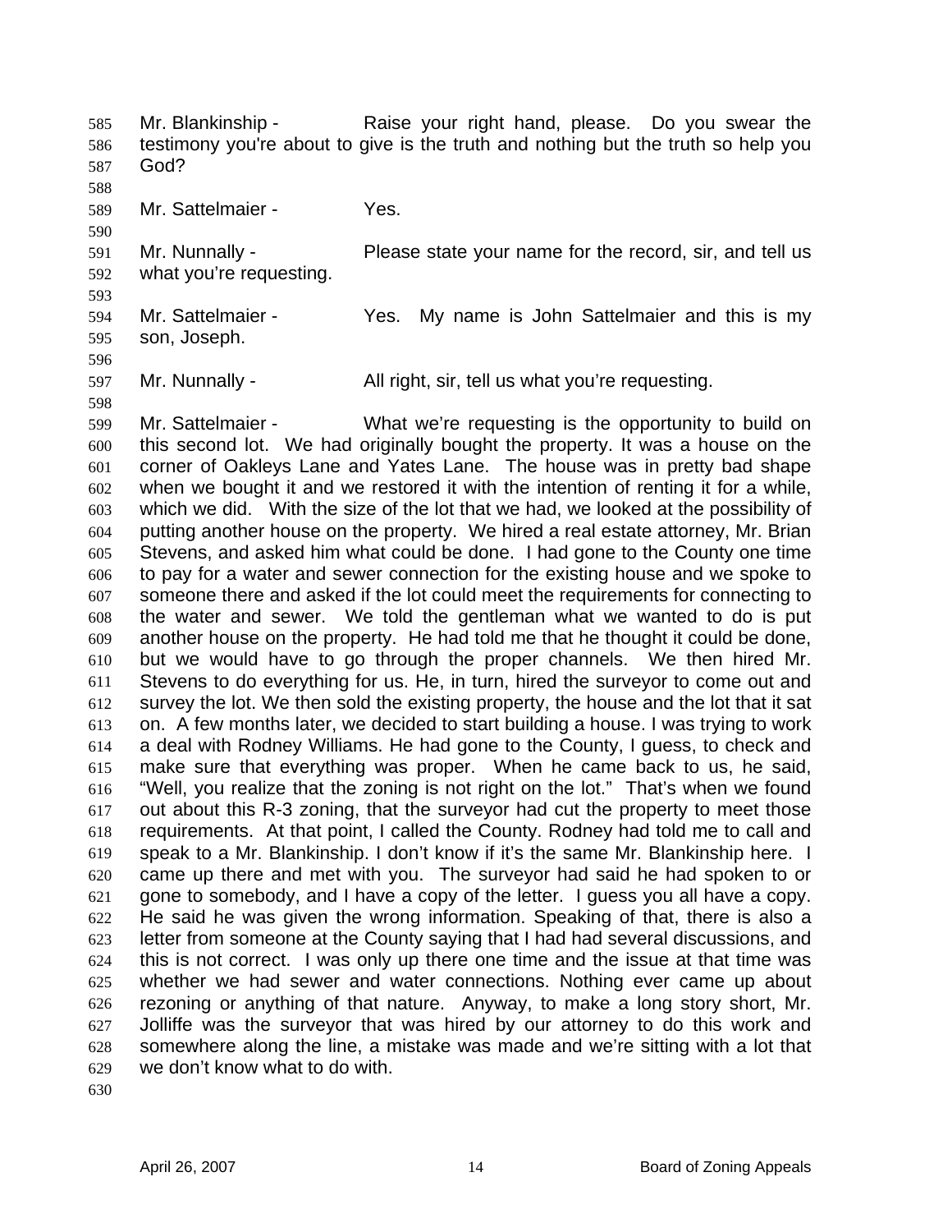Mr. Blankinship - Raise your right hand, please. Do you swear the testimony you're about to give is the truth and nothing but the truth so help you God?

Mr. Sattelmaier - Yes.

Mr. Nunnally - Please state your name for the record, sir, and tell us what you're requesting.

Mr. Sattelmaier - Yes. My name is John Sattelmaier and this is my son, Joseph.

Mr. Nunnally - All right, sir, tell us what you're requesting.

Mr. Sattelmaier - What we're requesting is the opportunity to build on this second lot. We had originally bought the property. It was a house on the corner of Oakleys Lane and Yates Lane. The house was in pretty bad shape when we bought it and we restored it with the intention of renting it for a while, which we did. With the size of the lot that we had, we looked at the possibility of putting another house on the property. We hired a real estate attorney, Mr. Brian Stevens, and asked him what could be done. I had gone to the County one time to pay for a water and sewer connection for the existing house and we spoke to someone there and asked if the lot could meet the requirements for connecting to the water and sewer. We told the gentleman what we wanted to do is put another house on the property. He had told me that he thought it could be done, but we would have to go through the proper channels. We then hired Mr. Stevens to do everything for us. He, in turn, hired the surveyor to come out and survey the lot. We then sold the existing property, the house and the lot that it sat on. A few months later, we decided to start building a house. I was trying to work a deal with Rodney Williams. He had gone to the County, I guess, to check and make sure that everything was proper. When he came back to us, he said, "Well, you realize that the zoning is not right on the lot." That's when we found out about this R-3 zoning, that the surveyor had cut the property to meet those requirements. At that point, I called the County. Rodney had told me to call and speak to a Mr. Blankinship. I don't know if it's the same Mr. Blankinship here. I came up there and met with you. The surveyor had said he had spoken to or gone to somebody, and I have a copy of the letter. I guess you all have a copy. He said he was given the wrong information. Speaking of that, there is also a letter from someone at the County saying that I had had several discussions, and this is not correct. I was only up there one time and the issue at that time was whether we had sewer and water connections. Nothing ever came up about rezoning or anything of that nature. Anyway, to make a long story short, Mr. Jolliffe was the surveyor that was hired by our attorney to do this work and somewhere along the line, a mistake was made and we're sitting with a lot that we don't know what to do with.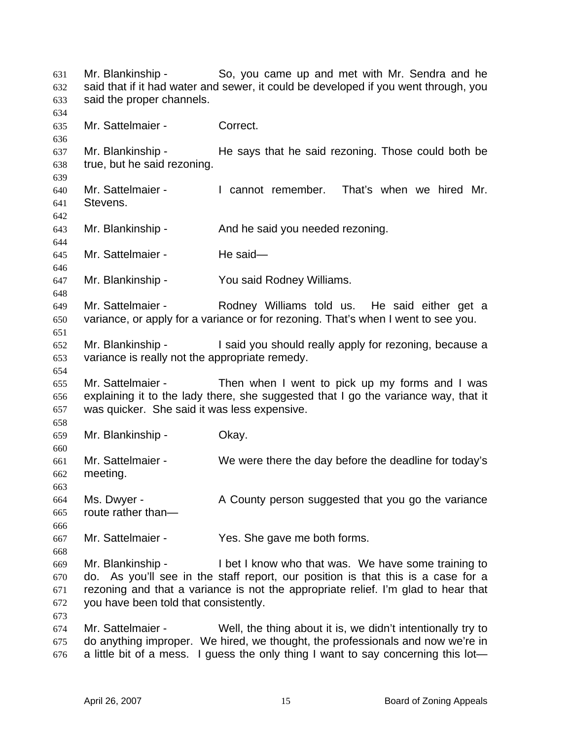631 Mr. Blankinship - So, you came up and met with Mr. Sendra and he
632 said that if it had water and sewer, it could be developed if you went through, you
633 said the proper channels.
634
635 Mr. Sattelmaier - Correct.
636
637 Mr. Blankinship - He says that he said rezoning. Those could both be
638 true, but he said rezoning.
639
640 Mr. Sattelmaier - I cannot remember. That's when we hired Mr.
641 Stevens.
642
643 Mr. Blankinship - And he said you needed rezoning.
644
645 Mr. Sattelmaier - He said—
646
647 Mr. Blankinship - You said Rodney Williams.
648
649 Mr. Sattelmaier - Rodney Williams told us. He said either get a
650 variance, or apply for a variance or for rezoning. That's when I went to see you.
651
652 Mr. Blankinship - I said you should really apply for rezoning, because a
653 variance is really not the appropriate remedy.
654
655 Mr. Sattelmaier - Then when I went to pick up my forms and I was
656 explaining it to the lady there, she suggested that I go the variance way, that it
657 was quicker. She said it was less expensive.
658
659 Mr. Blankinship - Okay.
660
661 Mr. Sattelmaier - We were there the day before the deadline for today's
662 meeting.
663
664 Ms. Dwyer - A County person suggested that you go the variance
665 route rather than—
666
667 Mr. Sattelmaier - Yes. She gave me both forms.
668
669 Mr. Blankinship - I bet I know who that was. We have some training to
670 do. As you'll see in the staff report, our position is that this is a case for a
671 rezoning and that a variance is not the appropriate relief. I'm glad to hear that
672 you have been told that consistently.
673
674 Mr. Sattelmaier - Well, the thing about it is, we didn't intentionally try to
675 do anything improper. We hired, we thought, the professionals and now we're in
676 a little bit of a mess. I guess the only thing I want to say concerning this lot—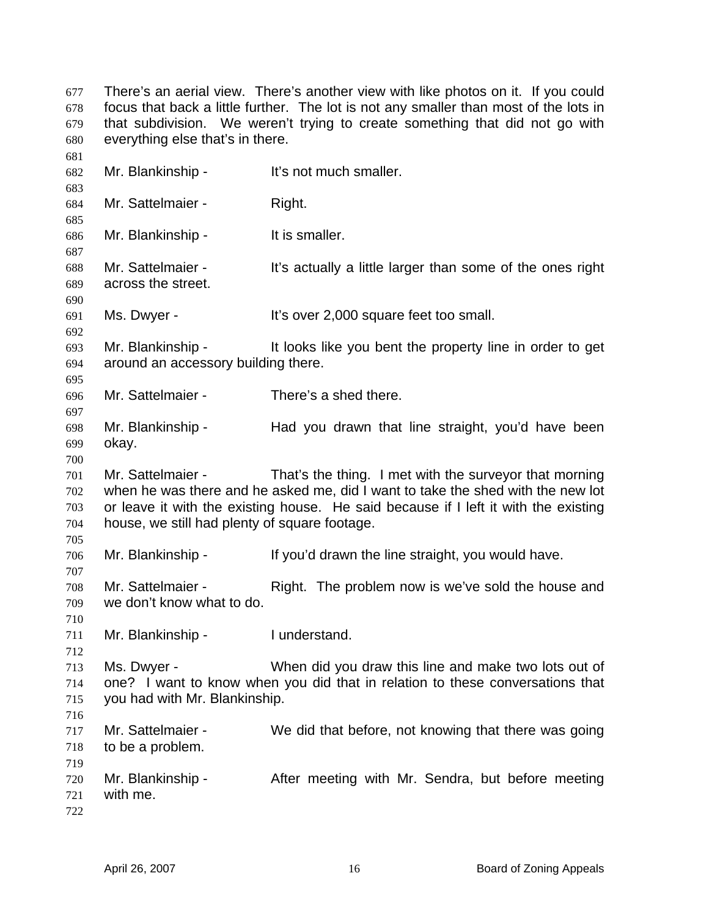There's an aerial view. There's another view with like photos on it. If you could focus that back a little further. The lot is not any smaller than most of the lots in that subdivision. We weren't trying to create something that did not go with everything else that's in there.

Mr. Blankinship - It's not much smaller.

Mr. Sattelmaier - Right.

Mr. Blankinship - It is smaller.

Mr. Sattelmaier - It's actually a little larger than some of the ones right across the street.

Ms. Dwyer - It's over 2,000 square feet too small.

Mr. Blankinship - It looks like you bent the property line in order to get around an accessory building there.

Mr. Sattelmaier - There's a shed there.

Mr. Blankinship - Had you drawn that line straight, you'd have been okay.

Mr. Sattelmaier - That's the thing. I met with the surveyor that morning when he was there and he asked me, did I want to take the shed with the new lot or leave it with the existing house. He said because if I left it with the existing house, we still had plenty of square footage.

Mr. Blankinship - If you'd drawn the line straight, you would have.

Mr. Sattelmaier - Right. The problem now is we've sold the house and we don't know what to do.

Mr. Blankinship - I understand.

Ms. Dwyer - When did you draw this line and make two lots out of one? I want to know when you did that in relation to these conversations that you had with Mr. Blankinship.

Mr. Sattelmaier - We did that before, not knowing that there was going to be a problem.

Mr. Blankinship - After meeting with Mr. Sendra, but before meeting with me.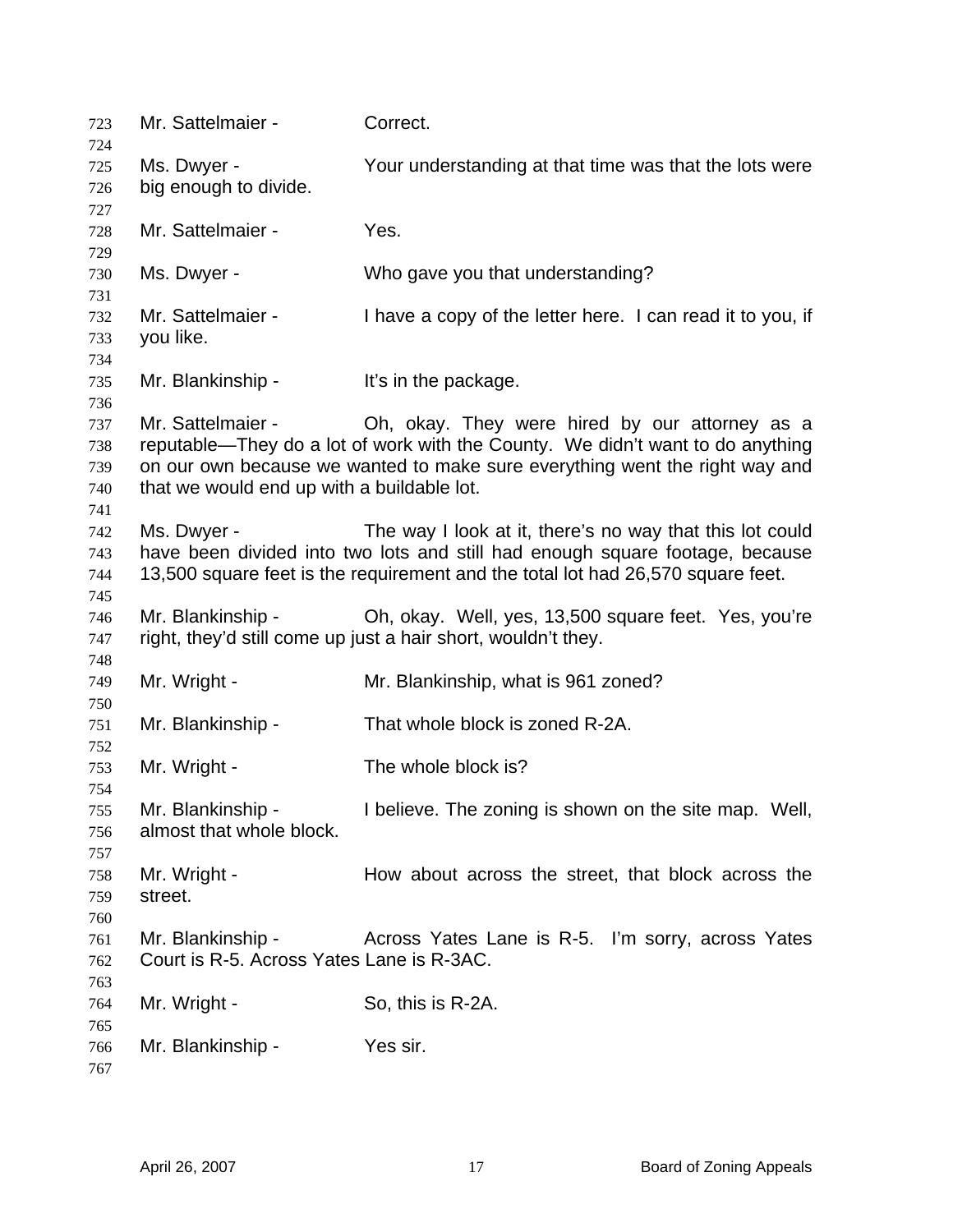Mr. Sattelmaier - Correct.

Ms. Dwyer - Your understanding at that time was that the lots were big enough to divide.

Mr. Sattelmaier - Yes.

Ms. Dwyer - Who gave you that understanding?

Mr. Sattelmaier - I have a copy of the letter here. I can read it to you, if you like.

Mr. Blankinship - It's in the package.

Mr. Sattelmaier - Oh, okay. They were hired by our attorney as a reputable—They do a lot of work with the County. We didn't want to do anything on our own because we wanted to make sure everything went the right way and that we would end up with a buildable lot.

Ms. Dwyer - The way I look at it, there's no way that this lot could have been divided into two lots and still had enough square footage, because 13,500 square feet is the requirement and the total lot had 26,570 square feet.

Mr. Blankinship - Oh, okay. Well, yes, 13,500 square feet. Yes, you're right, they'd still come up just a hair short, wouldn't they.

Mr. Wright - Mr. Blankinship, what is 961 zoned?

Mr. Blankinship - That whole block is zoned R-2A.

Mr. Wright - The whole block is?

Mr. Blankinship - I believe. The zoning is shown on the site map. Well, almost that whole block.

Mr. Wright - How about across the street, that block across the street.

Mr. Blankinship - Across Yates Lane is R-5. I'm sorry, across Yates Court is R-5. Across Yates Lane is R-3AC.

Mr. Wright - So, this is R-2A.

Mr. Blankinship - Yes sir.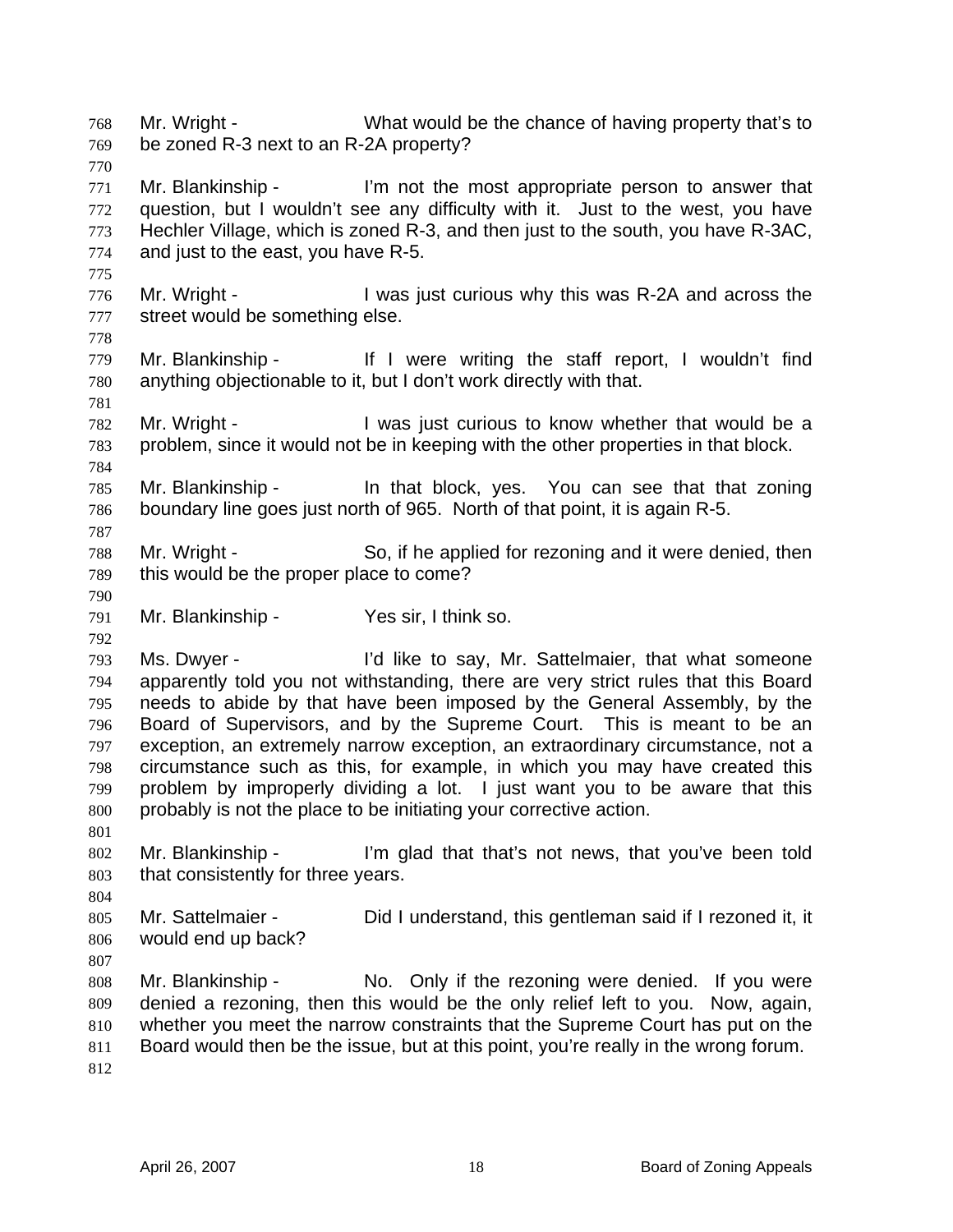Mr. Wright - What would be the chance of having property that's to be zoned R-3 next to an R-2A property?

Mr. Blankinship - I'm not the most appropriate person to answer that question, but I wouldn't see any difficulty with it. Just to the west, you have Hechler Village, which is zoned R-3, and then just to the south, you have R-3AC, and just to the east, you have R-5.

Mr. Wright - I was just curious why this was R-2A and across the street would be something else.

Mr. Blankinship - If I were writing the staff report, I wouldn't find anything objectionable to it, but I don't work directly with that.

Mr. Wright - I was just curious to know whether that would be a problem, since it would not be in keeping with the other properties in that block.

Mr. Blankinship - In that block, yes. You can see that that zoning boundary line goes just north of 965. North of that point, it is again R-5.

Mr. Wright - So, if he applied for rezoning and it were denied, then this would be the proper place to come?

Mr. Blankinship - Yes sir, I think so.

Ms. Dwyer - I'd like to say, Mr. Sattelmaier, that what someone apparently told you not withstanding, there are very strict rules that this Board needs to abide by that have been imposed by the General Assembly, by the Board of Supervisors, and by the Supreme Court. This is meant to be an exception, an extremely narrow exception, an extraordinary circumstance, not a circumstance such as this, for example, in which you may have created this problem by improperly dividing a lot. I just want you to be aware that this probably is not the place to be initiating your corrective action.

Mr. Blankinship - I'm glad that that's not news, that you've been told that consistently for three years.

Mr. Sattelmaier - Did I understand, this gentleman said if I rezoned it, it would end up back?

Mr. Blankinship - No. Only if the rezoning were denied. If you were denied a rezoning, then this would be the only relief left to you. Now, again, whether you meet the narrow constraints that the Supreme Court has put on the Board would then be the issue, but at this point, you're really in the wrong forum.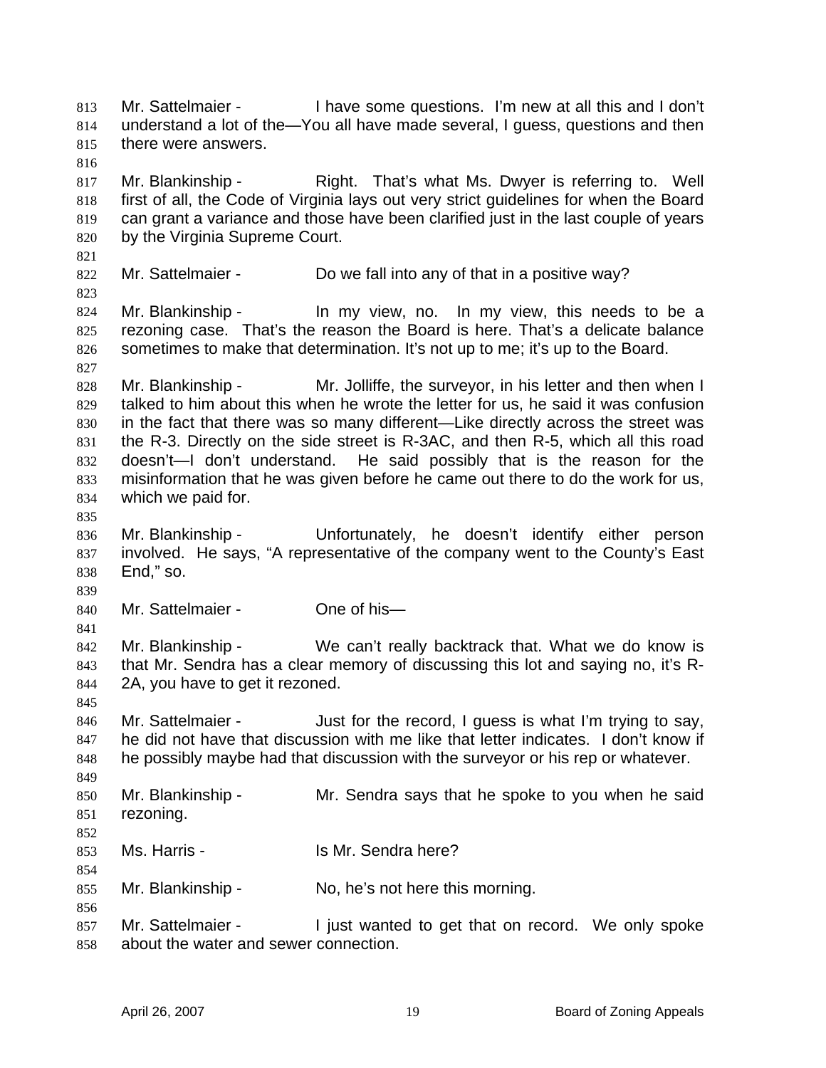813 Mr. Sattelmaier - I have some questions. I'm new at all this and I don't
814 understand a lot of the—You all have made several, I guess, questions and then
815 there were answers.
816
817 Mr. Blankinship - Right. That's what Ms. Dwyer is referring to. Well
818 first of all, the Code of Virginia lays out very strict guidelines for when the Board
819 can grant a variance and those have been clarified just in the last couple of years
820 by the Virginia Supreme Court.
821
822 Mr. Sattelmaier - Do we fall into any of that in a positive way?
823
824 Mr. Blankinship - In my view, no. In my view, this needs to be a
825 rezoning case. That's the reason the Board is here. That's a delicate balance
826 sometimes to make that determination. It's not up to me; it's up to the Board.
827
828 Mr. Blankinship - Mr. Jolliffe, the surveyor, in his letter and then when I
829 talked to him about this when he wrote the letter for us, he said it was confusion
830 in the fact that there was so many different—Like directly across the street was
831 the R-3. Directly on the side street is R-3AC, and then R-5, which all this road
832 doesn't—I don't understand. He said possibly that is the reason for the
833 misinformation that he was given before he came out there to do the work for us,
834 which we paid for.
835
836 Mr. Blankinship - Unfortunately, he doesn't identify either person
837 involved. He says, "A representative of the company went to the County's East
838 End," so.
839
840 Mr. Sattelmaier - One of his—
841
842 Mr. Blankinship - We can't really backtrack that. What we do know is
843 that Mr. Sendra has a clear memory of discussing this lot and saying no, it's R-
844 2A, you have to get it rezoned.
845
846 Mr. Sattelmaier - Just for the record, I guess is what I'm trying to say,
847 he did not have that discussion with me like that letter indicates. I don't know if
848 he possibly maybe had that discussion with the surveyor or his rep or whatever.
849
850 Mr. Blankinship - Mr. Sendra says that he spoke to you when he said
851 rezoning.
852
853 Ms. Harris - Is Mr. Sendra here?
854
855 Mr. Blankinship - No, he's not here this morning.
856
857 Mr. Sattelmaier - I just wanted to get that on record. We only spoke
858 about the water and sewer connection.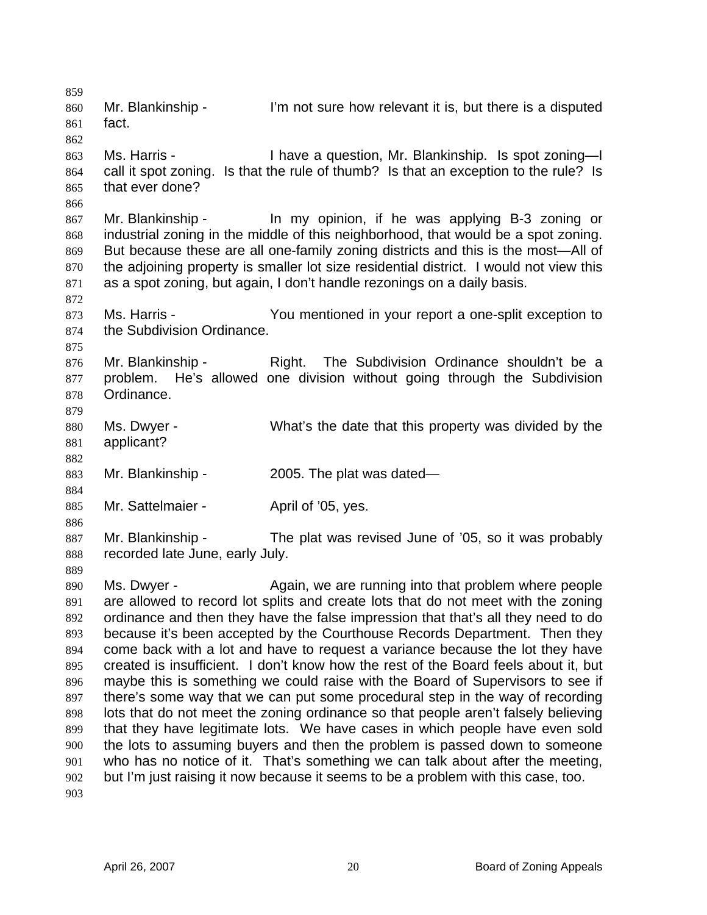Mr. Blankinship - I'm not sure how relevant it is, but there is a disputed fact.

Ms. Harris - I have a question, Mr. Blankinship. Is spot zoning—I call it spot zoning. Is that the rule of thumb? Is that an exception to the rule? Is that ever done?

Mr. Blankinship - In my opinion, if he was applying B-3 zoning or industrial zoning in the middle of this neighborhood, that would be a spot zoning. But because these are all one-family zoning districts and this is the most—All of the adjoining property is smaller lot size residential district. I would not view this as a spot zoning, but again, I don't handle rezonings on a daily basis.

Ms. Harris - You mentioned in your report a one-split exception to the Subdivision Ordinance.

Mr. Blankinship - Right. The Subdivision Ordinance shouldn't be a problem. He's allowed one division without going through the Subdivision Ordinance.

Ms. Dwyer - What's the date that this property was divided by the applicant?

Mr. Blankinship - 2005. The plat was dated—

Mr. Sattelmaier - April of '05, yes.

Mr. Blankinship - The plat was revised June of '05, so it was probably recorded late June, early July.

Ms. Dwyer - Again, we are running into that problem where people are allowed to record lot splits and create lots that do not meet with the zoning ordinance and then they have the false impression that that's all they need to do because it's been accepted by the Courthouse Records Department. Then they come back with a lot and have to request a variance because the lot they have created is insufficient. I don't know how the rest of the Board feels about it, but maybe this is something we could raise with the Board of Supervisors to see if there's some way that we can put some procedural step in the way of recording lots that do not meet the zoning ordinance so that people aren't falsely believing that they have legitimate lots. We have cases in which people have even sold the lots to assuming buyers and then the problem is passed down to someone who has no notice of it. That's something we can talk about after the meeting, but I'm just raising it now because it seems to be a problem with this case, too.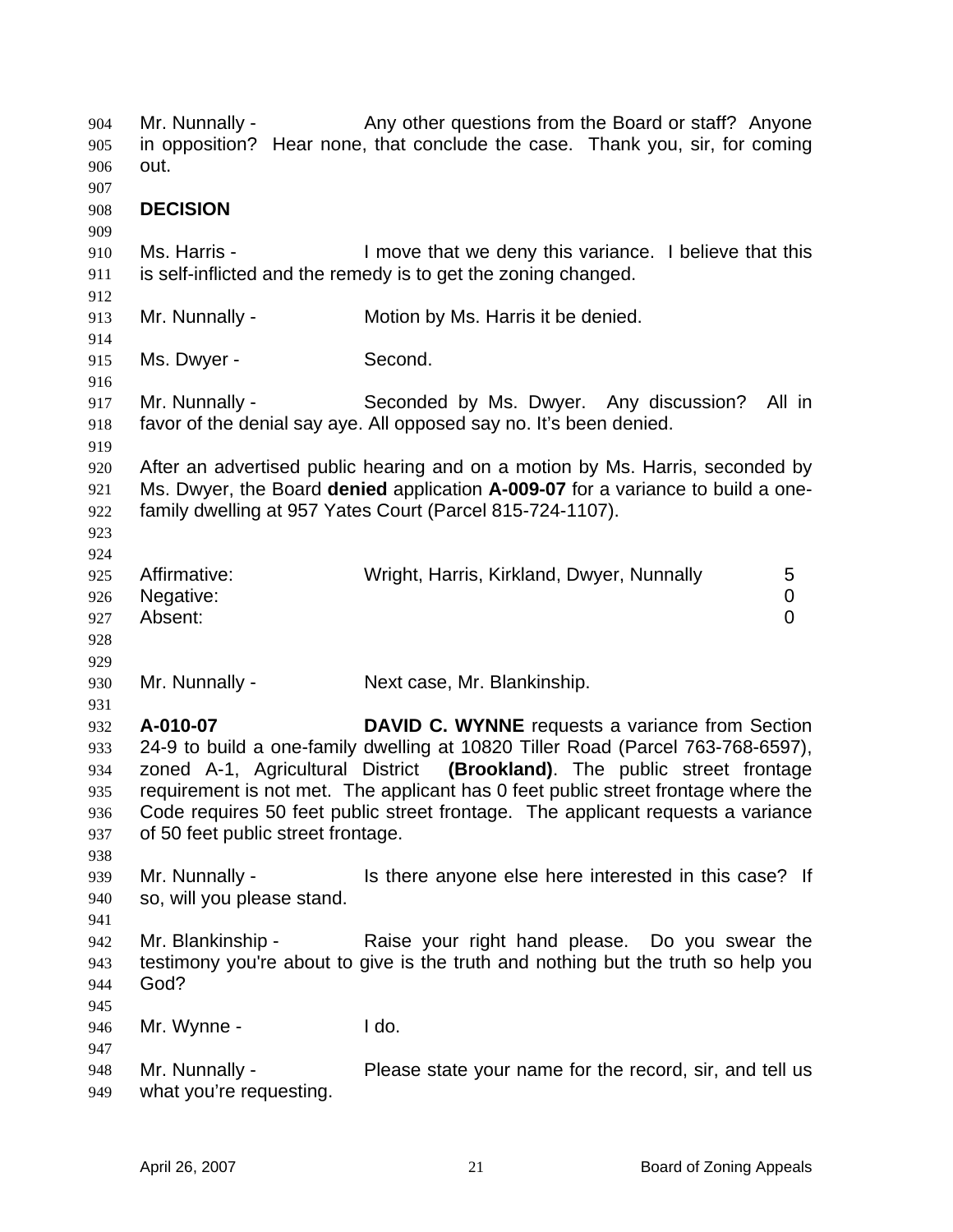Mr. Nunnally - Any other questions from the Board or staff? Anyone in opposition? Hear none, that conclude the case. Thank you, sir, for coming out.

**DECISION**

Ms. Harris - I move that we deny this variance. I believe that this is self-inflicted and the remedy is to get the zoning changed.

Mr. Nunnally - Motion by Ms. Harris it be denied.

Ms. Dwyer - Second.

Mr. Nunnally - Seconded by Ms. Dwyer. Any discussion? All in favor of the denial say aye. All opposed say no. It's been denied.

After an advertised public hearing and on a motion by Ms. Harris, seconded by Ms. Dwyer, the Board **denied** application **A-009-07** for a variance to build a one-family dwelling at 957 Yates Court (Parcel 815-724-1107).

| | | |
|---|---|---|
| Affirmative: | Wright, Harris, Kirkland, Dwyer, Nunnally | 5 |
| Negative: | | 0 |
| Absent: | | 0 |

Mr. Nunnally - Next case, Mr. Blankinship.

**A-010-07** **DAVID C. WYNNE** requests a variance from Section 24-9 to build a one-family dwelling at 10820 Tiller Road (Parcel 763-768-6597), zoned A-1, Agricultural District **(Brookland)**. The public street frontage requirement is not met. The applicant has 0 feet public street frontage where the Code requires 50 feet public street frontage. The applicant requests a variance of 50 feet public street frontage.

Mr. Nunnally - Is there anyone else here interested in this case? If so, will you please stand.

Mr. Blankinship - Raise your right hand please. Do you swear the testimony you're about to give is the truth and nothing but the truth so help you God?

Mr. Wynne - I do.

Mr. Nunnally - Please state your name for the record, sir, and tell us what you're requesting.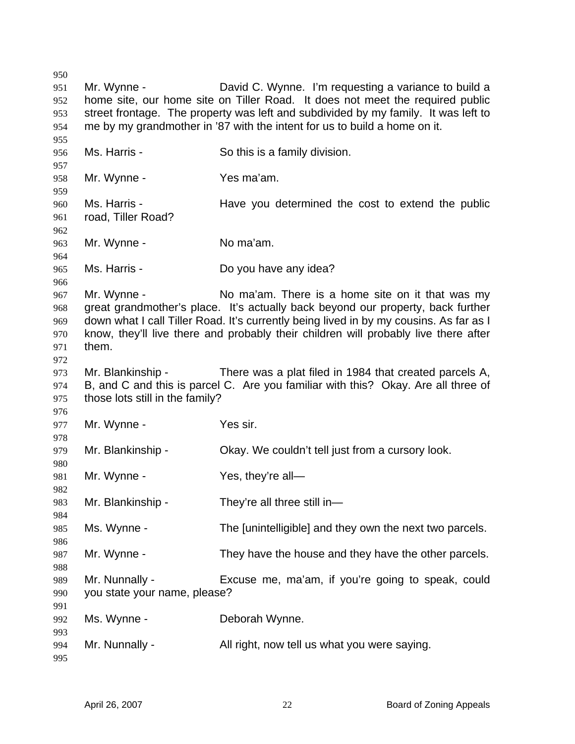Mr. Wynne - David C. Wynne. I'm requesting a variance to build a home site, our home site on Tiller Road. It does not meet the required public street frontage. The property was left and subdivided by my family. It was left to me by my grandmother in '87 with the intent for us to build a home on it.

Ms. Harris - So this is a family division.

Mr. Wynne - Yes ma'am.

Ms. Harris - Have you determined the cost to extend the public road, Tiller Road?

Mr. Wynne - No ma'am.

Ms. Harris - Do you have any idea?

Mr. Wynne - No ma'am. There is a home site on it that was my great grandmother's place. It's actually back beyond our property, back further down what I call Tiller Road. It's currently being lived in by my cousins. As far as I know, they'll live there and probably their children will probably live there after them.

Mr. Blankinship - There was a plat filed in 1984 that created parcels A, B, and C and this is parcel C. Are you familiar with this? Okay. Are all three of those lots still in the family?

Mr. Wynne - Yes sir.

Mr. Blankinship - Okay. We couldn't tell just from a cursory look.

Mr. Wynne - Yes, they're all—

Mr. Blankinship - They're all three still in—

Ms. Wynne - The [unintelligible] and they own the next two parcels.

Mr. Wynne - They have the house and they have the other parcels.

Mr. Nunnally - Excuse me, ma'am, if you're going to speak, could you state your name, please?

Ms. Wynne - Deborah Wynne.

Mr. Nunnally - All right, now tell us what you were saying.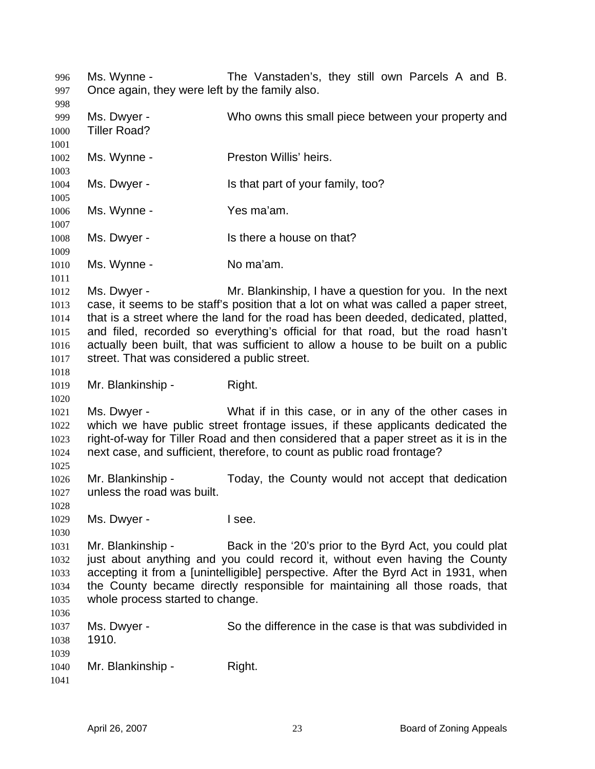Ms. Wynne - The Vanstaden's, they still own Parcels A and B. Once again, they were left by the family also.

Ms. Dwyer - Who owns this small piece between your property and Tiller Road?

Ms. Wynne - Preston Willis' heirs.

Ms. Dwyer - Is that part of your family, too?

Ms. Wynne - Yes ma'am.

Ms. Dwyer - Is there a house on that?

Ms. Wynne - No ma'am.

Ms. Dwyer - Mr. Blankinship, I have a question for you. In the next case, it seems to be staff's position that a lot on what was called a paper street, that is a street where the land for the road has been deeded, dedicated, platted, and filed, recorded so everything's official for that road, but the road hasn't actually been built, that was sufficient to allow a house to be built on a public street. That was considered a public street.

Mr. Blankinship - Right.

Ms. Dwyer - What if in this case, or in any of the other cases in which we have public street frontage issues, if these applicants dedicated the right-of-way for Tiller Road and then considered that a paper street as it is in the next case, and sufficient, therefore, to count as public road frontage?

Mr. Blankinship - Today, the County would not accept that dedication unless the road was built.

Ms. Dwyer - I see.

Mr. Blankinship - Back in the '20's prior to the Byrd Act, you could plat just about anything and you could record it, without even having the County accepting it from a [unintelligible] perspective. After the Byrd Act in 1931, when the County became directly responsible for maintaining all those roads, that whole process started to change.

Ms. Dwyer - So the difference in the case is that was subdivided in 1910.

Mr. Blankinship - Right.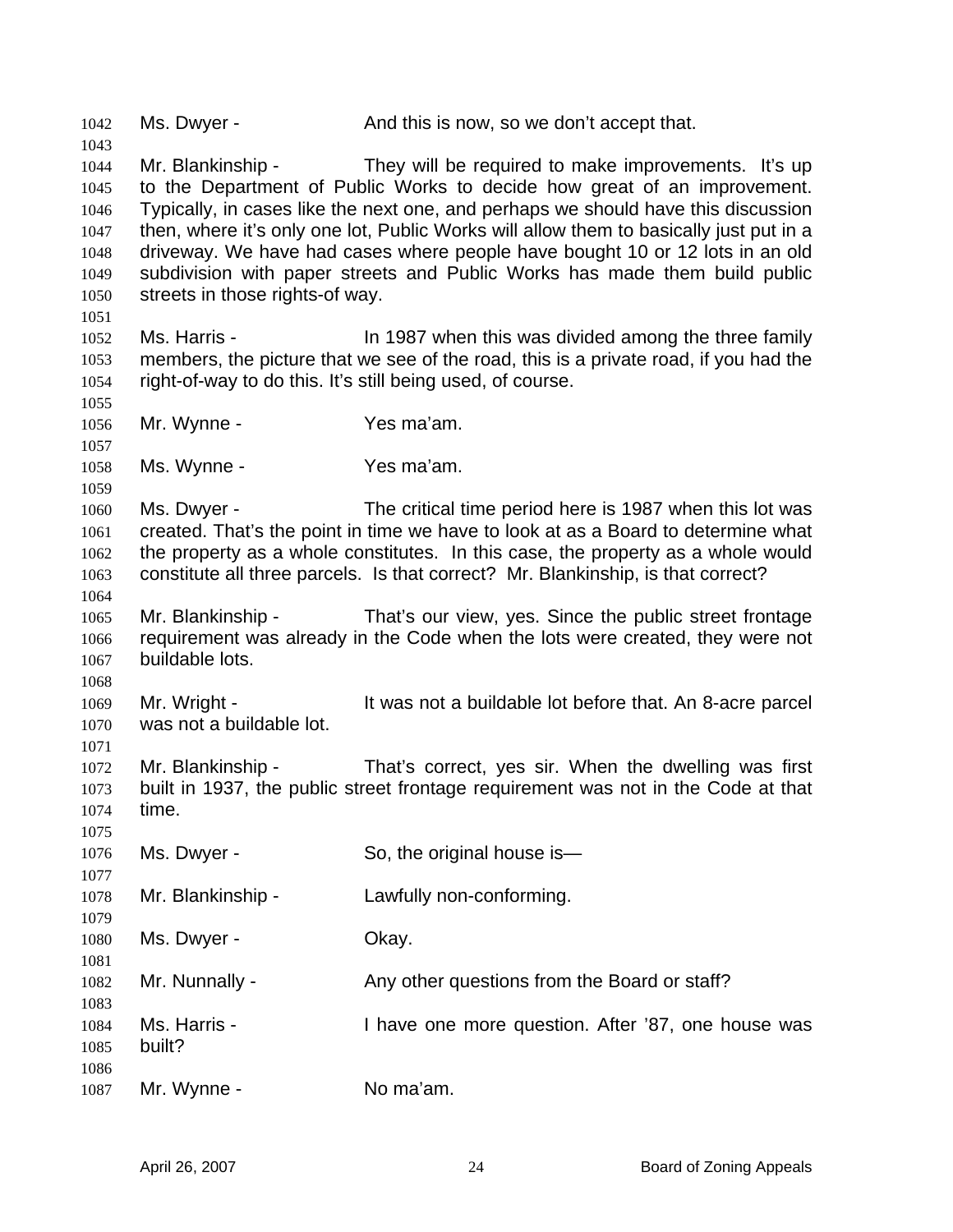1042 Ms. Dwyer - And this is now, so we don't accept that.

1044 Mr. Blankinship - They will be required to make improvements. It's up to the Department of Public Works to decide how great of an improvement. Typically, in cases like the next one, and perhaps we should have this discussion then, where it's only one lot, Public Works will allow them to basically just put in a driveway. We have had cases where people have bought 10 or 12 lots in an old subdivision with paper streets and Public Works has made them build public streets in those rights-of way.

1052 Ms. Harris - In 1987 when this was divided among the three family members, the picture that we see of the road, this is a private road, if you had the right-of-way to do this. It's still being used, of course.

1056 Mr. Wynne - Yes ma'am.

1058 Ms. Wynne - Yes ma'am.

1060 Ms. Dwyer - The critical time period here is 1987 when this lot was created. That's the point in time we have to look at as a Board to determine what the property as a whole constitutes. In this case, the property as a whole would constitute all three parcels. Is that correct? Mr. Blankinship, is that correct?

1065 Mr. Blankinship - That's our view, yes. Since the public street frontage requirement was already in the Code when the lots were created, they were not buildable lots.

1069 Mr. Wright - It was not a buildable lot before that. An 8-acre parcel was not a buildable lot.

1072 Mr. Blankinship - That's correct, yes sir. When the dwelling was first built in 1937, the public street frontage requirement was not in the Code at that time.

1076 Ms. Dwyer - So, the original house is—

1078 Mr. Blankinship - Lawfully non-conforming.

1080 Ms. Dwyer - Okay.

1082 Mr. Nunnally - Any other questions from the Board or staff?

1084 Ms. Harris - I have one more question. After '87, one house was built?

1087 Mr. Wynne - No ma'am.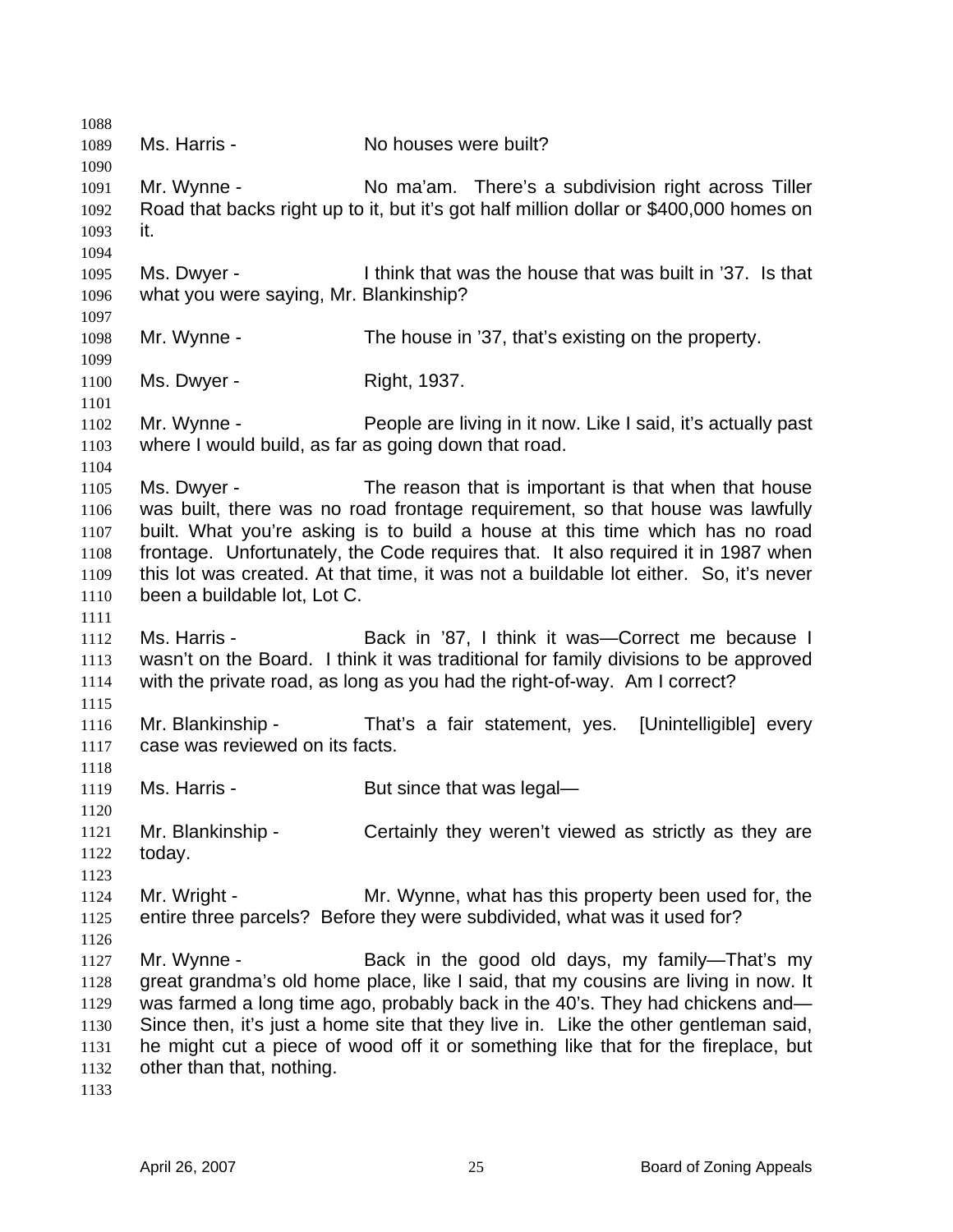Ms. Harris - No houses were built?

Mr. Wynne - No ma'am. There's a subdivision right across Tiller Road that backs right up to it, but it's got half million dollar or $400,000 homes on it.

Ms. Dwyer - I think that was the house that was built in '37. Is that what you were saying, Mr. Blankinship?

Mr. Wynne - The house in '37, that's existing on the property.

Ms. Dwyer - Right, 1937.

Mr. Wynne - People are living in it now. Like I said, it's actually past where I would build, as far as going down that road.

Ms. Dwyer - The reason that is important is that when that house was built, there was no road frontage requirement, so that house was lawfully built. What you're asking is to build a house at this time which has no road frontage. Unfortunately, the Code requires that. It also required it in 1987 when this lot was created. At that time, it was not a buildable lot either. So, it's never been a buildable lot, Lot C.

Ms. Harris - Back in '87, I think it was—Correct me because I wasn't on the Board. I think it was traditional for family divisions to be approved with the private road, as long as you had the right-of-way. Am I correct?

Mr. Blankinship - That's a fair statement, yes. [Unintelligible] every case was reviewed on its facts.

Ms. Harris - But since that was legal—

Mr. Blankinship - Certainly they weren't viewed as strictly as they are today.

Mr. Wright - Mr. Wynne, what has this property been used for, the entire three parcels? Before they were subdivided, what was it used for?

Mr. Wynne - Back in the good old days, my family—That's my great grandma's old home place, like I said, that my cousins are living in now. It was farmed a long time ago, probably back in the 40's. They had chickens and—Since then, it's just a home site that they live in. Like the other gentleman said, he might cut a piece of wood off it or something like that for the fireplace, but other than that, nothing.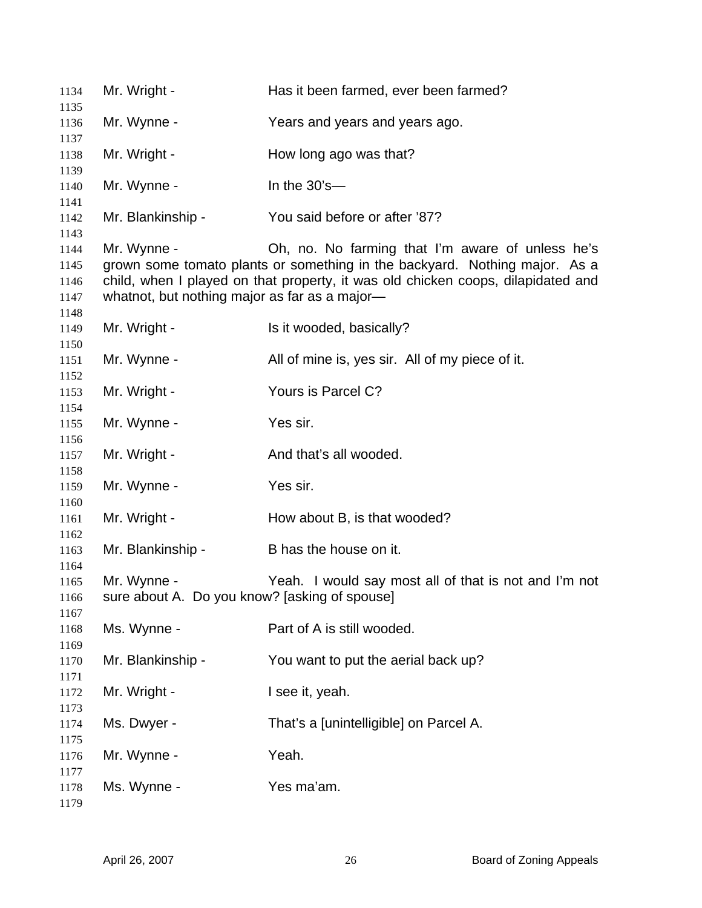Mr. Wright - Has it been farmed, ever been farmed?

Mr. Wynne - Years and years and years ago.

Mr. Wright - How long ago was that?

Mr. Wynne - In the 30's—

Mr. Blankinship - You said before or after '87?

Mr. Wynne - Oh, no. No farming that I'm aware of unless he's grown some tomato plants or something in the backyard. Nothing major. As a child, when I played on that property, it was old chicken coops, dilapidated and whatnot, but nothing major as far as a major—

Mr. Wright - Is it wooded, basically?

Mr. Wynne - All of mine is, yes sir. All of my piece of it.

Mr. Wright - Yours is Parcel C?

Mr. Wynne - Yes sir.

Mr. Wright - And that's all wooded.

Mr. Wynne - Yes sir.

Mr. Wright - How about B, is that wooded?

Mr. Blankinship - B has the house on it.

Mr. Wynne - Yeah. I would say most all of that is not and I'm not sure about A. Do you know? [asking of spouse]

Ms. Wynne - Part of A is still wooded.

Mr. Blankinship - You want to put the aerial back up?

Mr. Wright - I see it, yeah.

Ms. Dwyer - That's a [unintelligible] on Parcel A.

Mr. Wynne - Yeah.

Ms. Wynne - Yes ma'am.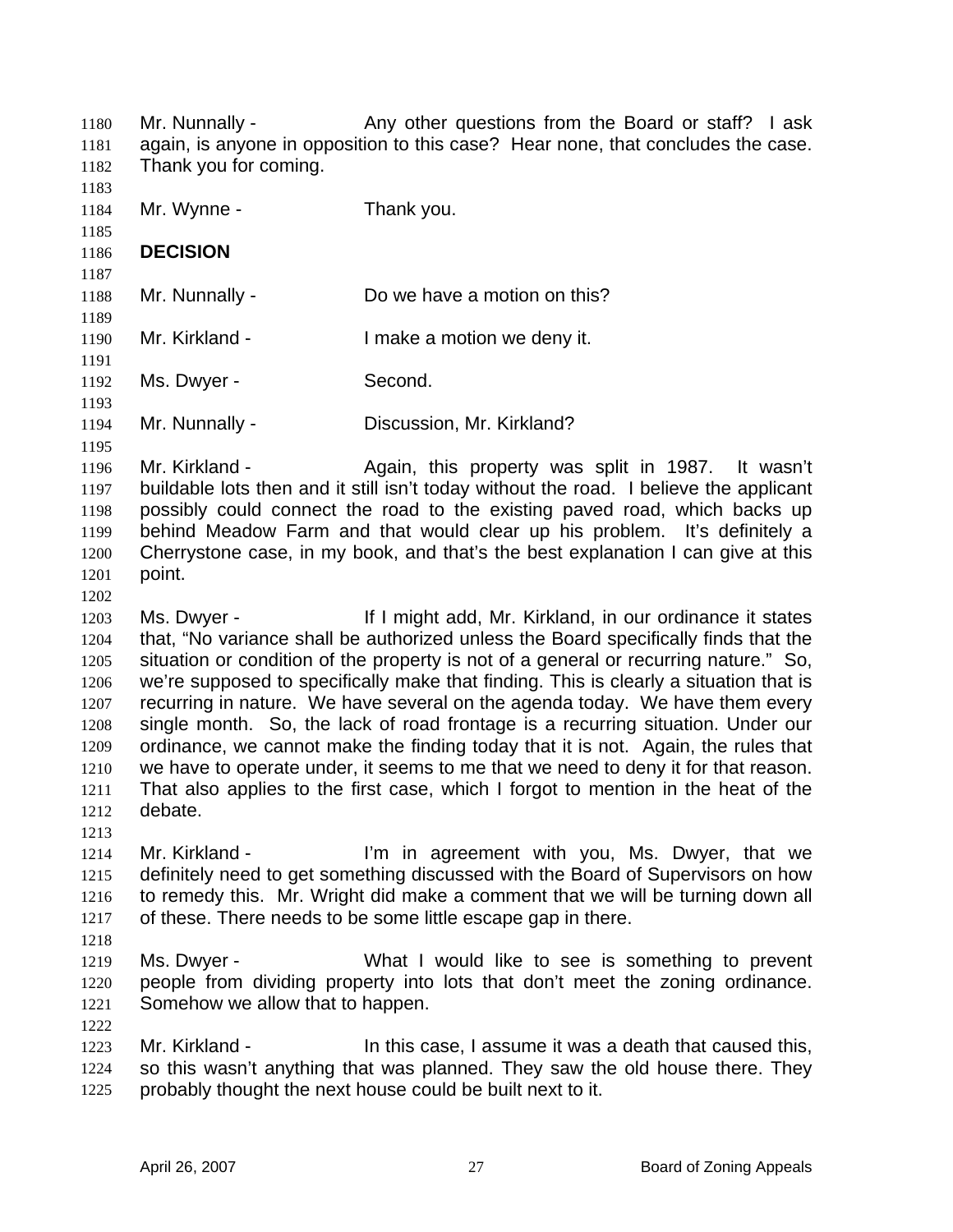Mr. Nunnally - Any other questions from the Board or staff? I ask again, is anyone in opposition to this case? Hear none, that concludes the case. Thank you for coming.

Mr. Wynne - Thank you.

**DECISION**

Mr. Nunnally - Do we have a motion on this?

Mr. Kirkland - I make a motion we deny it.

Ms. Dwyer - Second.

Mr. Nunnally - Discussion, Mr. Kirkland?

Mr. Kirkland - Again, this property was split in 1987. It wasn't buildable lots then and it still isn't today without the road. I believe the applicant possibly could connect the road to the existing paved road, which backs up behind Meadow Farm and that would clear up his problem. It's definitely a Cherrystone case, in my book, and that's the best explanation I can give at this point.

Ms. Dwyer - If I might add, Mr. Kirkland, in our ordinance it states that, "No variance shall be authorized unless the Board specifically finds that the situation or condition of the property is not of a general or recurring nature." So, we're supposed to specifically make that finding. This is clearly a situation that is recurring in nature. We have several on the agenda today. We have them every single month. So, the lack of road frontage is a recurring situation. Under our ordinance, we cannot make the finding today that it is not. Again, the rules that we have to operate under, it seems to me that we need to deny it for that reason. That also applies to the first case, which I forgot to mention in the heat of the debate.

Mr. Kirkland - I'm in agreement with you, Ms. Dwyer, that we definitely need to get something discussed with the Board of Supervisors on how to remedy this. Mr. Wright did make a comment that we will be turning down all of these. There needs to be some little escape gap in there.

Ms. Dwyer - What I would like to see is something to prevent people from dividing property into lots that don't meet the zoning ordinance. Somehow we allow that to happen.

Mr. Kirkland - In this case, I assume it was a death that caused this, so this wasn't anything that was planned. They saw the old house there. They probably thought the next house could be built next to it.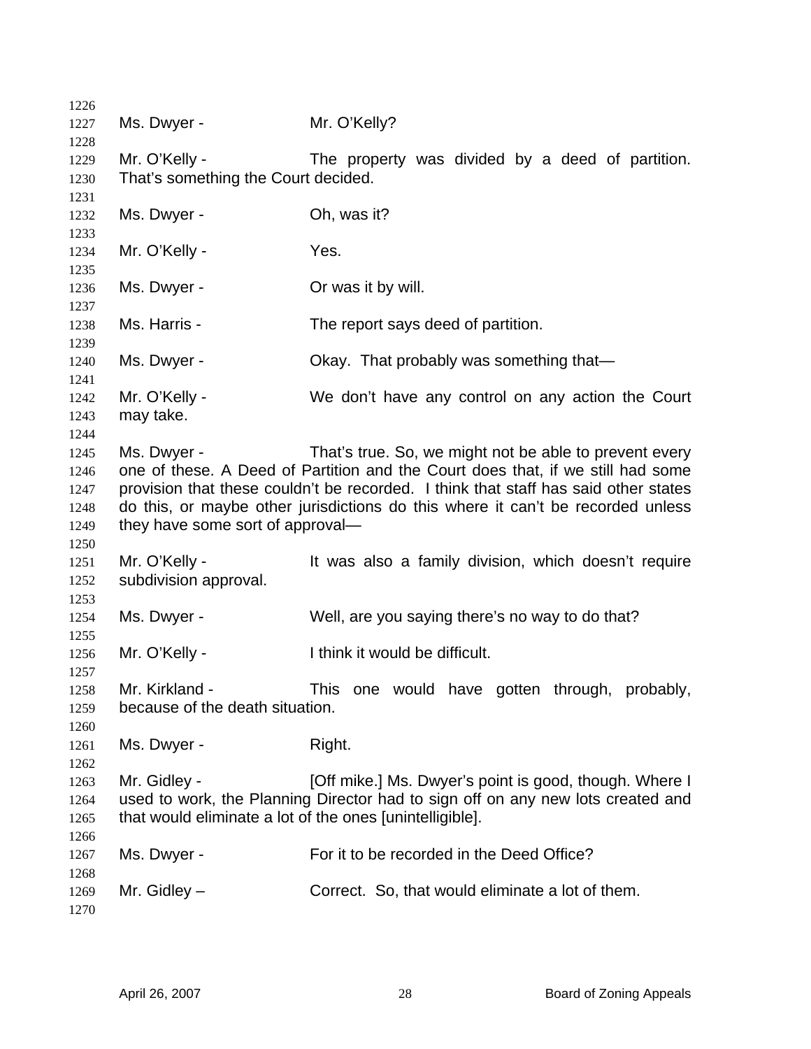Ms. Dwyer - Mr. O'Kelly?

Mr. O'Kelly - The property was divided by a deed of partition. That's something the Court decided.

Ms. Dwyer - Oh, was it?

Mr. O'Kelly - Yes.

Ms. Dwyer - Or was it by will.

Ms. Harris - The report says deed of partition.

Ms. Dwyer - Okay. That probably was something that—

Mr. O'Kelly - We don't have any control on any action the Court may take.

Ms. Dwyer - That's true. So, we might not be able to prevent every one of these. A Deed of Partition and the Court does that, if we still had some provision that these couldn't be recorded. I think that staff has said other states do this, or maybe other jurisdictions do this where it can't be recorded unless they have some sort of approval—

Mr. O'Kelly - It was also a family division, which doesn't require subdivision approval.

Ms. Dwyer - Well, are you saying there's no way to do that?

Mr. O'Kelly - I think it would be difficult.

Mr. Kirkland - This one would have gotten through, probably, because of the death situation.

Ms. Dwyer - Right.

Mr. Gidley - [Off mike.] Ms. Dwyer's point is good, though. Where I used to work, the Planning Director had to sign off on any new lots created and that would eliminate a lot of the ones [unintelligible].

Ms. Dwyer - For it to be recorded in the Deed Office?

Mr. Gidley – Correct. So, that would eliminate a lot of them.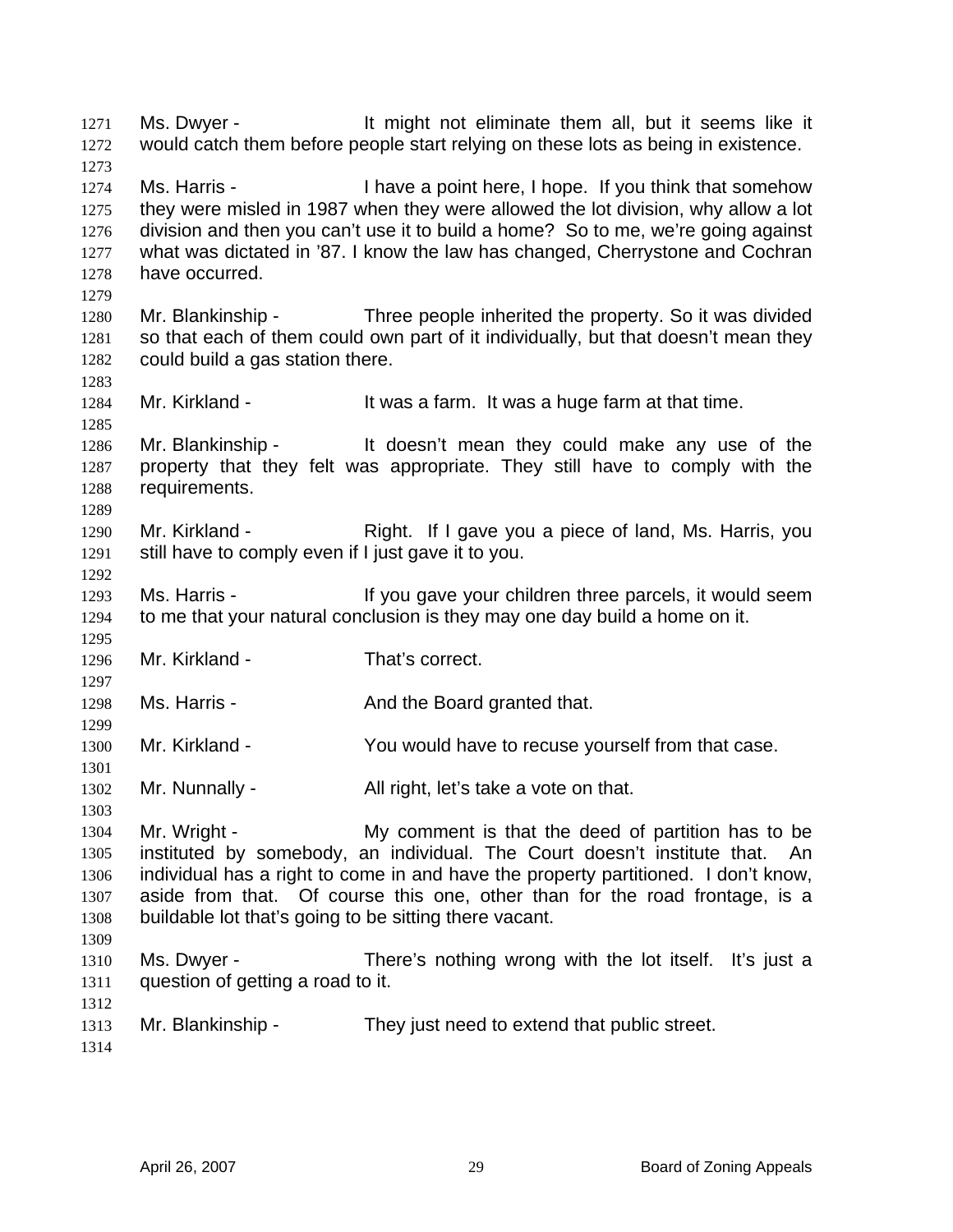1271 Ms. Dwyer - It might not eliminate them all, but it seems like it
1272 would catch them before people start relying on these lots as being in existence.
1273
1274 Ms. Harris - I have a point here, I hope. If you think that somehow
1275 they were misled in 1987 when they were allowed the lot division, why allow a lot
1276 division and then you can't use it to build a home? So to me, we're going against
1277 what was dictated in '87. I know the law has changed, Cherrystone and Cochran
1278 have occurred.
1279
1280 Mr. Blankinship - Three people inherited the property. So it was divided
1281 so that each of them could own part of it individually, but that doesn't mean they
1282 could build a gas station there.
1283
1284 Mr. Kirkland - It was a farm. It was a huge farm at that time.
1285
1286 Mr. Blankinship - It doesn't mean they could make any use of the
1287 property that they felt was appropriate. They still have to comply with the
1288 requirements.
1289
1290 Mr. Kirkland - Right. If I gave you a piece of land, Ms. Harris, you
1291 still have to comply even if I just gave it to you.
1292
1293 Ms. Harris - If you gave your children three parcels, it would seem
1294 to me that your natural conclusion is they may one day build a home on it.
1295
1296 Mr. Kirkland - That's correct.
1297
1298 Ms. Harris - And the Board granted that.
1299
1300 Mr. Kirkland - You would have to recuse yourself from that case.
1301
1302 Mr. Nunnally - All right, let's take a vote on that.
1303
1304 Mr. Wright - My comment is that the deed of partition has to be
1305 instituted by somebody, an individual. The Court doesn't institute that. An
1306 individual has a right to come in and have the property partitioned. I don't know,
1307 aside from that. Of course this one, other than for the road frontage, is a
1308 buildable lot that's going to be sitting there vacant.
1309
1310 Ms. Dwyer - There's nothing wrong with the lot itself. It's just a
1311 question of getting a road to it.
1312
1313 Mr. Blankinship - They just need to extend that public street.
1314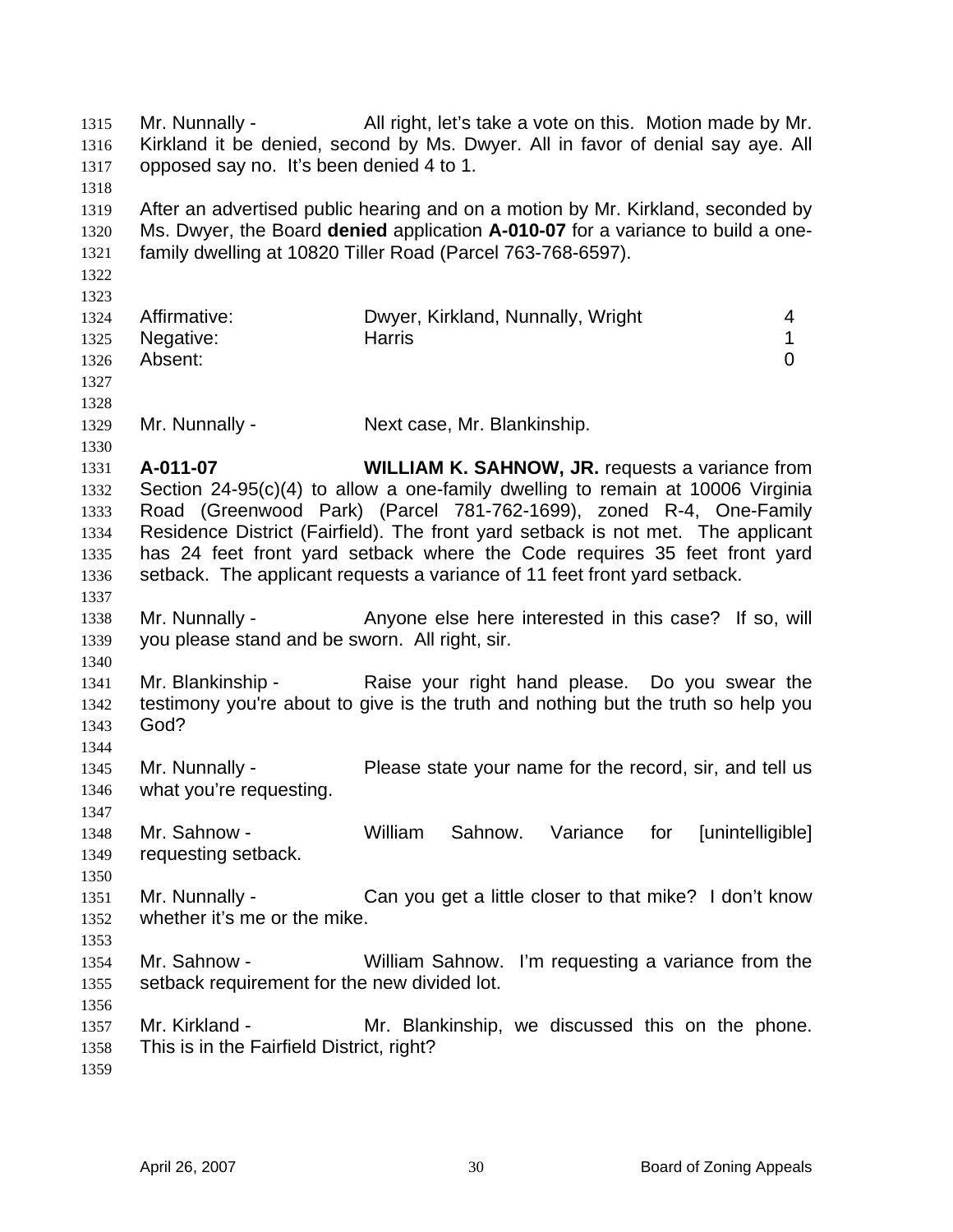Mr. Nunnally - All right, let's take a vote on this. Motion made by Mr. Kirkland it be denied, second by Ms. Dwyer. All in favor of denial say aye. All opposed say no. It's been denied 4 to 1.

After an advertised public hearing and on a motion by Mr. Kirkland, seconded by Ms. Dwyer, the Board **denied** application **A-010-07** for a variance to build a one-family dwelling at 10820 Tiller Road (Parcel 763-768-6597).

| | | |
|---|---|---|
| Affirmative: | Dwyer, Kirkland, Nunnally, Wright | 4 |
| Negative: | Harris | 1 |
| Absent: | | 0 |

Mr. Nunnally - Next case, Mr. Blankinship.

**A-011-07** **WILLIAM K. SAHNOW, JR.** requests a variance from Section 24-95(c)(4) to allow a one-family dwelling to remain at 10006 Virginia Road (Greenwood Park) (Parcel 781-762-1699), zoned R-4, One-Family Residence District (Fairfield). The front yard setback is not met. The applicant has 24 feet front yard setback where the Code requires 35 feet front yard setback. The applicant requests a variance of 11 feet front yard setback.

Mr. Nunnally - Anyone else here interested in this case? If so, will you please stand and be sworn. All right, sir.

Mr. Blankinship - Raise your right hand please. Do you swear the testimony you're about to give is the truth and nothing but the truth so help you God?

Mr. Nunnally - Please state your name for the record, sir, and tell us what you're requesting.

Mr. Sahnow - William Sahnow. Variance for [unintelligible] requesting setback.

Mr. Nunnally - Can you get a little closer to that mike? I don't know whether it's me or the mike.

Mr. Sahnow - William Sahnow. I'm requesting a variance from the setback requirement for the new divided lot.

Mr. Kirkland - Mr. Blankinship, we discussed this on the phone. This is in the Fairfield District, right?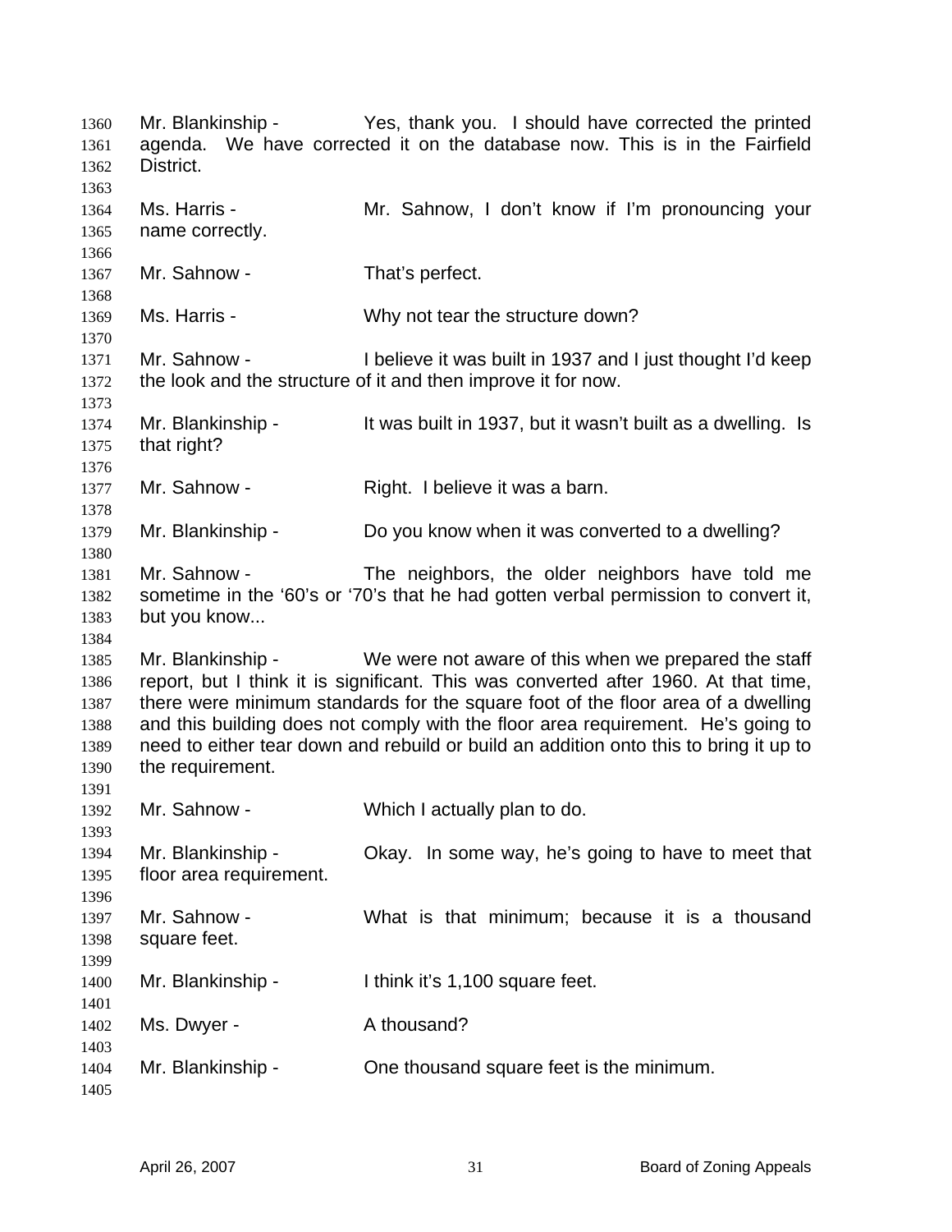Mr. Blankinship - Yes, thank you. I should have corrected the printed agenda. We have corrected it on the database now. This is in the Fairfield District.

Ms. Harris - Mr. Sahnow, I don't know if I'm pronouncing your name correctly.

Mr. Sahnow - That's perfect.

Ms. Harris - Why not tear the structure down?

Mr. Sahnow - I believe it was built in 1937 and I just thought I'd keep the look and the structure of it and then improve it for now.

Mr. Blankinship - It was built in 1937, but it wasn't built as a dwelling. Is that right?

Mr. Sahnow - Right. I believe it was a barn.

Mr. Blankinship - Do you know when it was converted to a dwelling?

Mr. Sahnow - The neighbors, the older neighbors have told me sometime in the '60's or '70's that he had gotten verbal permission to convert it, but you know...

Mr. Blankinship - We were not aware of this when we prepared the staff report, but I think it is significant. This was converted after 1960. At that time, there were minimum standards for the square foot of the floor area of a dwelling and this building does not comply with the floor area requirement. He's going to need to either tear down and rebuild or build an addition onto this to bring it up to the requirement.

Mr. Sahnow - Which I actually plan to do.

Mr. Blankinship - Okay. In some way, he's going to have to meet that floor area requirement.

Mr. Sahnow - What is that minimum; because it is a thousand square feet.

Mr. Blankinship - I think it's 1,100 square feet.

Ms. Dwyer - A thousand?

Mr. Blankinship - One thousand square feet is the minimum.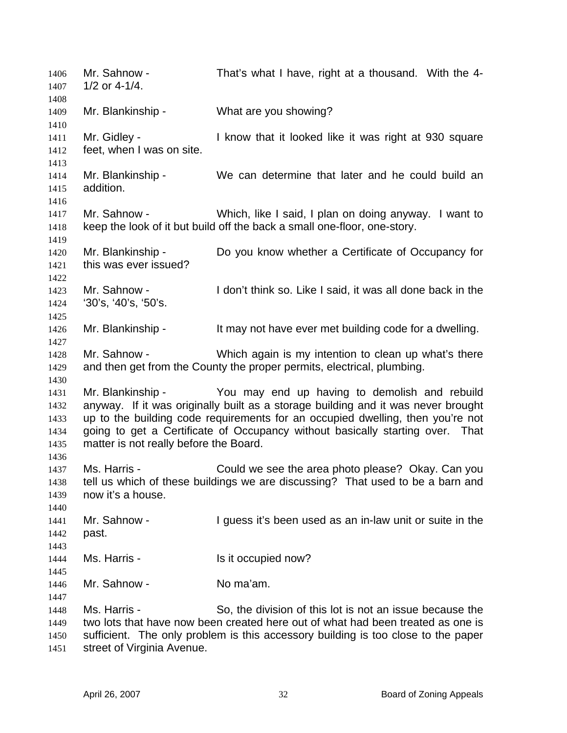Mr. Sahnow - That's what I have, right at a thousand. With the 4-1/2 or 4-1/4.

Mr. Blankinship - What are you showing?

Mr. Gidley - I know that it looked like it was right at 930 square feet, when I was on site.

Mr. Blankinship - We can determine that later and he could build an addition.

Mr. Sahnow - Which, like I said, I plan on doing anyway. I want to keep the look of it but build off the back a small one-floor, one-story.

Mr. Blankinship - Do you know whether a Certificate of Occupancy for this was ever issued?

Mr. Sahnow - I don't think so. Like I said, it was all done back in the '30's, '40's, '50's.

Mr. Blankinship - It may not have ever met building code for a dwelling.

Mr. Sahnow - Which again is my intention to clean up what's there and then get from the County the proper permits, electrical, plumbing.

Mr. Blankinship - You may end up having to demolish and rebuild anyway. If it was originally built as a storage building and it was never brought up to the building code requirements for an occupied dwelling, then you're not going to get a Certificate of Occupancy without basically starting over. That matter is not really before the Board.

Ms. Harris - Could we see the area photo please? Okay. Can you tell us which of these buildings we are discussing? That used to be a barn and now it's a house.

Mr. Sahnow - I guess it's been used as an in-law unit or suite in the past.

Ms. Harris - Is it occupied now?

Mr. Sahnow - No ma'am.

Ms. Harris - So, the division of this lot is not an issue because the two lots that have now been created here out of what had been treated as one is sufficient. The only problem is this accessory building is too close to the paper street of Virginia Avenue.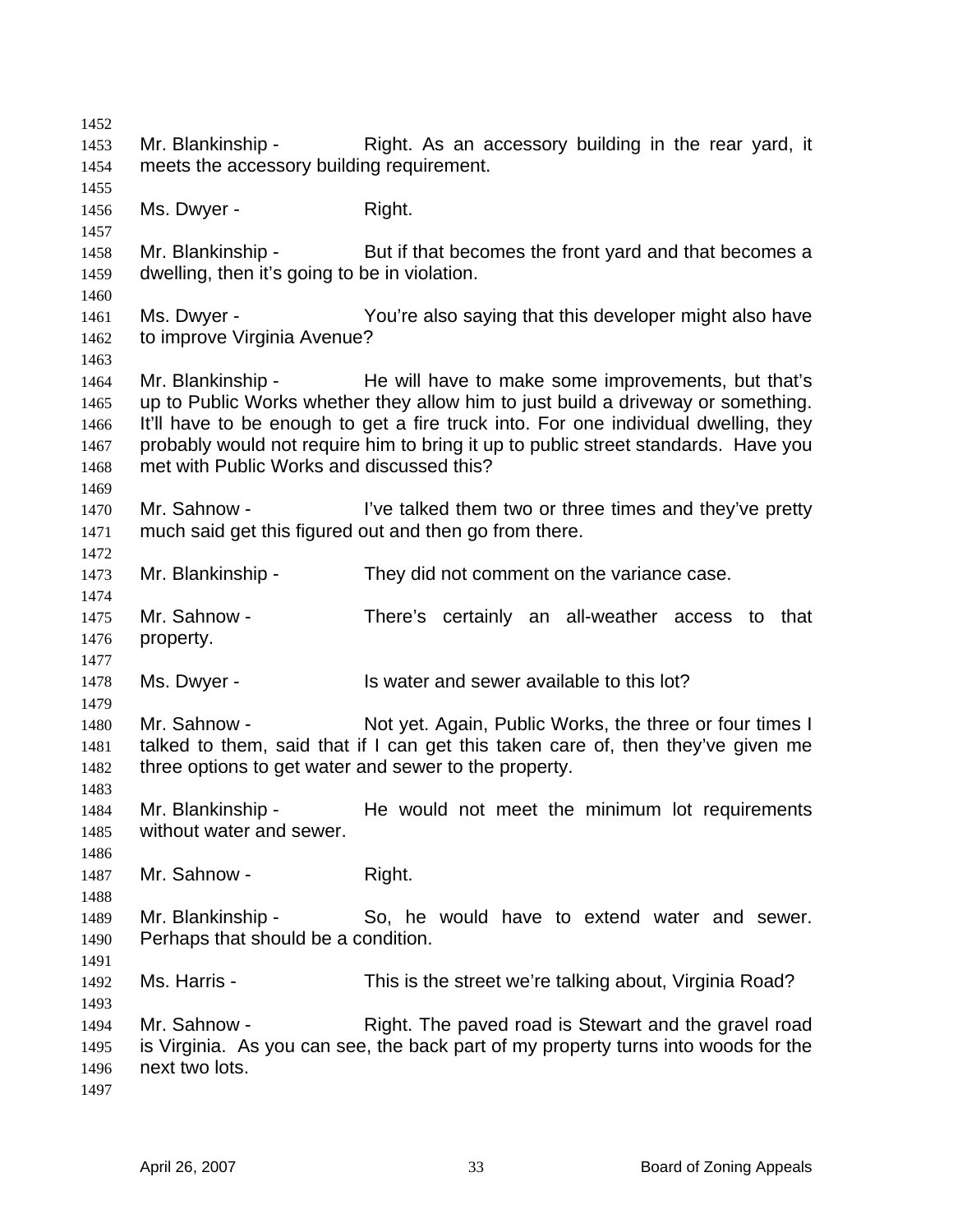Mr. Blankinship - Right. As an accessory building in the rear yard, it meets the accessory building requirement.

Ms. Dwyer - Right.

Mr. Blankinship - But if that becomes the front yard and that becomes a dwelling, then it's going to be in violation.

Ms. Dwyer - You're also saying that this developer might also have to improve Virginia Avenue?

Mr. Blankinship - He will have to make some improvements, but that's up to Public Works whether they allow him to just build a driveway or something. It'll have to be enough to get a fire truck into. For one individual dwelling, they probably would not require him to bring it up to public street standards. Have you met with Public Works and discussed this?

Mr. Sahnow - I've talked them two or three times and they've pretty much said get this figured out and then go from there.

Mr. Blankinship - They did not comment on the variance case.

Mr. Sahnow - There's certainly an all-weather access to that property.

Ms. Dwyer - Is water and sewer available to this lot?

Mr. Sahnow - Not yet. Again, Public Works, the three or four times I talked to them, said that if I can get this taken care of, then they've given me three options to get water and sewer to the property.

Mr. Blankinship - He would not meet the minimum lot requirements without water and sewer.

Mr. Sahnow - Right.

Mr. Blankinship - So, he would have to extend water and sewer. Perhaps that should be a condition.

Ms. Harris - This is the street we're talking about, Virginia Road?

Mr. Sahnow - Right. The paved road is Stewart and the gravel road is Virginia. As you can see, the back part of my property turns into woods for the next two lots.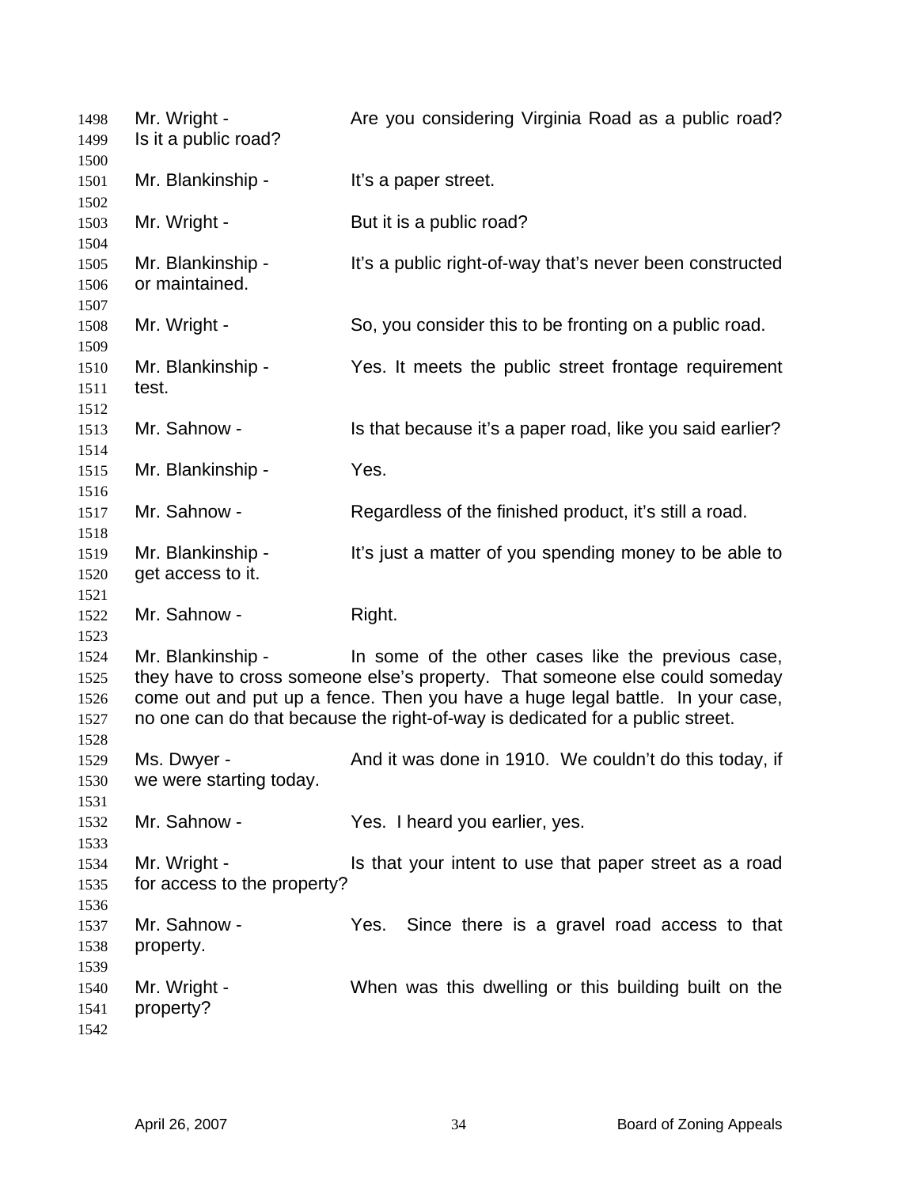Mr. Wright - Are you considering Virginia Road as a public road? Is it a public road?

Mr. Blankinship - It's a paper street.

Mr. Wright - But it is a public road?

Mr. Blankinship - It's a public right-of-way that's never been constructed or maintained.

Mr. Wright - So, you consider this to be fronting on a public road.

Mr. Blankinship - Yes. It meets the public street frontage requirement test.

Mr. Sahnow - Is that because it's a paper road, like you said earlier?

Mr. Blankinship - Yes.

Mr. Sahnow - Regardless of the finished product, it's still a road.

Mr. Blankinship - It's just a matter of you spending money to be able to get access to it.

Mr. Sahnow - Right.

Mr. Blankinship - In some of the other cases like the previous case, they have to cross someone else's property. That someone else could someday come out and put up a fence. Then you have a huge legal battle. In your case, no one can do that because the right-of-way is dedicated for a public street.

Ms. Dwyer - And it was done in 1910. We couldn't do this today, if we were starting today.

Mr. Sahnow - Yes. I heard you earlier, yes.

Mr. Wright - Is that your intent to use that paper street as a road for access to the property?

Mr. Sahnow - Yes. Since there is a gravel road access to that property.

Mr. Wright - When was this dwelling or this building built on the property?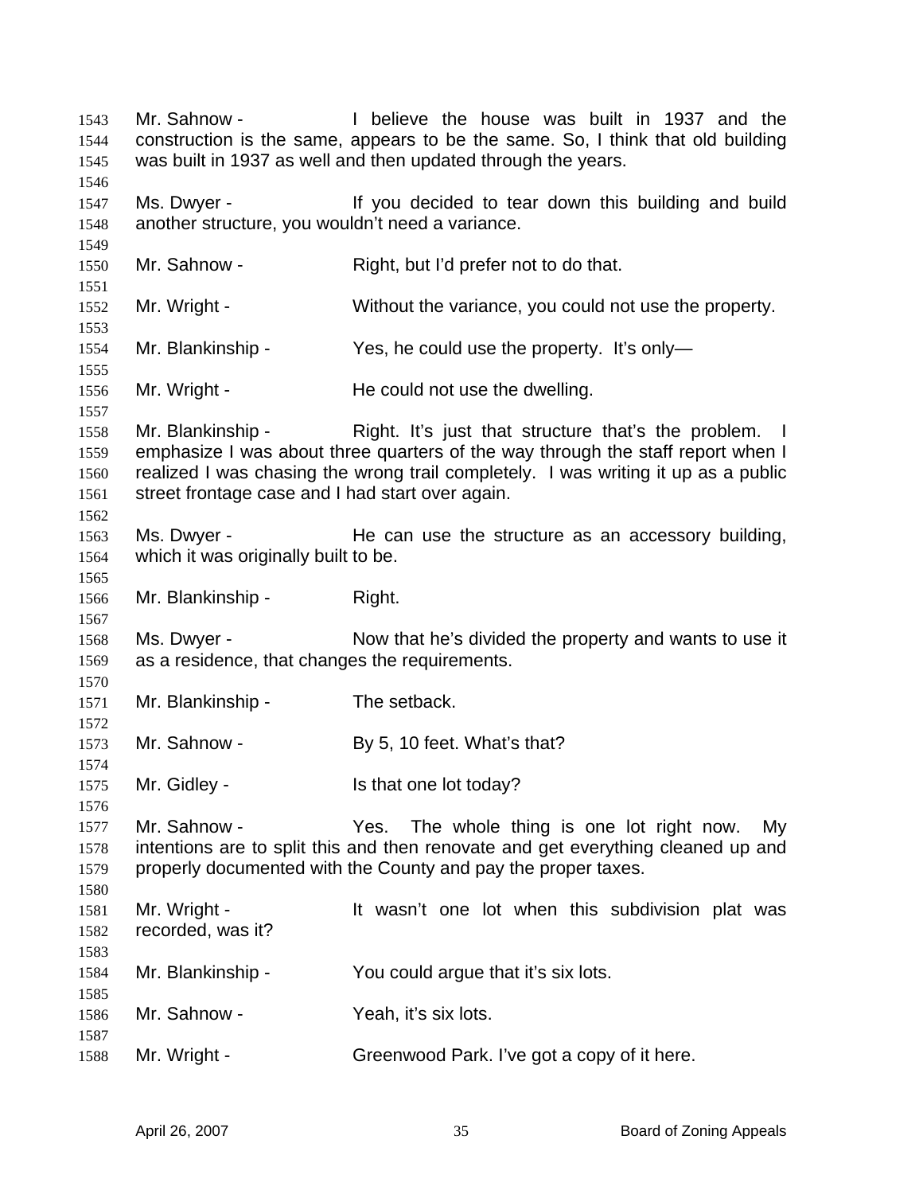Mr. Sahnow - I believe the house was built in 1937 and the construction is the same, appears to be the same. So, I think that old building was built in 1937 as well and then updated through the years.

Ms. Dwyer - If you decided to tear down this building and build another structure, you wouldn't need a variance.

Mr. Sahnow - Right, but I'd prefer not to do that.

Mr. Wright - Without the variance, you could not use the property.

Mr. Blankinship - Yes, he could use the property. It's only—

Mr. Wright - He could not use the dwelling.

Mr. Blankinship - Right. It's just that structure that's the problem. I emphasize I was about three quarters of the way through the staff report when I realized I was chasing the wrong trail completely. I was writing it up as a public street frontage case and I had start over again.

Ms. Dwyer - He can use the structure as an accessory building, which it was originally built to be.

Mr. Blankinship - Right.

Ms. Dwyer - Now that he's divided the property and wants to use it as a residence, that changes the requirements.

Mr. Blankinship - The setback.

Mr. Sahnow - By 5, 10 feet. What's that?

Mr. Gidley - Is that one lot today?

Mr. Sahnow - Yes. The whole thing is one lot right now. My intentions are to split this and then renovate and get everything cleaned up and properly documented with the County and pay the proper taxes.

Mr. Wright - It wasn't one lot when this subdivision plat was recorded, was it?

Mr. Blankinship - You could argue that it's six lots.

Mr. Sahnow - Yeah, it's six lots.

Mr. Wright - Greenwood Park. I've got a copy of it here.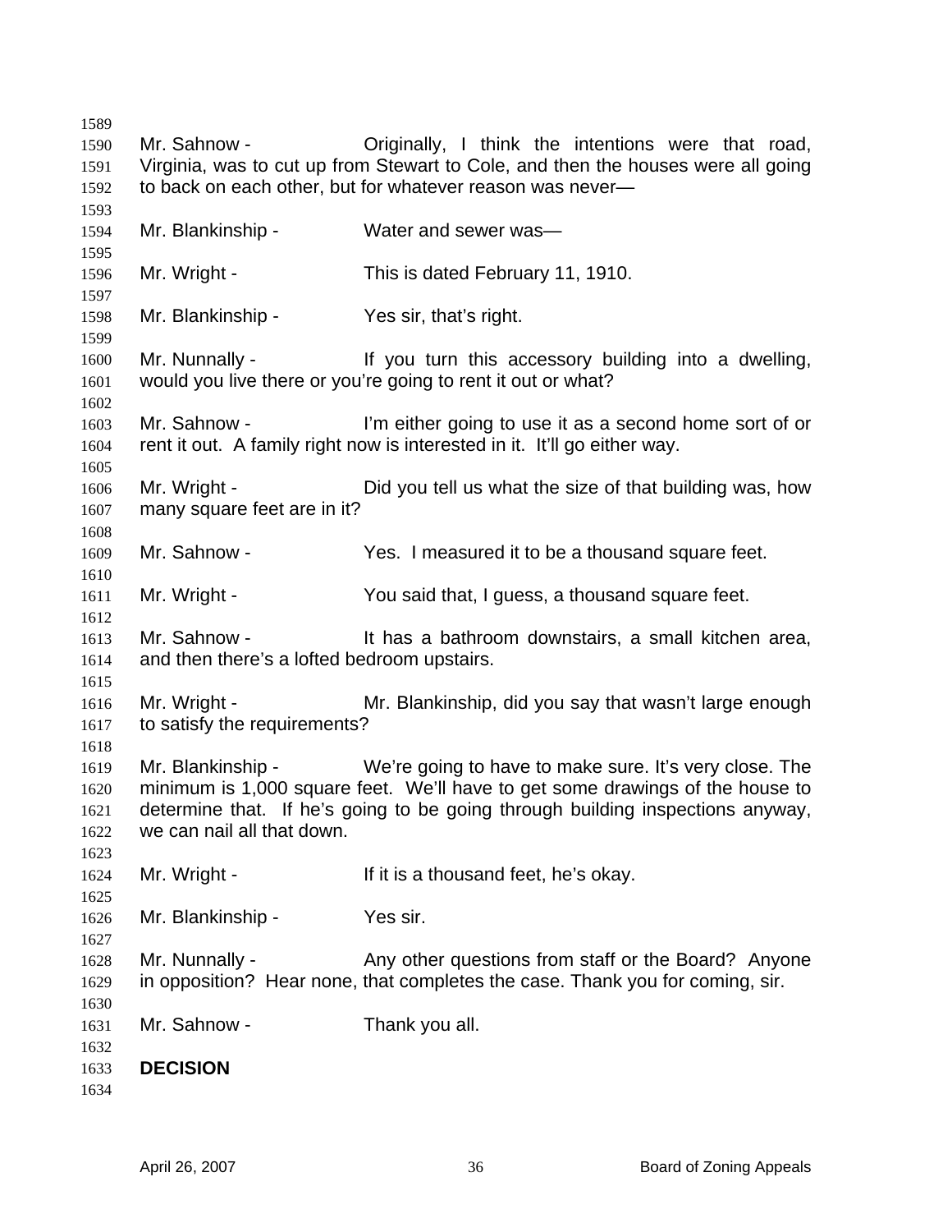Mr. Sahnow - Originally, I think the intentions were that road, Virginia, was to cut up from Stewart to Cole, and then the houses were all going to back on each other, but for whatever reason was never—

Mr. Blankinship - Water and sewer was—

Mr. Wright - This is dated February 11, 1910.

Mr. Blankinship - Yes sir, that's right.

Mr. Nunnally - If you turn this accessory building into a dwelling, would you live there or you're going to rent it out or what?

Mr. Sahnow - I'm either going to use it as a second home sort of or rent it out. A family right now is interested in it. It'll go either way.

Mr. Wright - Did you tell us what the size of that building was, how many square feet are in it?

Mr. Sahnow - Yes. I measured it to be a thousand square feet.

Mr. Wright - You said that, I guess, a thousand square feet.

Mr. Sahnow - It has a bathroom downstairs, a small kitchen area, and then there's a lofted bedroom upstairs.

Mr. Wright - Mr. Blankinship, did you say that wasn't large enough to satisfy the requirements?

Mr. Blankinship - We're going to have to make sure. It's very close. The minimum is 1,000 square feet. We'll have to get some drawings of the house to determine that. If he's going to be going through building inspections anyway, we can nail all that down.

Mr. Wright - If it is a thousand feet, he's okay.

Mr. Blankinship - Yes sir.

Mr. Nunnally - Any other questions from staff or the Board? Anyone in opposition? Hear none, that completes the case. Thank you for coming, sir.

Mr. Sahnow - Thank you all.

**DECISION**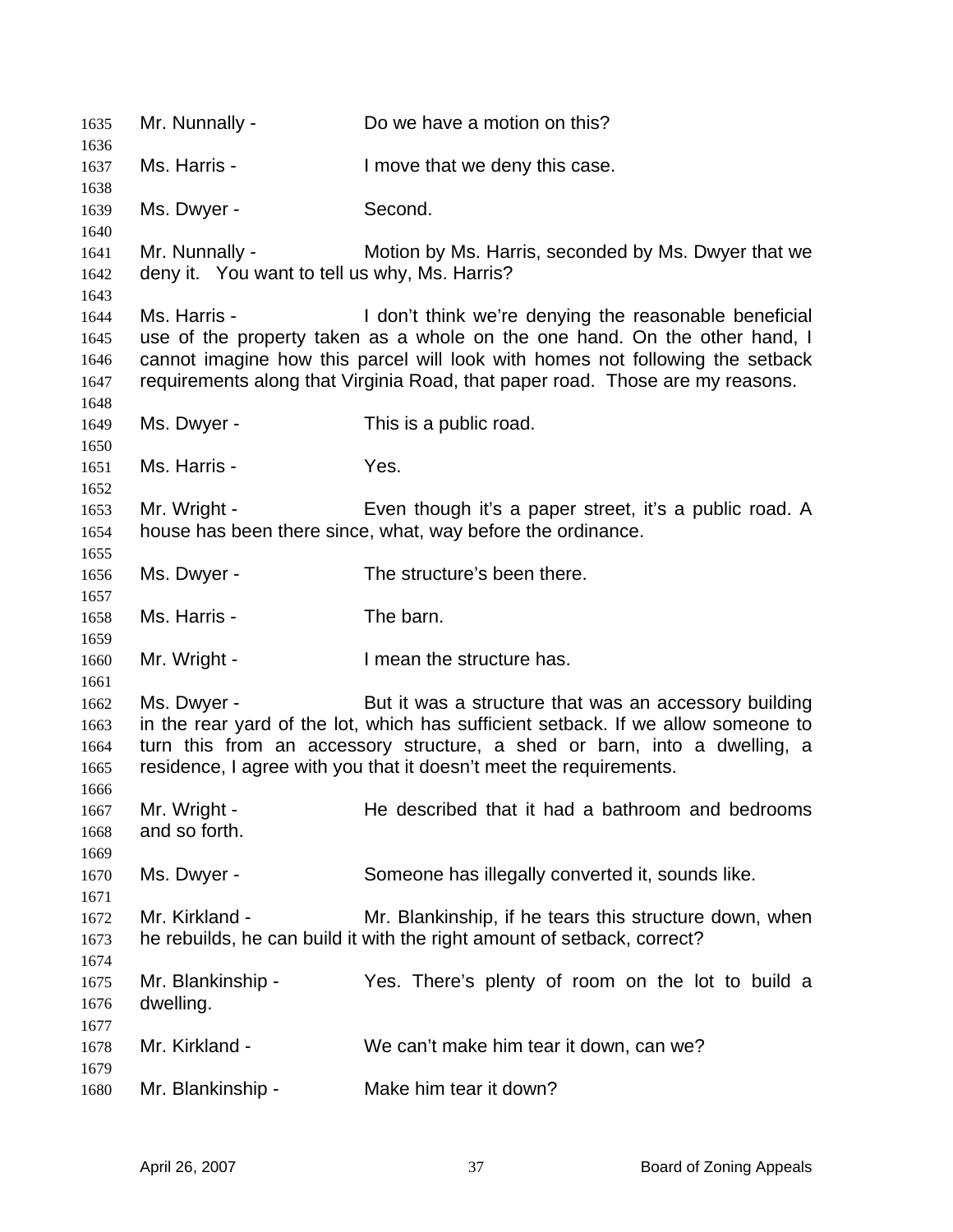Mr. Nunnally - Do we have a motion on this?

Ms. Harris - I move that we deny this case.

Ms. Dwyer - Second.

Mr. Nunnally - Motion by Ms. Harris, seconded by Ms. Dwyer that we deny it. You want to tell us why, Ms. Harris?

Ms. Harris - I don't think we're denying the reasonable beneficial use of the property taken as a whole on the one hand. On the other hand, I cannot imagine how this parcel will look with homes not following the setback requirements along that Virginia Road, that paper road. Those are my reasons.

Ms. Dwyer - This is a public road.

Ms. Harris - Yes.

Mr. Wright - Even though it's a paper street, it's a public road. A house has been there since, what, way before the ordinance.

Ms. Dwyer - The structure's been there.

Ms. Harris - The barn.

Mr. Wright - I mean the structure has.

Ms. Dwyer - But it was a structure that was an accessory building in the rear yard of the lot, which has sufficient setback. If we allow someone to turn this from an accessory structure, a shed or barn, into a dwelling, a residence, I agree with you that it doesn't meet the requirements.

Mr. Wright - He described that it had a bathroom and bedrooms and so forth.

Ms. Dwyer - Someone has illegally converted it, sounds like.

Mr. Kirkland - Mr. Blankinship, if he tears this structure down, when he rebuilds, he can build it with the right amount of setback, correct?

Mr. Blankinship - Yes. There's plenty of room on the lot to build a dwelling.

Mr. Kirkland - We can't make him tear it down, can we?

Mr. Blankinship - Make him tear it down?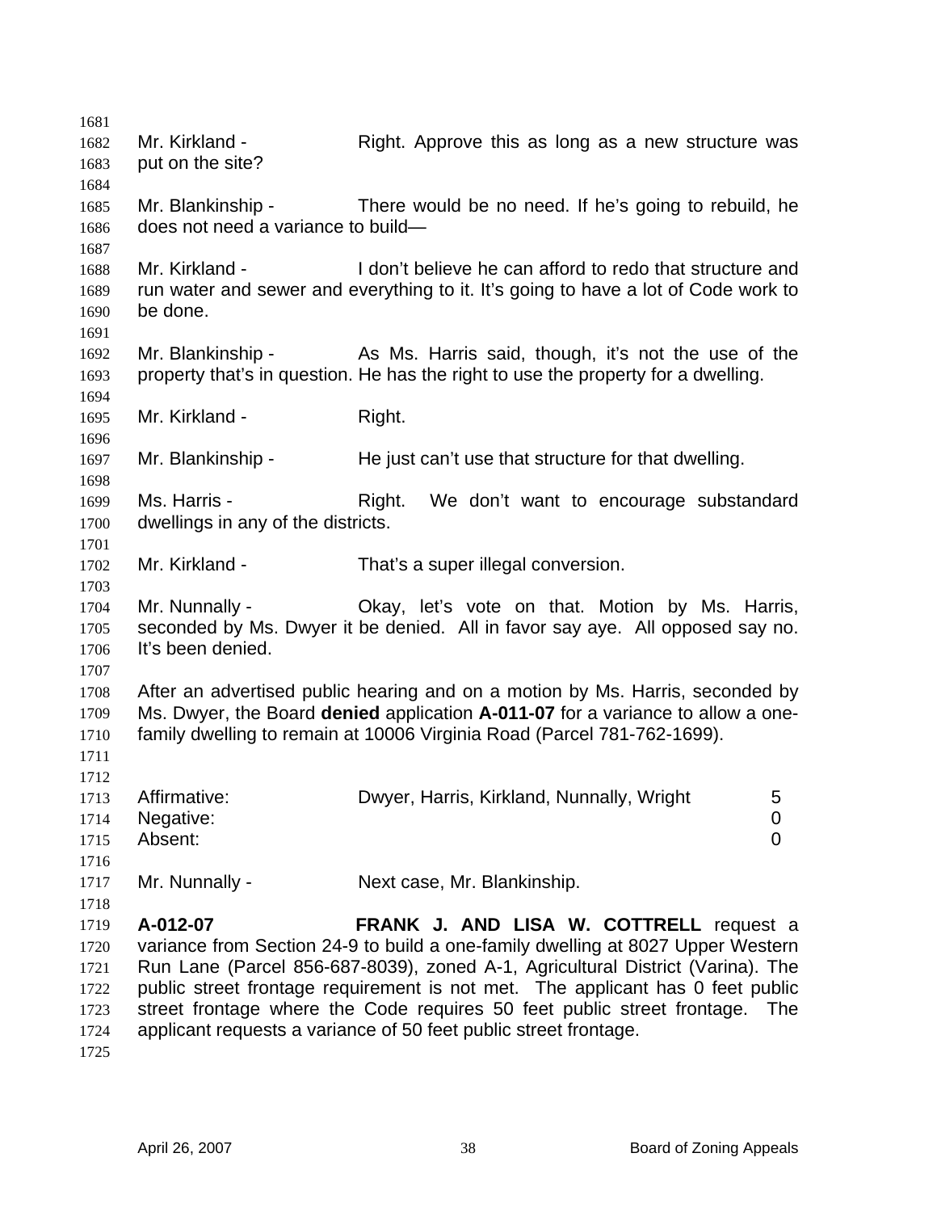Mr. Kirkland - Right. Approve this as long as a new structure was put on the site?

Mr. Blankinship - There would be no need. If he's going to rebuild, he does not need a variance to build—

Mr. Kirkland - I don't believe he can afford to redo that structure and run water and sewer and everything to it. It's going to have a lot of Code work to be done.

Mr. Blankinship - As Ms. Harris said, though, it's not the use of the property that's in question. He has the right to use the property for a dwelling.

Mr. Kirkland - Right.

Mr. Blankinship - He just can't use that structure for that dwelling.

Ms. Harris - Right. We don't want to encourage substandard dwellings in any of the districts.

Mr. Kirkland - That's a super illegal conversion.

Mr. Nunnally - Okay, let's vote on that. Motion by Ms. Harris, seconded by Ms. Dwyer it be denied. All in favor say aye. All opposed say no. It's been denied.

After an advertised public hearing and on a motion by Ms. Harris, seconded by Ms. Dwyer, the Board **denied** application **A-011-07** for a variance to allow a one-family dwelling to remain at 10006 Virginia Road (Parcel 781-762-1699).

| | | |
|---|---|---|
| Affirmative: | Dwyer, Harris, Kirkland, Nunnally, Wright | 5 |
| Negative: | | 0 |
| Absent: | | 0 |

Mr. Nunnally - Next case, Mr. Blankinship.

**A-012-07** **FRANK J. AND LISA W. COTTRELL** request a variance from Section 24-9 to build a one-family dwelling at 8027 Upper Western Run Lane (Parcel 856-687-8039), zoned A-1, Agricultural District (Varina). The public street frontage requirement is not met. The applicant has 0 feet public street frontage where the Code requires 50 feet public street frontage. The applicant requests a variance of 50 feet public street frontage.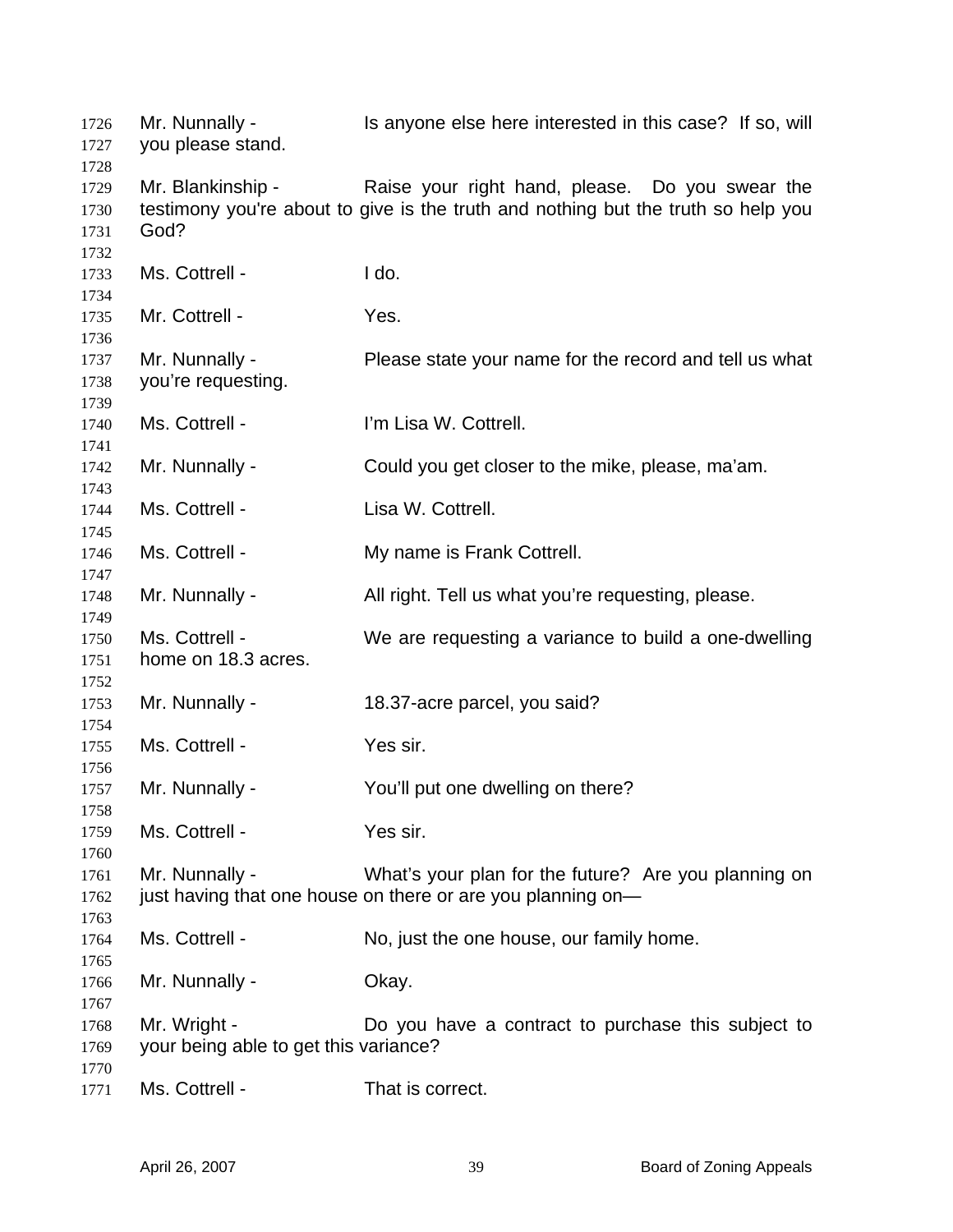Mr. Nunnally - Is anyone else here interested in this case? If so, will you please stand.

Mr. Blankinship - Raise your right hand, please. Do you swear the testimony you're about to give is the truth and nothing but the truth so help you God?

Ms. Cottrell - I do.

Mr. Cottrell - Yes.

Mr. Nunnally - Please state your name for the record and tell us what you're requesting.

Ms. Cottrell - I'm Lisa W. Cottrell.

Mr. Nunnally - Could you get closer to the mike, please, ma'am.

Ms. Cottrell - Lisa W. Cottrell.

Ms. Cottrell - My name is Frank Cottrell.

Mr. Nunnally - All right. Tell us what you're requesting, please.

Ms. Cottrell - We are requesting a variance to build a one-dwelling home on 18.3 acres.

Mr. Nunnally - 18.37-acre parcel, you said?

Ms. Cottrell - Yes sir.

Mr. Nunnally - You'll put one dwelling on there?

Ms. Cottrell - Yes sir.

Mr. Nunnally - What's your plan for the future? Are you planning on just having that one house on there or are you planning on—

Ms. Cottrell - No, just the one house, our family home.

Mr. Nunnally - Okay.

Mr. Wright - Do you have a contract to purchase this subject to your being able to get this variance?

Ms. Cottrell - That is correct.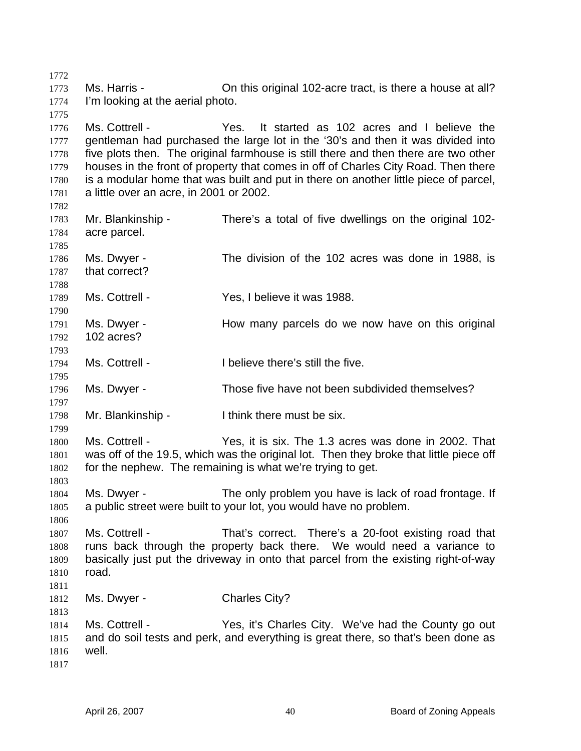Ms. Harris - On this original 102-acre tract, is there a house at all? I'm looking at the aerial photo.

Ms. Cottrell - Yes. It started as 102 acres and I believe the gentleman had purchased the large lot in the '30's and then it was divided into five plots then. The original farmhouse is still there and then there are two other houses in the front of property that comes in off of Charles City Road. Then there is a modular home that was built and put in there on another little piece of parcel, a little over an acre, in 2001 or 2002.

Mr. Blankinship - There's a total of five dwellings on the original 102-acre parcel.

Ms. Dwyer - The division of the 102 acres was done in 1988, is that correct?

Ms. Cottrell - Yes, I believe it was 1988.

Ms. Dwyer - How many parcels do we now have on this original 102 acres?

Ms. Cottrell - I believe there's still the five.

Ms. Dwyer - Those five have not been subdivided themselves?

Mr. Blankinship - I think there must be six.

Ms. Cottrell - Yes, it is six. The 1.3 acres was done in 2002. That was off of the 19.5, which was the original lot. Then they broke that little piece off for the nephew. The remaining is what we're trying to get.

Ms. Dwyer - The only problem you have is lack of road frontage. If a public street were built to your lot, you would have no problem.

Ms. Cottrell - That's correct. There's a 20-foot existing road that runs back through the property back there. We would need a variance to basically just put the driveway in onto that parcel from the existing right-of-way road.

Ms. Dwyer - Charles City?

Ms. Cottrell - Yes, it's Charles City. We've had the County go out and do soil tests and perk, and everything is great there, so that's been done as well.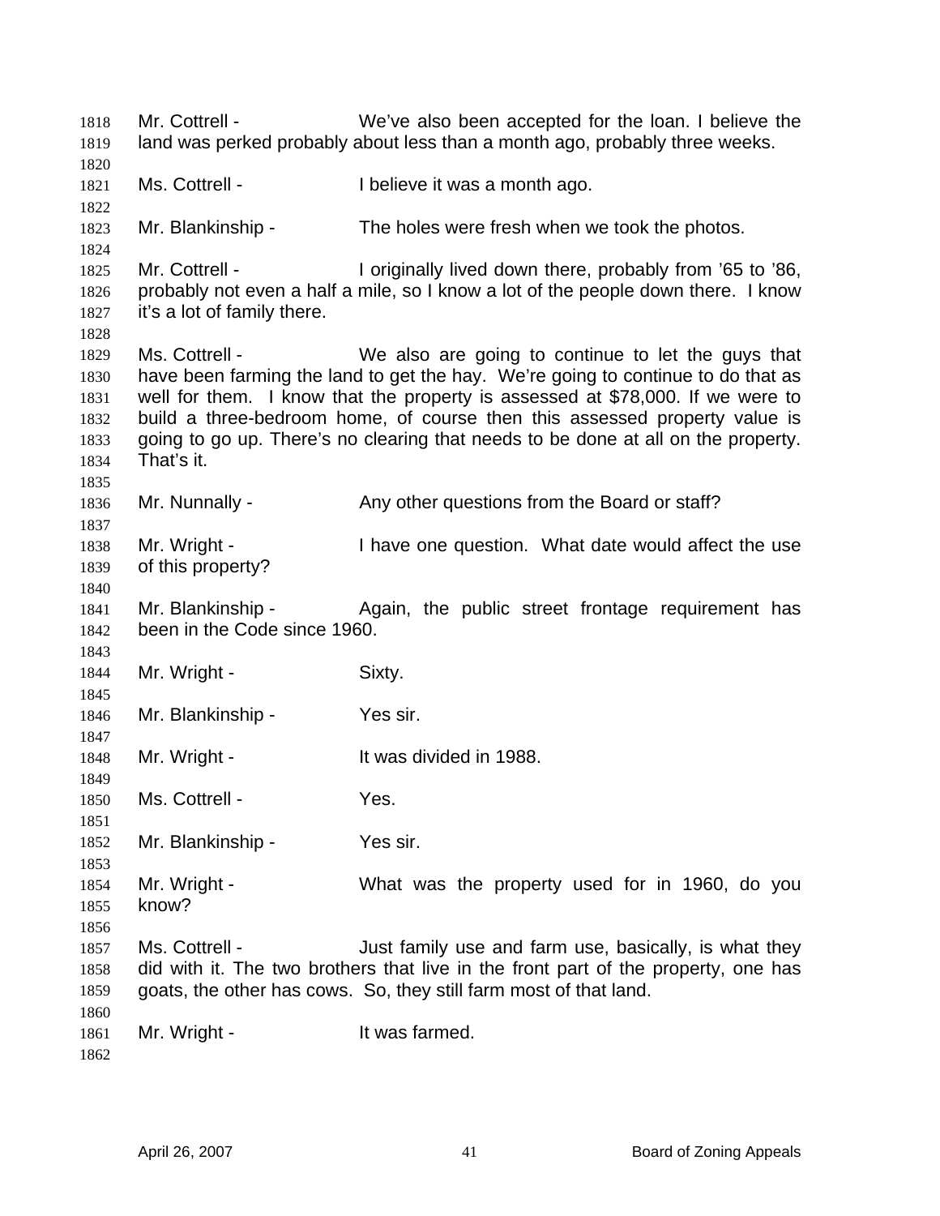Mr. Cottrell - We've also been accepted for the loan. I believe the land was perked probably about less than a month ago, probably three weeks.

Ms. Cottrell - I believe it was a month ago.

Mr. Blankinship - The holes were fresh when we took the photos.

Mr. Cottrell - I originally lived down there, probably from '65 to '86, probably not even a half a mile, so I know a lot of the people down there. I know it's a lot of family there.

Ms. Cottrell - We also are going to continue to let the guys that have been farming the land to get the hay. We're going to continue to do that as well for them. I know that the property is assessed at $78,000. If we were to build a three-bedroom home, of course then this assessed property value is going to go up. There's no clearing that needs to be done at all on the property. That's it.

Mr. Nunnally - Any other questions from the Board or staff?

Mr. Wright - I have one question. What date would affect the use of this property?

Mr. Blankinship - Again, the public street frontage requirement has been in the Code since 1960.

Mr. Wright - Sixty.

Mr. Blankinship - Yes sir.

Mr. Wright - It was divided in 1988.

Ms. Cottrell - Yes.

Mr. Blankinship - Yes sir.

Mr. Wright - What was the property used for in 1960, do you know?

Ms. Cottrell - Just family use and farm use, basically, is what they did with it. The two brothers that live in the front part of the property, one has goats, the other has cows. So, they still farm most of that land.

Mr. Wright - It was farmed.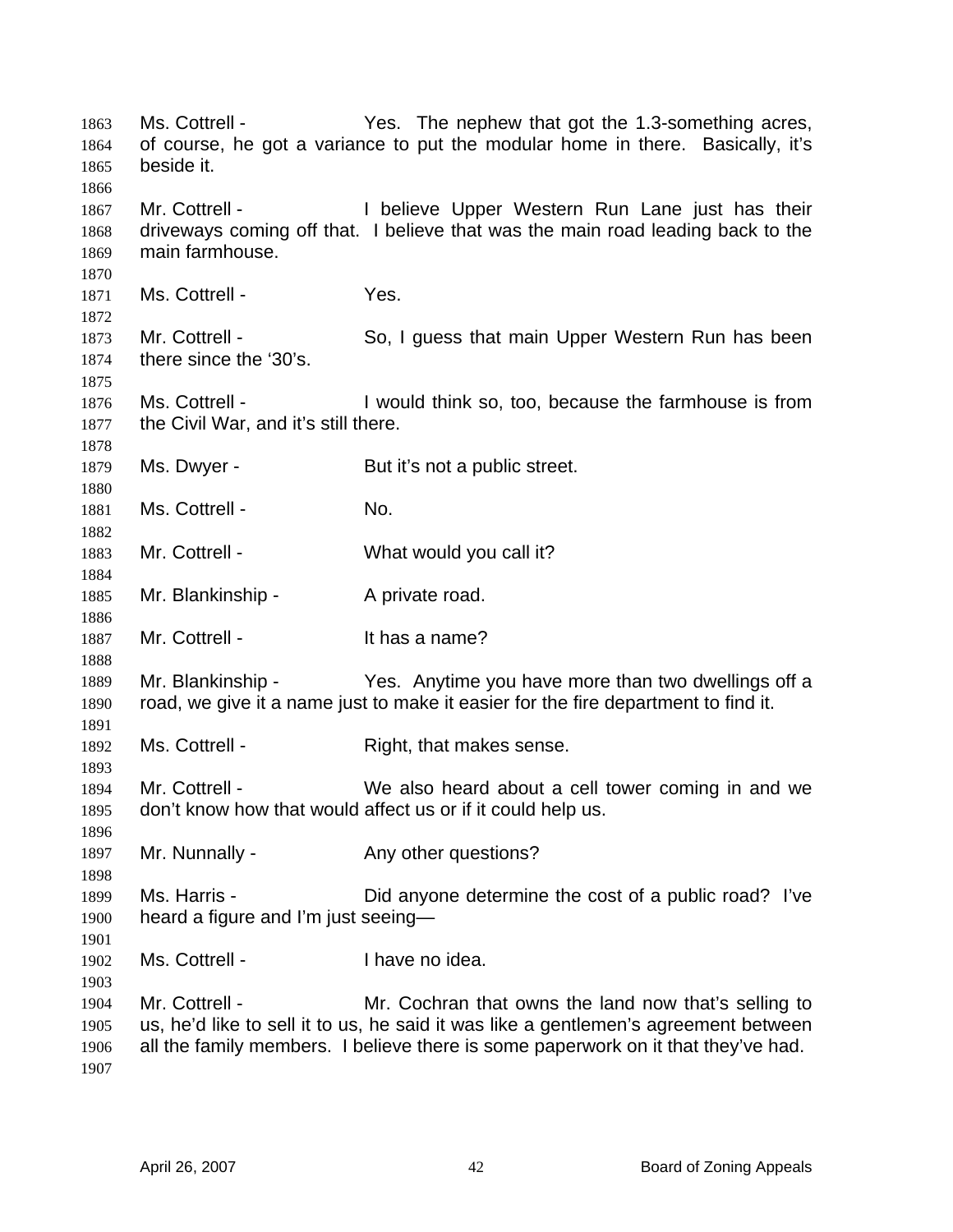Ms. Cottrell - Yes. The nephew that got the 1.3-something acres, of course, he got a variance to put the modular home in there. Basically, it's beside it.

Mr. Cottrell - I believe Upper Western Run Lane just has their driveways coming off that. I believe that was the main road leading back to the main farmhouse.

Ms. Cottrell - Yes.

Mr. Cottrell - So, I guess that main Upper Western Run has been there since the '30's.

Ms. Cottrell - I would think so, too, because the farmhouse is from the Civil War, and it's still there.

Ms. Dwyer - But it's not a public street.

Ms. Cottrell - No.

Mr. Cottrell - What would you call it?

Mr. Blankinship - A private road.

Mr. Cottrell - It has a name?

Mr. Blankinship - Yes. Anytime you have more than two dwellings off a road, we give it a name just to make it easier for the fire department to find it.

Ms. Cottrell - Right, that makes sense.

Mr. Cottrell - We also heard about a cell tower coming in and we don't know how that would affect us or if it could help us.

Mr. Nunnally - Any other questions?

Ms. Harris - Did anyone determine the cost of a public road? I've heard a figure and I'm just seeing—

Ms. Cottrell - I have no idea.

Mr. Cottrell - Mr. Cochran that owns the land now that's selling to us, he'd like to sell it to us, he said it was like a gentlemen's agreement between all the family members. I believe there is some paperwork on it that they've had.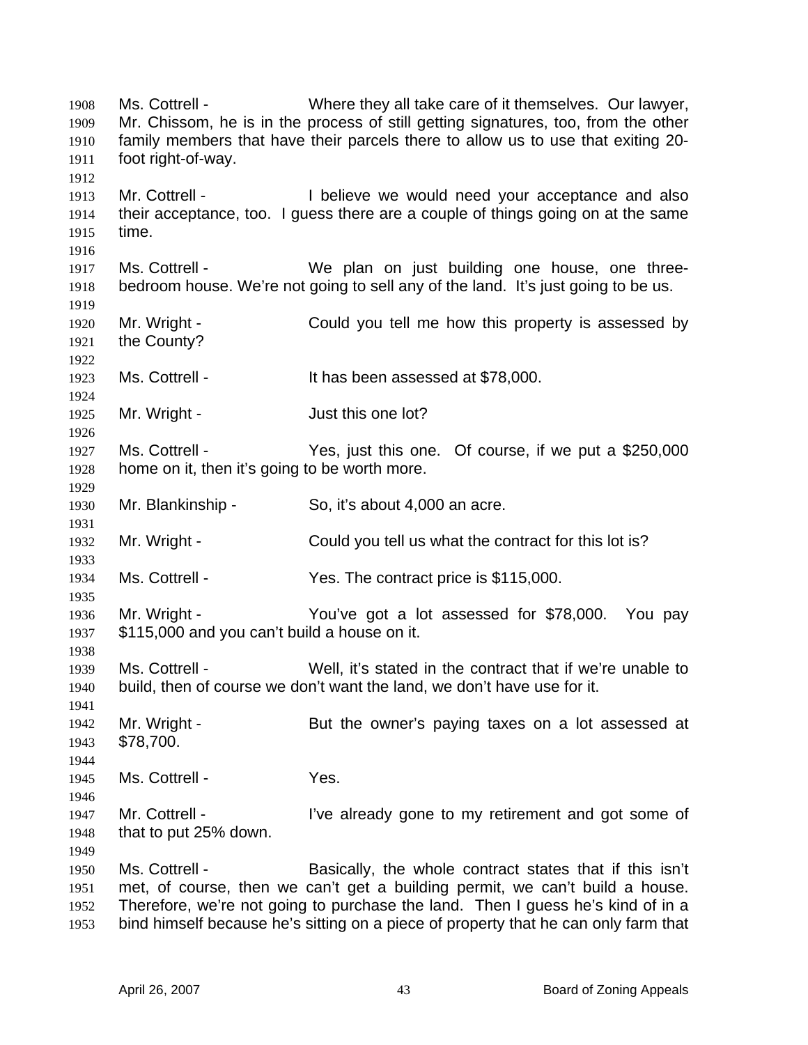Ms. Cottrell - Where they all take care of it themselves. Our lawyer, Mr. Chissom, he is in the process of still getting signatures, too, from the other family members that have their parcels there to allow us to use that exiting 20-foot right-of-way.

Mr. Cottrell - I believe we would need your acceptance and also their acceptance, too. I guess there are a couple of things going on at the same time.

Ms. Cottrell - We plan on just building one house, one three-bedroom house. We're not going to sell any of the land. It's just going to be us.

Mr. Wright - Could you tell me how this property is assessed by the County?

Ms. Cottrell - It has been assessed at $78,000.

Mr. Wright - Just this one lot?

Ms. Cottrell - Yes, just this one. Of course, if we put a $250,000 home on it, then it's going to be worth more.

Mr. Blankinship - So, it's about 4,000 an acre.

Mr. Wright - Could you tell us what the contract for this lot is?

Ms. Cottrell - Yes. The contract price is $115,000.

Mr. Wright - You've got a lot assessed for $78,000. You pay $115,000 and you can't build a house on it.

Ms. Cottrell - Well, it's stated in the contract that if we're unable to build, then of course we don't want the land, we don't have use for it.

Mr. Wright - But the owner's paying taxes on a lot assessed at $78,700.

Ms. Cottrell - Yes.

Mr. Cottrell - I've already gone to my retirement and got some of that to put 25% down.

Ms. Cottrell - Basically, the whole contract states that if this isn't met, of course, then we can't get a building permit, we can't build a house. Therefore, we're not going to purchase the land. Then I guess he's kind of in a bind himself because he's sitting on a piece of property that he can only farm that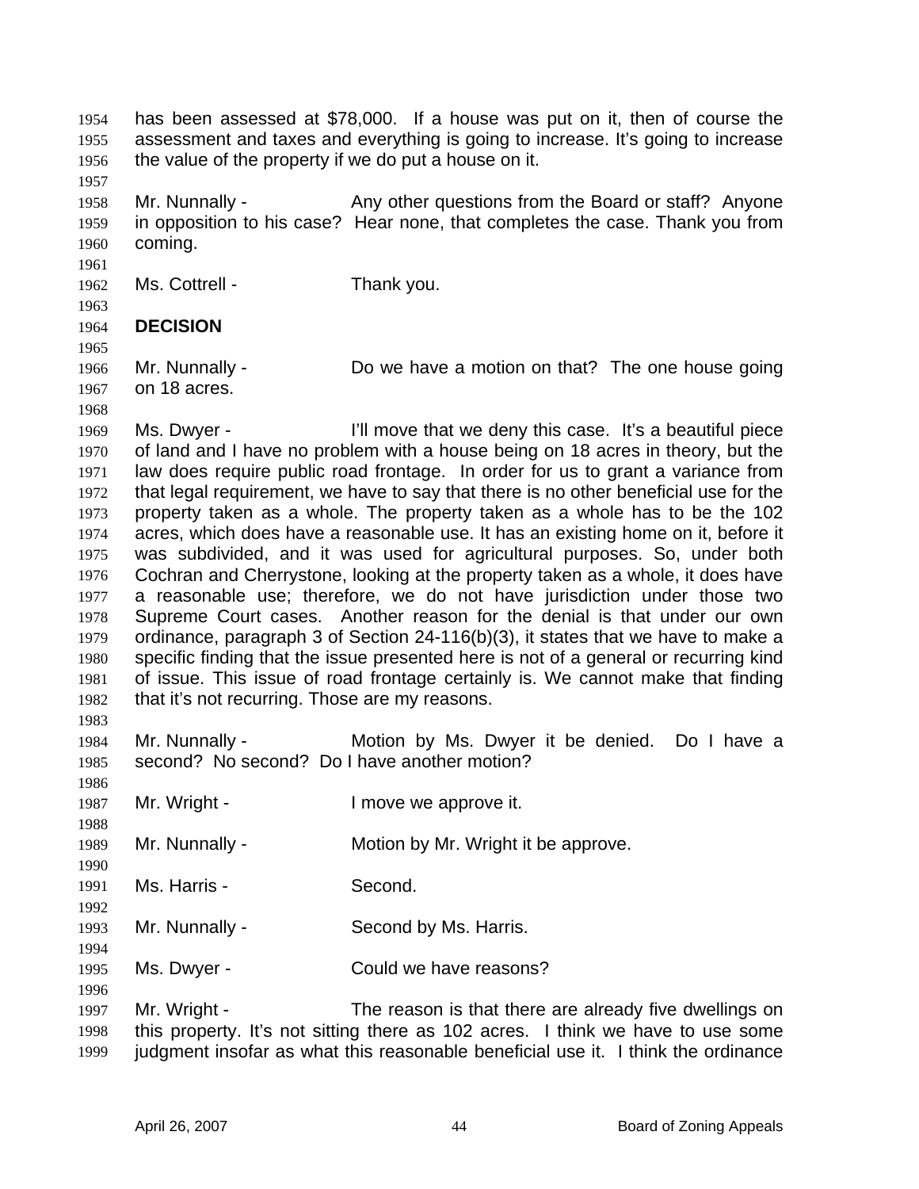has been assessed at $78,000. If a house was put on it, then of course the assessment and taxes and everything is going to increase. It's going to increase the value of the property if we do put a house on it.

Mr. Nunnally - Any other questions from the Board or staff? Anyone in opposition to his case? Hear none, that completes the case. Thank you from coming.

Ms. Cottrell - Thank you.

**DECISION**

Mr. Nunnally - Do we have a motion on that? The one house going on 18 acres.

Ms. Dwyer - I'll move that we deny this case. It's a beautiful piece of land and I have no problem with a house being on 18 acres in theory, but the law does require public road frontage. In order for us to grant a variance from that legal requirement, we have to say that there is no other beneficial use for the property taken as a whole. The property taken as a whole has to be the 102 acres, which does have a reasonable use. It has an existing home on it, before it was subdivided, and it was used for agricultural purposes. So, under both Cochran and Cherrystone, looking at the property taken as a whole, it does have a reasonable use; therefore, we do not have jurisdiction under those two Supreme Court cases. Another reason for the denial is that under our own ordinance, paragraph 3 of Section 24-116(b)(3), it states that we have to make a specific finding that the issue presented here is not of a general or recurring kind of issue. This issue of road frontage certainly is. We cannot make that finding that it's not recurring. Those are my reasons.

Mr. Nunnally - Motion by Ms. Dwyer it be denied. Do I have a second? No second? Do I have another motion?

Mr. Wright - I move we approve it.

Mr. Nunnally - Motion by Mr. Wright it be approve.

Ms. Harris - Second.

Mr. Nunnally - Second by Ms. Harris.

Ms. Dwyer - Could we have reasons?

Mr. Wright - The reason is that there are already five dwellings on this property. It's not sitting there as 102 acres. I think we have to use some judgment insofar as what this reasonable beneficial use it. I think the ordinance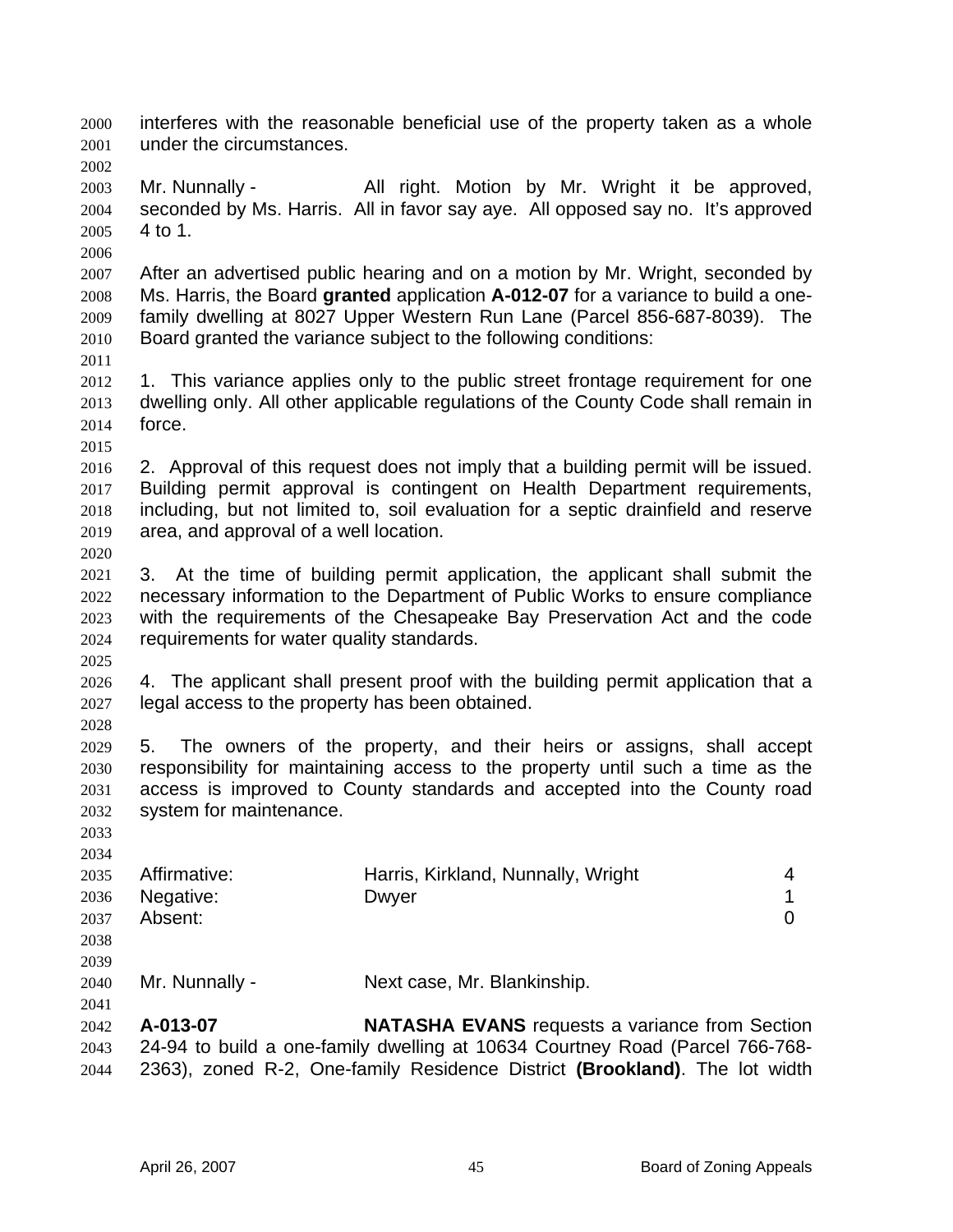interferes with the reasonable beneficial use of the property taken as a whole under the circumstances.

Mr. Nunnally - All right. Motion by Mr. Wright it be approved, seconded by Ms. Harris. All in favor say aye. All opposed say no. It's approved 4 to 1.

After an advertised public hearing and on a motion by Mr. Wright, seconded by Ms. Harris, the Board **granted** application **A-012-07** for a variance to build a one-family dwelling at 8027 Upper Western Run Lane (Parcel 856-687-8039). The Board granted the variance subject to the following conditions:

1. This variance applies only to the public street frontage requirement for one dwelling only. All other applicable regulations of the County Code shall remain in force.

2. Approval of this request does not imply that a building permit will be issued. Building permit approval is contingent on Health Department requirements, including, but not limited to, soil evaluation for a septic drainfield and reserve area, and approval of a well location.

3. At the time of building permit application, the applicant shall submit the necessary information to the Department of Public Works to ensure compliance with the requirements of the Chesapeake Bay Preservation Act and the code requirements for water quality standards.

4. The applicant shall present proof with the building permit application that a legal access to the property has been obtained.

5. The owners of the property, and their heirs or assigns, shall accept responsibility for maintaining access to the property until such a time as the access is improved to County standards and accepted into the County road system for maintenance.

| | | |
|---|---|---|
| Affirmative: | Harris, Kirkland, Nunnally, Wright | 4 |
| Negative: | Dwyer | 1 |
| Absent: | | 0 |

Mr. Nunnally - Next case, Mr. Blankinship.

**A-013-07** **NATASHA EVANS** requests a variance from Section 24-94 to build a one-family dwelling at 10634 Courtney Road (Parcel 766-768-2363), zoned R-2, One-family Residence District **(Brookland)**. The lot width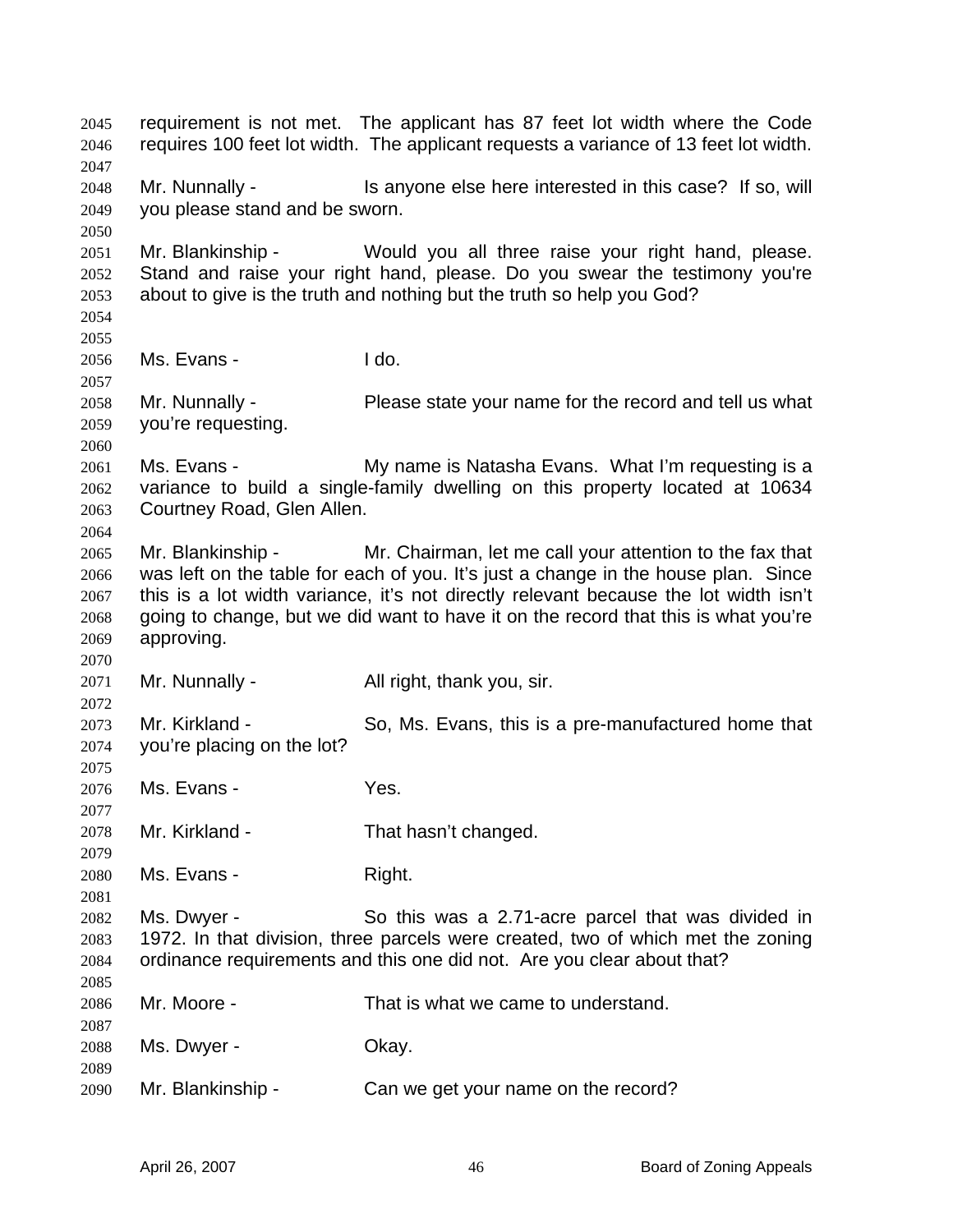requirement is not met. The applicant has 87 feet lot width where the Code requires 100 feet lot width. The applicant requests a variance of 13 feet lot width.

Mr. Nunnally - Is anyone else here interested in this case? If so, will you please stand and be sworn.

Mr. Blankinship - Would you all three raise your right hand, please. Stand and raise your right hand, please. Do you swear the testimony you're about to give is the truth and nothing but the truth so help you God?

Ms. Evans - I do.

Mr. Nunnally - Please state your name for the record and tell us what you're requesting.

Ms. Evans - My name is Natasha Evans. What I'm requesting is a variance to build a single-family dwelling on this property located at 10634 Courtney Road, Glen Allen.

Mr. Blankinship - Mr. Chairman, let me call your attention to the fax that was left on the table for each of you. It's just a change in the house plan. Since this is a lot width variance, it's not directly relevant because the lot width isn't going to change, but we did want to have it on the record that this is what you're approving.

Mr. Nunnally - All right, thank you, sir.

Mr. Kirkland - So, Ms. Evans, this is a pre-manufactured home that you're placing on the lot?

Ms. Evans - Yes.

Mr. Kirkland - That hasn't changed.

Ms. Evans - Right.

Ms. Dwyer - So this was a 2.71-acre parcel that was divided in 1972. In that division, three parcels were created, two of which met the zoning ordinance requirements and this one did not. Are you clear about that?

Mr. Moore - That is what we came to understand.

Ms. Dwyer - Okay.

Mr. Blankinship - Can we get your name on the record?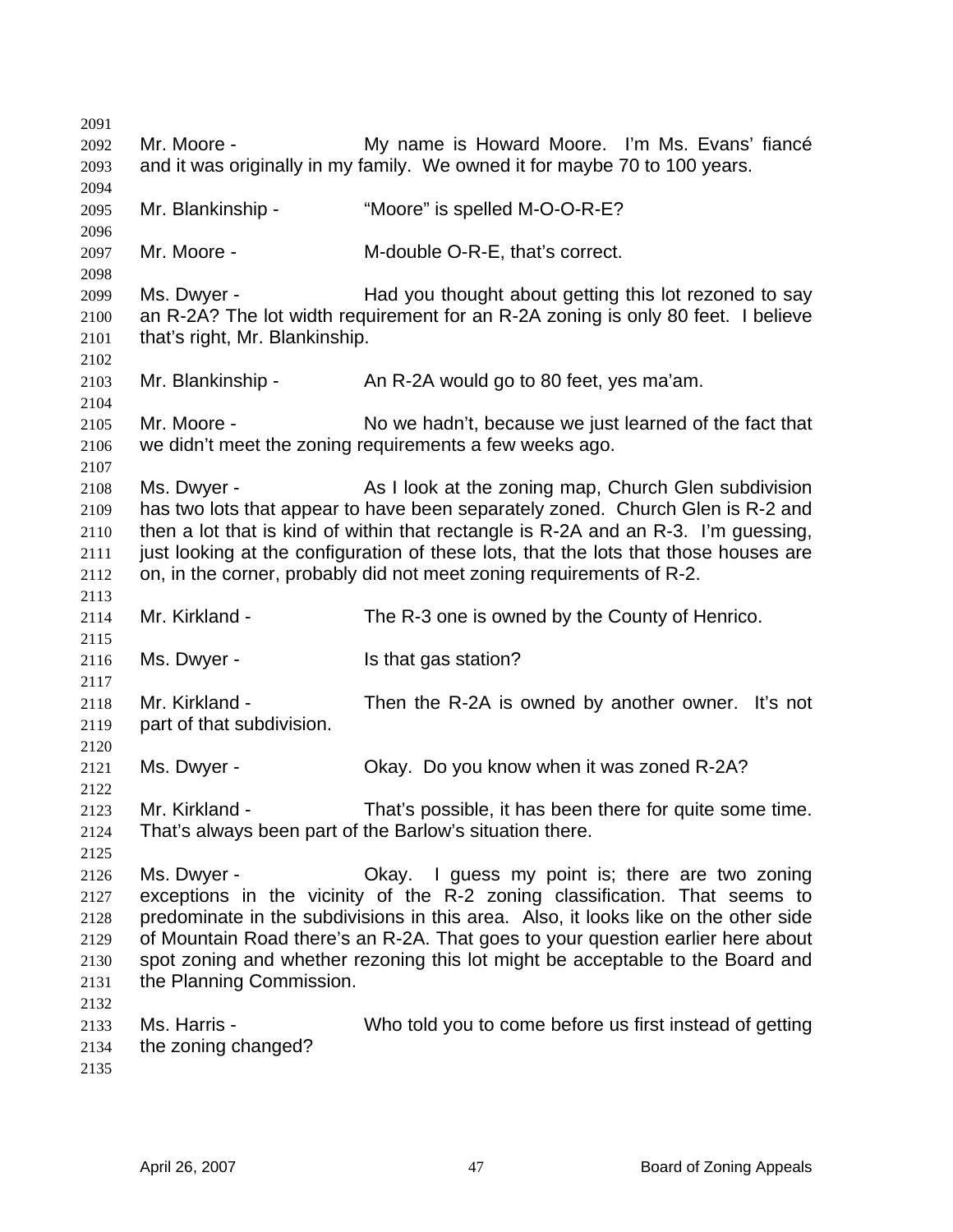Mr. Moore - My name is Howard Moore. I'm Ms. Evans' fiancé and it was originally in my family. We owned it for maybe 70 to 100 years.

Mr. Blankinship - "Moore" is spelled M-O-O-R-E?

Mr. Moore - M-double O-R-E, that's correct.

Ms. Dwyer - Had you thought about getting this lot rezoned to say an R-2A? The lot width requirement for an R-2A zoning is only 80 feet. I believe that's right, Mr. Blankinship.

Mr. Blankinship - An R-2A would go to 80 feet, yes ma'am.

Mr. Moore - No we hadn't, because we just learned of the fact that we didn't meet the zoning requirements a few weeks ago.

Ms. Dwyer - As I look at the zoning map, Church Glen subdivision has two lots that appear to have been separately zoned. Church Glen is R-2 and then a lot that is kind of within that rectangle is R-2A and an R-3. I'm guessing, just looking at the configuration of these lots, that the lots that those houses are on, in the corner, probably did not meet zoning requirements of R-2.

Mr. Kirkland - The R-3 one is owned by the County of Henrico.

Ms. Dwyer - Is that gas station?

Mr. Kirkland - Then the R-2A is owned by another owner. It's not part of that subdivision.

Ms. Dwyer - Okay. Do you know when it was zoned R-2A?

Mr. Kirkland - That's possible, it has been there for quite some time. That's always been part of the Barlow's situation there.

Ms. Dwyer - Okay. I guess my point is; there are two zoning exceptions in the vicinity of the R-2 zoning classification. That seems to predominate in the subdivisions in this area. Also, it looks like on the other side of Mountain Road there's an R-2A. That goes to your question earlier here about spot zoning and whether rezoning this lot might be acceptable to the Board and the Planning Commission.

Ms. Harris - Who told you to come before us first instead of getting the zoning changed?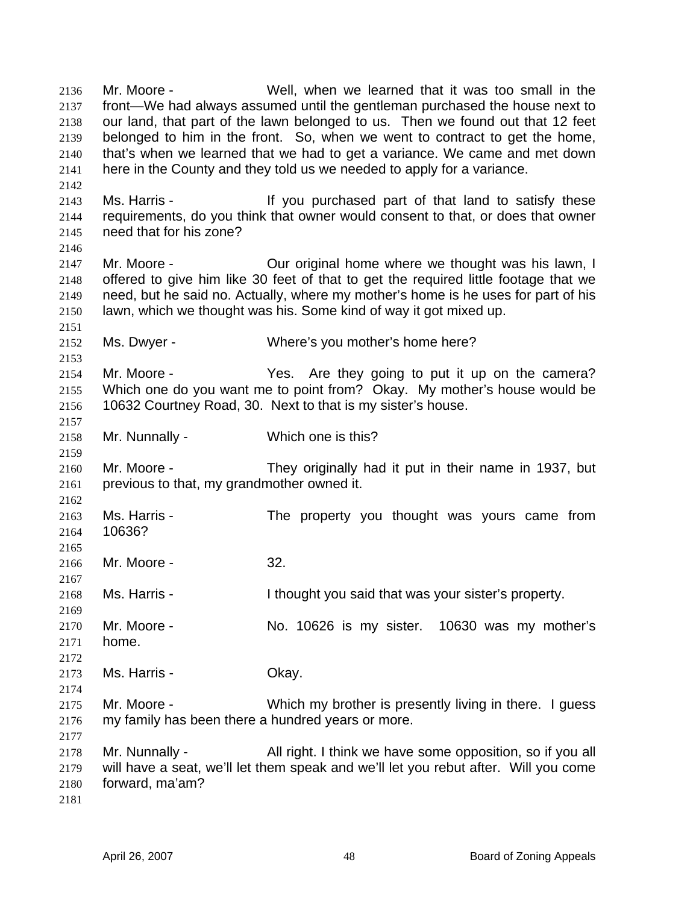Mr. Moore - Well, when we learned that it was too small in the front—We had always assumed until the gentleman purchased the house next to our land, that part of the lawn belonged to us. Then we found out that 12 feet belonged to him in the front. So, when we went to contract to get the home, that's when we learned that we had to get a variance. We came and met down here in the County and they told us we needed to apply for a variance.

Ms. Harris - If you purchased part of that land to satisfy these requirements, do you think that owner would consent to that, or does that owner need that for his zone?

Mr. Moore - Our original home where we thought was his lawn, I offered to give him like 30 feet of that to get the required little footage that we need, but he said no. Actually, where my mother's home is he uses for part of his lawn, which we thought was his. Some kind of way it got mixed up.

Ms. Dwyer - Where's you mother's home here?

Mr. Moore - Yes. Are they going to put it up on the camera? Which one do you want me to point from? Okay. My mother's house would be 10632 Courtney Road, 30. Next to that is my sister's house.

Mr. Nunnally - Which one is this?

Mr. Moore - They originally had it put in their name in 1937, but previous to that, my grandmother owned it.

Ms. Harris - The property you thought was yours came from 10636?

Mr. Moore - 32.

Ms. Harris - I thought you said that was your sister's property.

Mr. Moore - No. 10626 is my sister. 10630 was my mother's home.

Ms. Harris - Okay.

Mr. Moore - Which my brother is presently living in there. I guess my family has been there a hundred years or more.

Mr. Nunnally - All right. I think we have some opposition, so if you all will have a seat, we'll let them speak and we'll let you rebut after. Will you come forward, ma'am?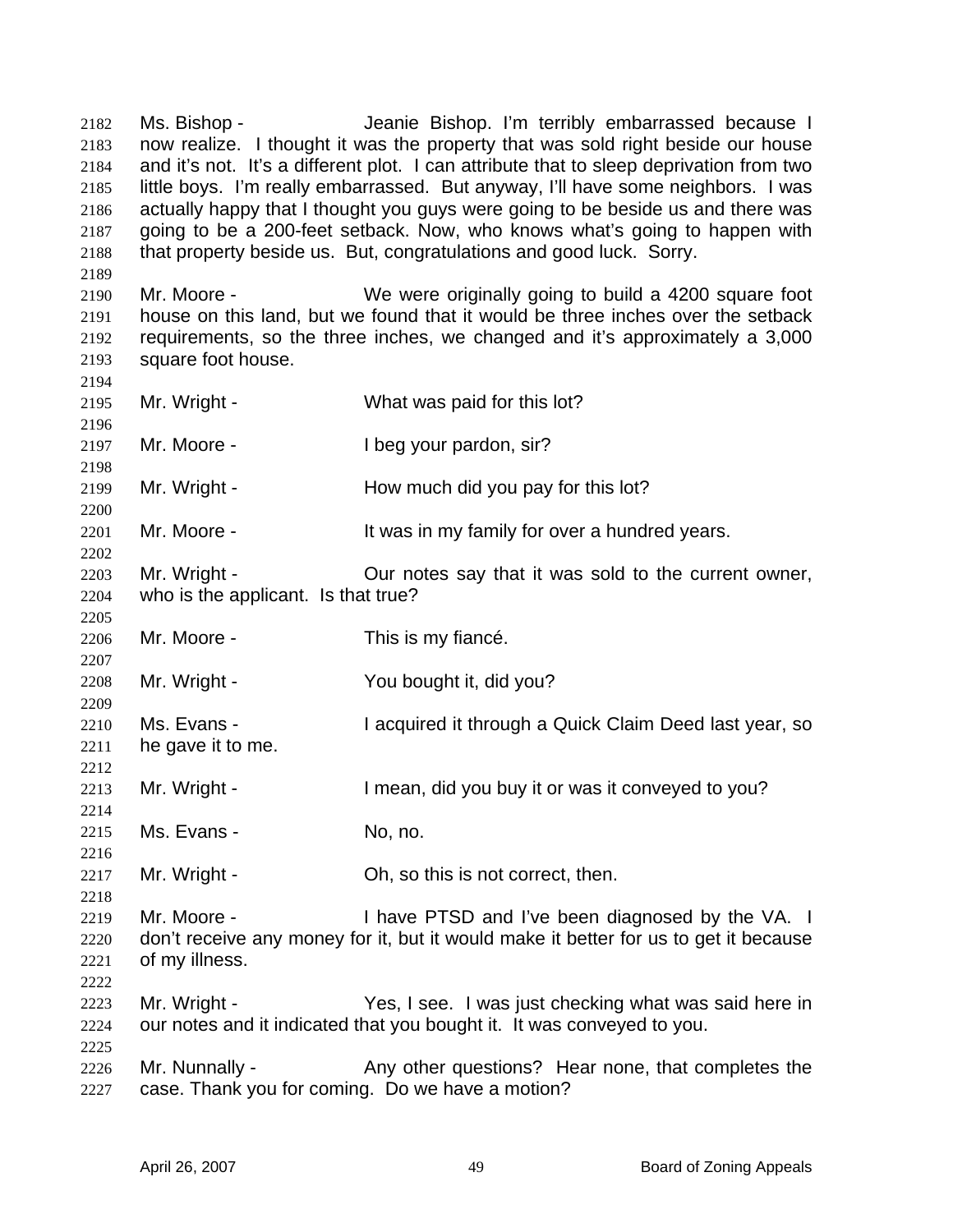Ms. Bishop - Jeanie Bishop. I'm terribly embarrassed because I now realize. I thought it was the property that was sold right beside our house and it's not. It's a different plot. I can attribute that to sleep deprivation from two little boys. I'm really embarrassed. But anyway, I'll have some neighbors. I was actually happy that I thought you guys were going to be beside us and there was going to be a 200-feet setback. Now, who knows what's going to happen with that property beside us. But, congratulations and good luck. Sorry.

Mr. Moore - We were originally going to build a 4200 square foot house on this land, but we found that it would be three inches over the setback requirements, so the three inches, we changed and it's approximately a 3,000 square foot house.

Mr. Wright - What was paid for this lot?

Mr. Moore - I beg your pardon, sir?

Mr. Wright - How much did you pay for this lot?

Mr. Moore - It was in my family for over a hundred years.

Mr. Wright - Our notes say that it was sold to the current owner, who is the applicant. Is that true?

Mr. Moore - This is my fiancé.

Mr. Wright - You bought it, did you?

Ms. Evans - I acquired it through a Quick Claim Deed last year, so he gave it to me.

Mr. Wright - I mean, did you buy it or was it conveyed to you?

Ms. Evans - No, no.

Mr. Wright - Oh, so this is not correct, then.

Mr. Moore - I have PTSD and I've been diagnosed by the VA. I don't receive any money for it, but it would make it better for us to get it because of my illness.

Mr. Wright - Yes, I see. I was just checking what was said here in our notes and it indicated that you bought it. It was conveyed to you.

Mr. Nunnally - Any other questions? Hear none, that completes the case. Thank you for coming. Do we have a motion?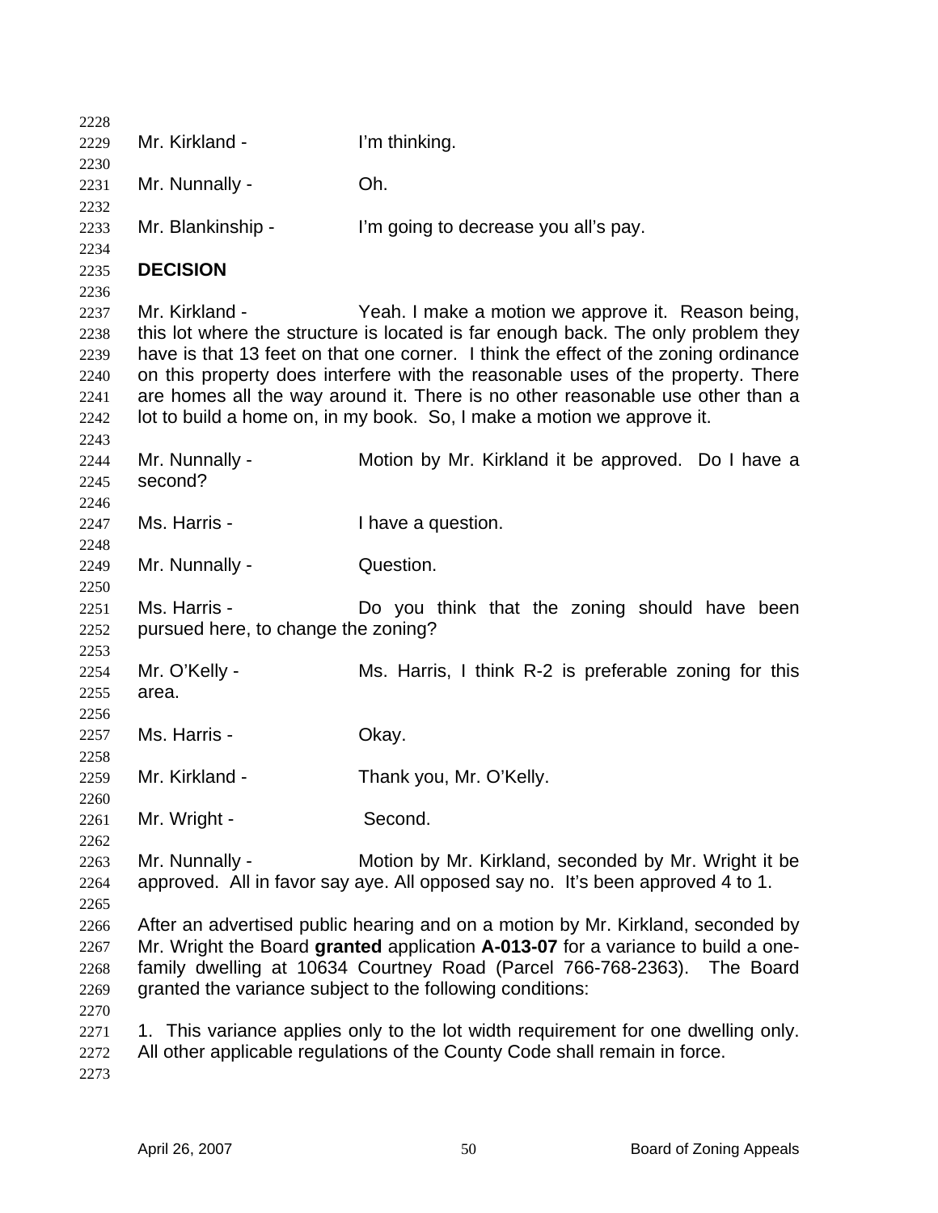Mr. Kirkland - I'm thinking.

Mr. Nunnally - Oh.

Mr. Blankinship - I'm going to decrease you all's pay.

**DECISION**

Mr. Kirkland - Yeah. I make a motion we approve it. Reason being, this lot where the structure is located is far enough back. The only problem they have is that 13 feet on that one corner. I think the effect of the zoning ordinance on this property does interfere with the reasonable uses of the property. There are homes all the way around it. There is no other reasonable use other than a lot to build a home on, in my book. So, I make a motion we approve it.

Mr. Nunnally - Motion by Mr. Kirkland it be approved. Do I have a second?

Ms. Harris - I have a question.

Mr. Nunnally - Question.

Ms. Harris - Do you think that the zoning should have been pursued here, to change the zoning?

Mr. O'Kelly - Ms. Harris, I think R-2 is preferable zoning for this area.

Ms. Harris - Okay.

Mr. Kirkland - Thank you, Mr. O'Kelly.

Mr. Wright - Second.

Mr. Nunnally - Motion by Mr. Kirkland, seconded by Mr. Wright it be approved. All in favor say aye. All opposed say no. It's been approved 4 to 1.

After an advertised public hearing and on a motion by Mr. Kirkland, seconded by Mr. Wright the Board **granted** application **A-013-07** for a variance to build a one-family dwelling at 10634 Courtney Road (Parcel 766-768-2363). The Board granted the variance subject to the following conditions:

1. This variance applies only to the lot width requirement for one dwelling only. All other applicable regulations of the County Code shall remain in force.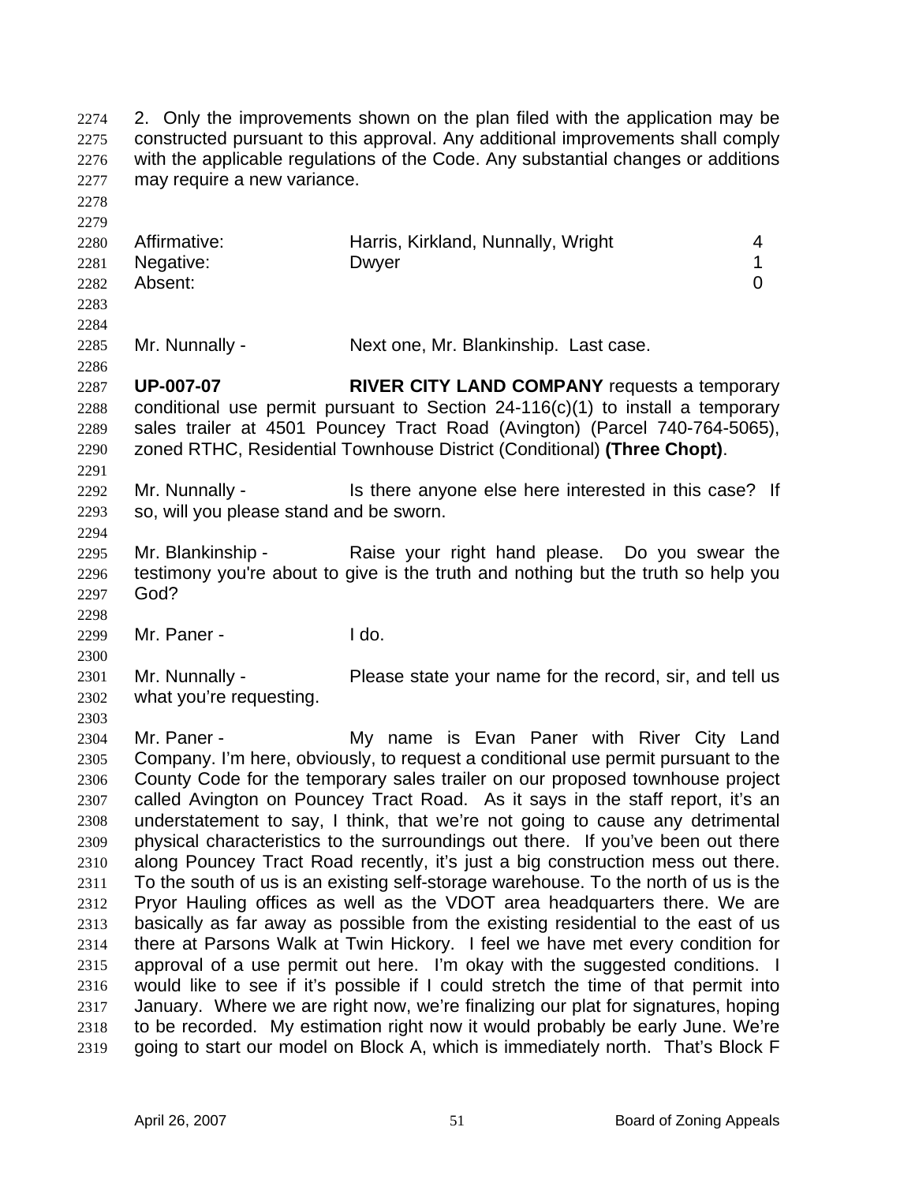2. Only the improvements shown on the plan filed with the application may be constructed pursuant to this approval. Any additional improvements shall comply with the applicable regulations of the Code. Any substantial changes or additions may require a new variance.

| | | |
|---|---|---|
| Affirmative: | Harris, Kirkland, Nunnally, Wright | 4 |
| Negative: | Dwyer | 1 |
| Absent: | | 0 |

Mr. Nunnally - Next one, Mr. Blankinship. Last case.

**UP-007-07** **RIVER CITY LAND COMPANY** requests a temporary conditional use permit pursuant to Section 24-116(c)(1) to install a temporary sales trailer at 4501 Pouncey Tract Road (Avington) (Parcel 740-764-5065), zoned RTHC, Residential Townhouse District (Conditional) **(Three Chopt)**.

Mr. Nunnally - Is there anyone else here interested in this case? If so, will you please stand and be sworn.

Mr. Blankinship - Raise your right hand please. Do you swear the testimony you're about to give is the truth and nothing but the truth so help you God?

Mr. Paner - I do.

Mr. Nunnally - Please state your name for the record, sir, and tell us what you're requesting.

Mr. Paner - My name is Evan Paner with River City Land Company. I'm here, obviously, to request a conditional use permit pursuant to the County Code for the temporary sales trailer on our proposed townhouse project called Avington on Pouncey Tract Road. As it says in the staff report, it's an understatement to say, I think, that we're not going to cause any detrimental physical characteristics to the surroundings out there. If you've been out there along Pouncey Tract Road recently, it's just a big construction mess out there. To the south of us is an existing self-storage warehouse. To the north of us is the Pryor Hauling offices as well as the VDOT area headquarters there. We are basically as far away as possible from the existing residential to the east of us there at Parsons Walk at Twin Hickory. I feel we have met every condition for approval of a use permit out here. I'm okay with the suggested conditions. I would like to see if it's possible if I could stretch the time of that permit into January. Where we are right now, we're finalizing our plat for signatures, hoping to be recorded. My estimation right now it would probably be early June. We're going to start our model on Block A, which is immediately north. That's Block F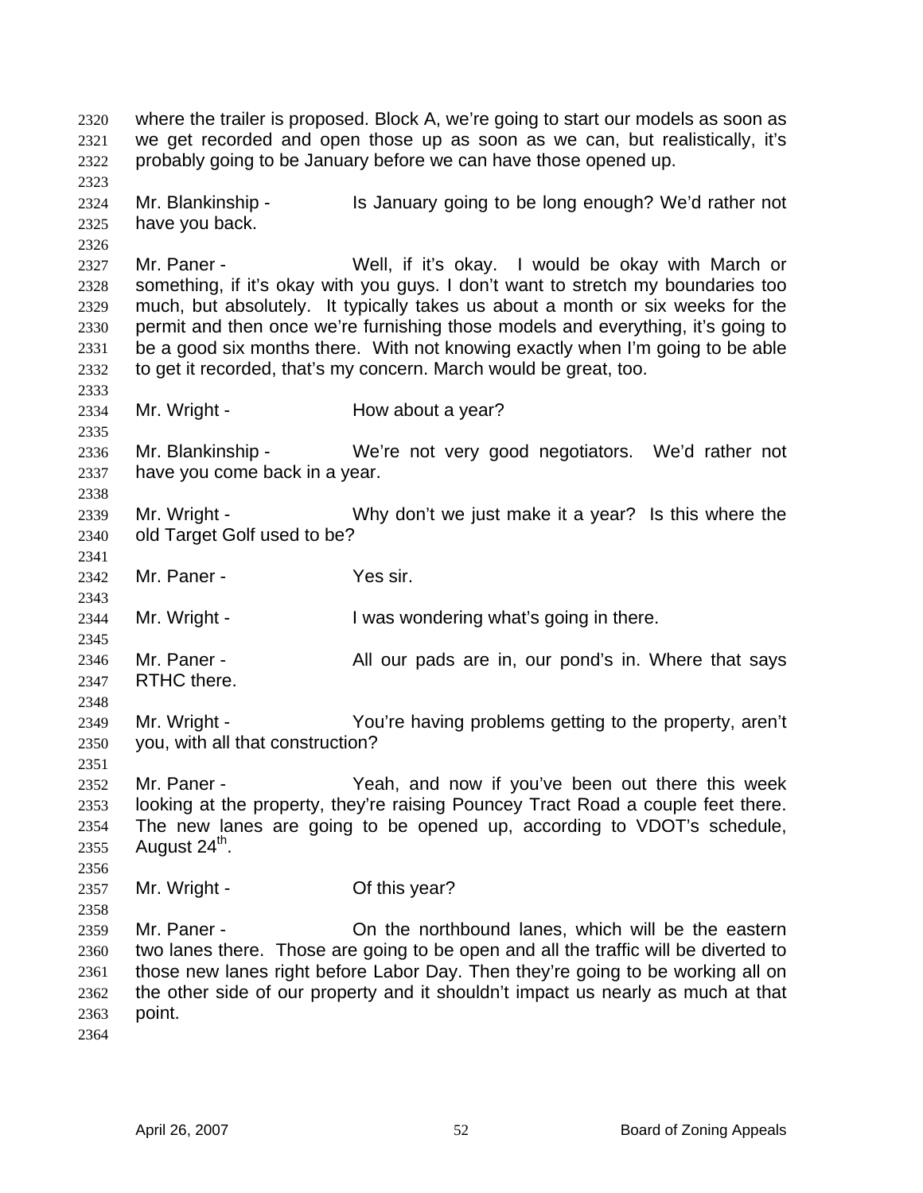where the trailer is proposed. Block A, we're going to start our models as soon as we get recorded and open those up as soon as we can, but realistically, it's probably going to be January before we can have those opened up.

Mr. Blankinship - Is January going to be long enough? We'd rather not have you back.

Mr. Paner - Well, if it's okay. I would be okay with March or something, if it's okay with you guys. I don't want to stretch my boundaries too much, but absolutely. It typically takes us about a month or six weeks for the permit and then once we're furnishing those models and everything, it's going to be a good six months there. With not knowing exactly when I'm going to be able to get it recorded, that's my concern. March would be great, too.

Mr. Wright - How about a year?

Mr. Blankinship - We're not very good negotiators. We'd rather not have you come back in a year.

Mr. Wright - Why don't we just make it a year? Is this where the old Target Golf used to be?

Mr. Paner - Yes sir.

Mr. Wright - I was wondering what's going in there.

Mr. Paner - All our pads are in, our pond's in. Where that says RTHC there.

Mr. Wright - You're having problems getting to the property, aren't you, with all that construction?

Mr. Paner - Yeah, and now if you've been out there this week looking at the property, they're raising Pouncey Tract Road a couple feet there. The new lanes are going to be opened up, according to VDOT's schedule, August 24th.

Mr. Wright - Of this year?

Mr. Paner - On the northbound lanes, which will be the eastern two lanes there. Those are going to be open and all the traffic will be diverted to those new lanes right before Labor Day. Then they're going to be working all on the other side of our property and it shouldn't impact us nearly as much at that point.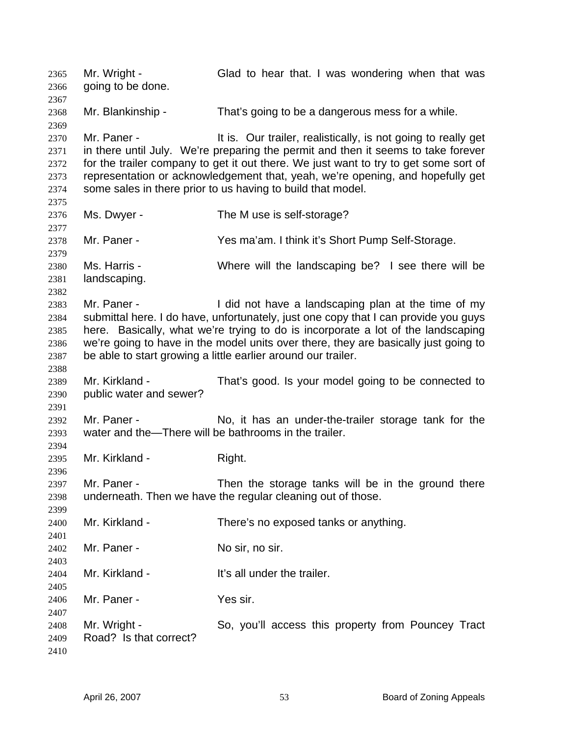Mr. Wright - Glad to hear that. I was wondering when that was going to be done.

Mr. Blankinship - That's going to be a dangerous mess for a while.

Mr. Paner - It is. Our trailer, realistically, is not going to really get in there until July. We're preparing the permit and then it seems to take forever for the trailer company to get it out there. We just want to try to get some sort of representation or acknowledgement that, yeah, we're opening, and hopefully get some sales in there prior to us having to build that model.

Ms. Dwyer - The M use is self-storage?

Mr. Paner - Yes ma'am. I think it's Short Pump Self-Storage.

Ms. Harris - Where will the landscaping be? I see there will be landscaping.

Mr. Paner - I did not have a landscaping plan at the time of my submittal here. I do have, unfortunately, just one copy that I can provide you guys here. Basically, what we're trying to do is incorporate a lot of the landscaping we're going to have in the model units over there, they are basically just going to be able to start growing a little earlier around our trailer.

Mr. Kirkland - That's good. Is your model going to be connected to public water and sewer?

Mr. Paner - No, it has an under-the-trailer storage tank for the water and the—There will be bathrooms in the trailer.

Mr. Kirkland - Right.

Mr. Paner - Then the storage tanks will be in the ground there underneath. Then we have the regular cleaning out of those.

Mr. Kirkland - There's no exposed tanks or anything.

Mr. Paner - No sir, no sir.

Mr. Kirkland - It's all under the trailer.

Mr. Paner - Yes sir.

Mr. Wright - So, you'll access this property from Pouncey Tract Road? Is that correct?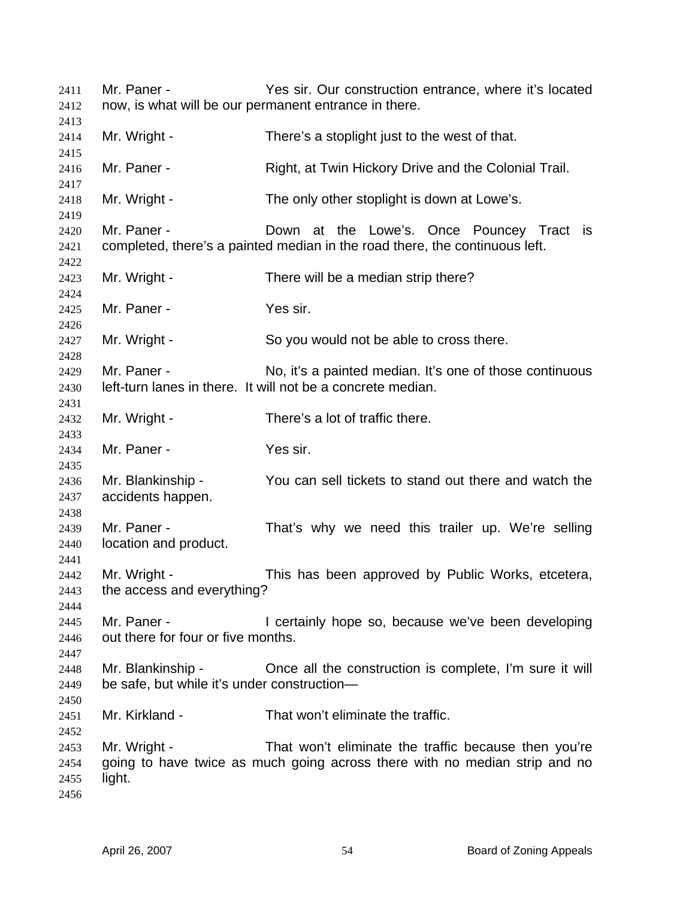Mr. Paner - Yes sir. Our construction entrance, where it's located now, is what will be our permanent entrance in there.

Mr. Wright - There's a stoplight just to the west of that.

Mr. Paner - Right, at Twin Hickory Drive and the Colonial Trail.

Mr. Wright - The only other stoplight is down at Lowe's.

Mr. Paner - Down at the Lowe's. Once Pouncey Tract is completed, there's a painted median in the road there, the continuous left.

Mr. Wright - There will be a median strip there?

Mr. Paner - Yes sir.

Mr. Wright - So you would not be able to cross there.

Mr. Paner - No, it's a painted median. It's one of those continuous left-turn lanes in there. It will not be a concrete median.

Mr. Wright - There's a lot of traffic there.

Mr. Paner - Yes sir.

Mr. Blankinship - You can sell tickets to stand out there and watch the accidents happen.

Mr. Paner - That's why we need this trailer up. We're selling location and product.

Mr. Wright - This has been approved by Public Works, etcetera, the access and everything?

Mr. Paner - I certainly hope so, because we've been developing out there for four or five months.

Mr. Blankinship - Once all the construction is complete, I'm sure it will be safe, but while it's under construction—

Mr. Kirkland - That won't eliminate the traffic.

Mr. Wright - That won't eliminate the traffic because then you're going to have twice as much going across there with no median strip and no light.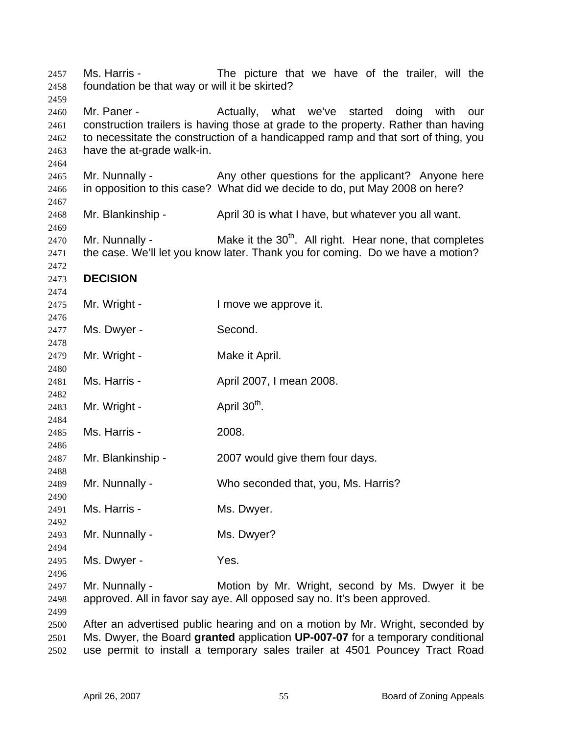Ms. Harris - The picture that we have of the trailer, will the foundation be that way or will it be skirted?

Mr. Paner - Actually, what we've started doing with our construction trailers is having those at grade to the property. Rather than having to necessitate the construction of a handicapped ramp and that sort of thing, you have the at-grade walk-in.

Mr. Nunnally - Any other questions for the applicant? Anyone here in opposition to this case? What did we decide to do, put May 2008 on here?

Mr. Blankinship - April 30 is what I have, but whatever you all want.

Mr. Nunnally - Make it the 30th. All right. Hear none, that completes the case. We'll let you know later. Thank you for coming. Do we have a motion?

**DECISION**

Mr. Wright - I move we approve it.

Ms. Dwyer - Second.

Mr. Wright - Make it April.

Ms. Harris - April 2007, I mean 2008.

Mr. Wright - April 30th.

Ms. Harris - 2008.

Mr. Blankinship - 2007 would give them four days.

Mr. Nunnally - Who seconded that, you, Ms. Harris?

Ms. Harris - Ms. Dwyer.

Mr. Nunnally - Ms. Dwyer?

Ms. Dwyer - Yes.

Mr. Nunnally - Motion by Mr. Wright, second by Ms. Dwyer it be approved. All in favor say aye. All opposed say no. It's been approved.

After an advertised public hearing and on a motion by Mr. Wright, seconded by Ms. Dwyer, the Board **granted** application **UP-007-07** for a temporary conditional use permit to install a temporary sales trailer at 4501 Pouncey Tract Road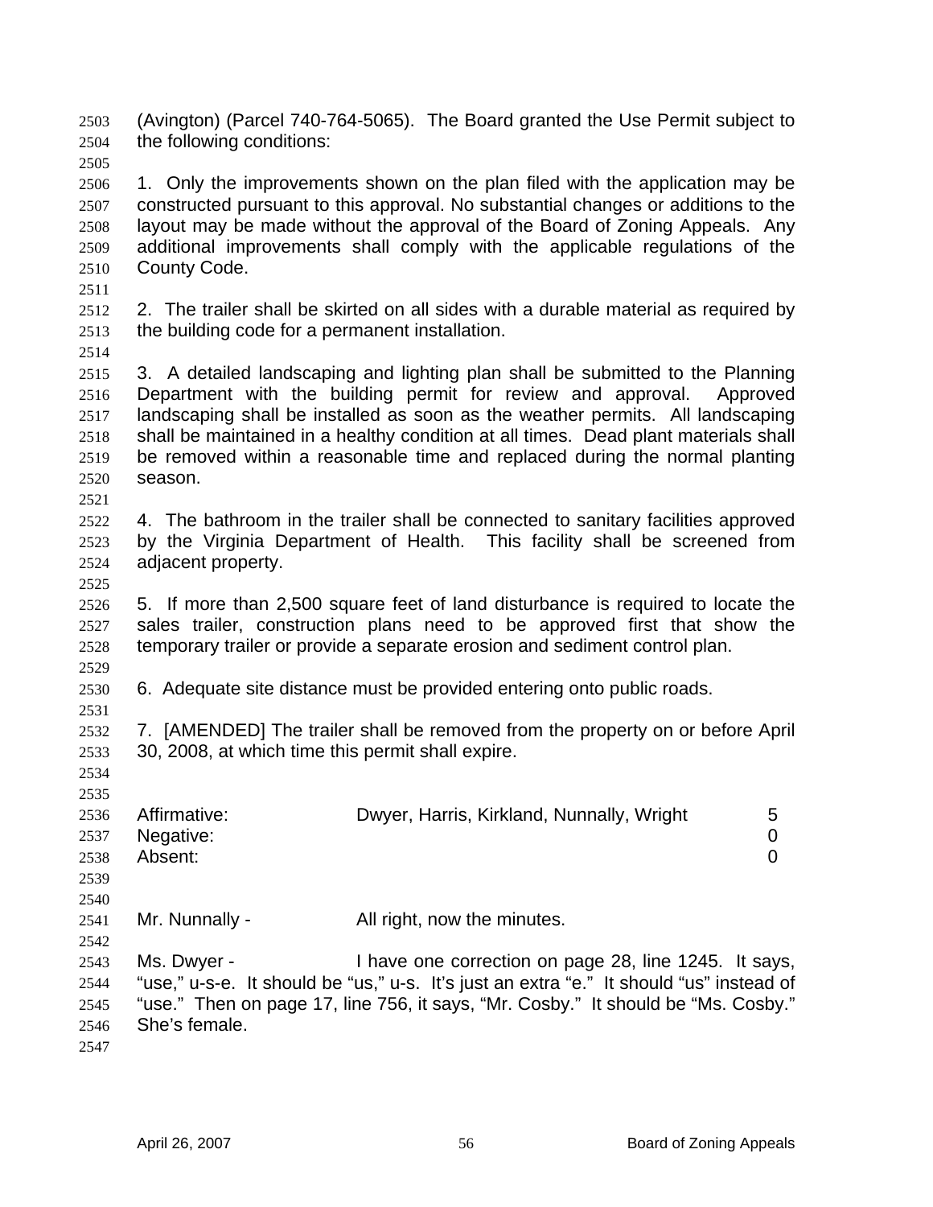(Avington) (Parcel 740-764-5065). The Board granted the Use Permit subject to the following conditions:

1. Only the improvements shown on the plan filed with the application may be constructed pursuant to this approval. No substantial changes or additions to the layout may be made without the approval of the Board of Zoning Appeals. Any additional improvements shall comply with the applicable regulations of the County Code.

2. The trailer shall be skirted on all sides with a durable material as required by the building code for a permanent installation.

3. A detailed landscaping and lighting plan shall be submitted to the Planning Department with the building permit for review and approval. Approved landscaping shall be installed as soon as the weather permits. All landscaping shall be maintained in a healthy condition at all times. Dead plant materials shall be removed within a reasonable time and replaced during the normal planting season.

4. The bathroom in the trailer shall be connected to sanitary facilities approved by the Virginia Department of Health. This facility shall be screened from adjacent property.

5. If more than 2,500 square feet of land disturbance is required to locate the sales trailer, construction plans need to be approved first that show the temporary trailer or provide a separate erosion and sediment control plan.

6. Adequate site distance must be provided entering onto public roads.

7. [AMENDED] The trailer shall be removed from the property on or before April 30, 2008, at which time this permit shall expire.

| | | |
|---|---|---|
| Affirmative: | Dwyer, Harris, Kirkland, Nunnally, Wright | 5 |
| Negative: | | 0 |
| Absent: | | 0 |

Mr. Nunnally - All right, now the minutes.

Ms. Dwyer - I have one correction on page 28, line 1245. It says, "use," u-s-e. It should be "us," u-s. It's just an extra "e." It should "us" instead of "use." Then on page 17, line 756, it says, "Mr. Cosby." It should be "Ms. Cosby." She's female.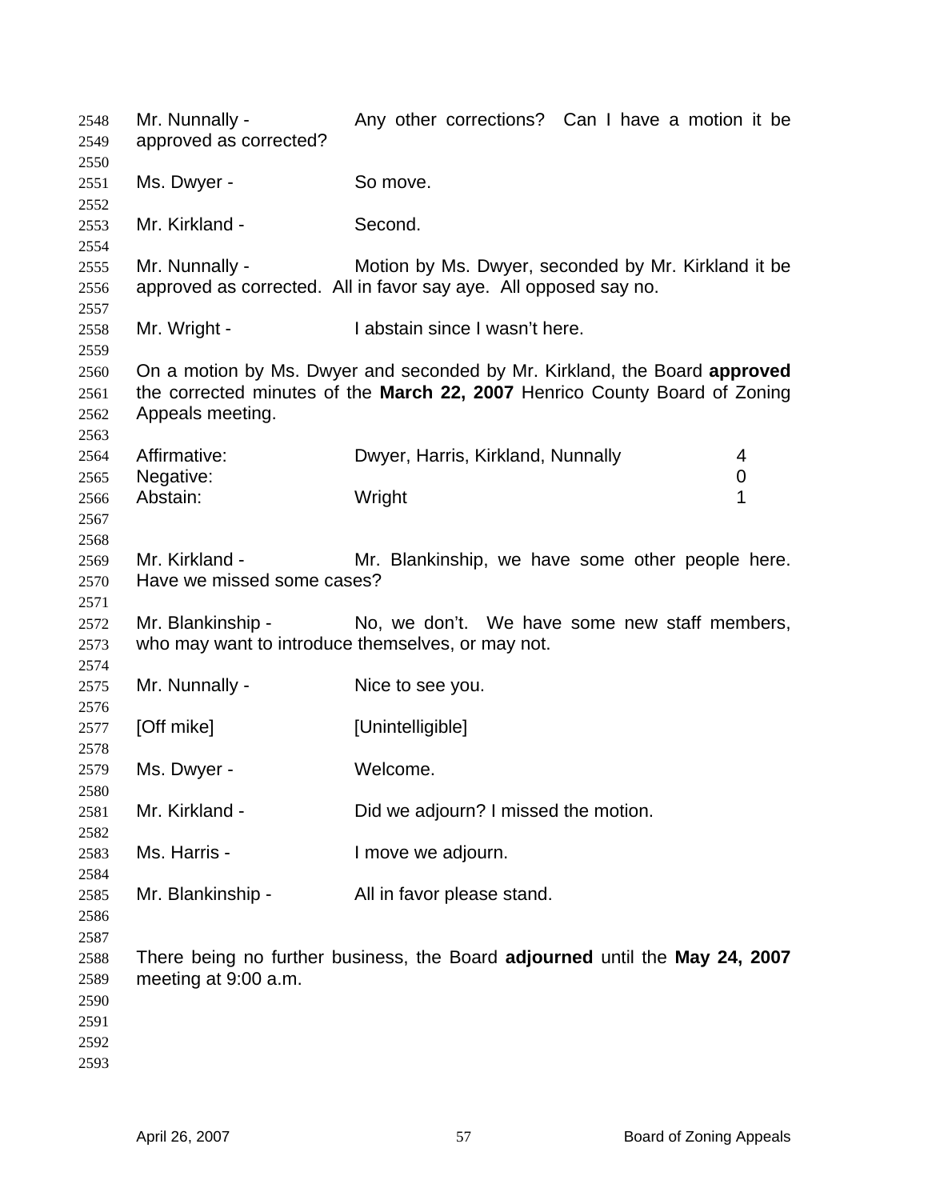Mr. Nunnally - Any other corrections? Can I have a motion it be approved as corrected?

Ms. Dwyer - So move.

Mr. Kirkland - Second.

Mr. Nunnally - Motion by Ms. Dwyer, seconded by Mr. Kirkland it be approved as corrected. All in favor say aye. All opposed say no.

Mr. Wright - I abstain since I wasn't here.

On a motion by Ms. Dwyer and seconded by Mr. Kirkland, the Board **approved** the corrected minutes of the **March 22, 2007** Henrico County Board of Zoning Appeals meeting.

| | | |
|---|---|---|
| Affirmative: | Dwyer, Harris, Kirkland, Nunnally | 4 |
| Negative: | | 0 |
| Abstain: | Wright | 1 |

Mr. Kirkland - Mr. Blankinship, we have some other people here. Have we missed some cases?

Mr. Blankinship - No, we don't. We have some new staff members, who may want to introduce themselves, or may not.

Mr. Nunnally - Nice to see you.

[Off mike] [Unintelligible]

Ms. Dwyer - Welcome.

Mr. Kirkland - Did we adjourn? I missed the motion.

Ms. Harris - I move we adjourn.

Mr. Blankinship - All in favor please stand.

There being no further business, the Board **adjourned** until the **May 24, 2007** meeting at 9:00 a.m.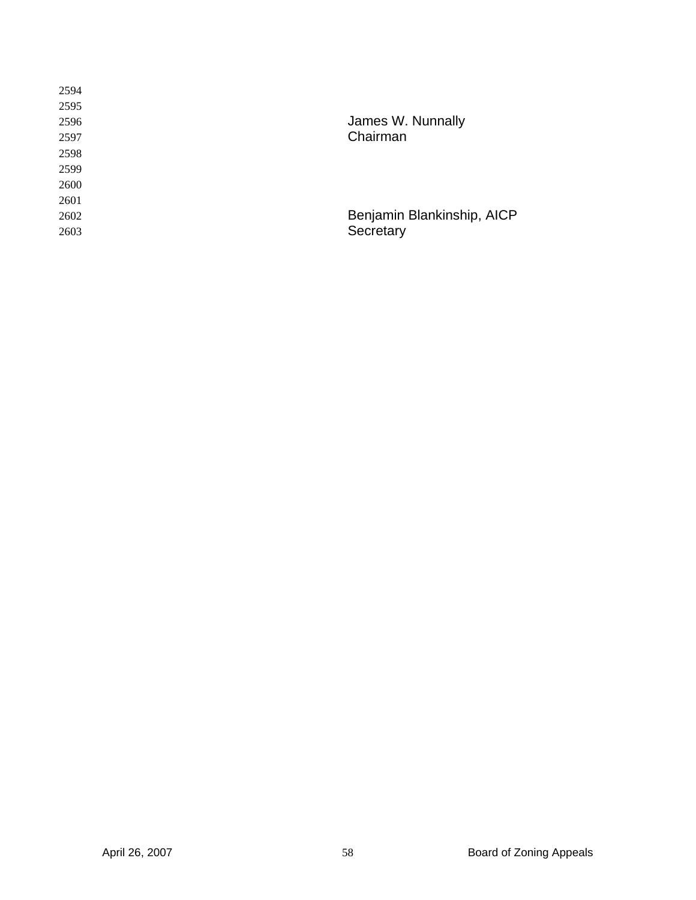James W. Nunnally
Chairman

Benjamin Blankinship, AICP
Secretary